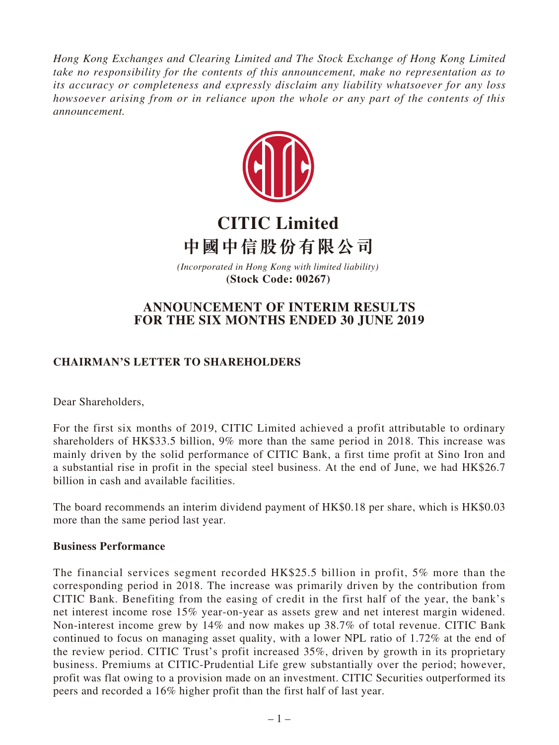*Hong Kong Exchanges and Clearing Limited and The Stock Exchange of Hong Kong Limited take no responsibility for the contents of this announcement, make no representation as to its accuracy or completeness and expressly disclaim any liability whatsoever for any loss howsoever arising from or in reliance upon the whole or any part of the contents of this announcement.*

# CITIC Limited
# 中國中信股份有限公司

*(Incorporated in Hong Kong with limited liability)*
**(Stock Code: 00267)**

## ANNOUNCEMENT OF INTERIM RESULTS FOR THE SIX MONTHS ENDED 30 JUNE 2019

### CHAIRMAN'S LETTER TO SHAREHOLDERS

Dear Shareholders,

For the first six months of 2019, CITIC Limited achieved a profit attributable to ordinary shareholders of HK$33.5 billion, 9% more than the same period in 2018. This increase was mainly driven by the solid performance of CITIC Bank, a first time profit at Sino Iron and a substantial rise in profit in the special steel business. At the end of June, we had HK$26.7 billion in cash and available facilities.

The board recommends an interim dividend payment of HK$0.18 per share, which is HK$0.03 more than the same period last year.

**Business Performance**

The financial services segment recorded HK$25.5 billion in profit, 5% more than the corresponding period in 2018. The increase was primarily driven by the contribution from CITIC Bank. Benefiting from the easing of credit in the first half of the year, the bank's net interest income rose 15% year-on-year as assets grew and net interest margin widened. Non-interest income grew by 14% and now makes up 38.7% of total revenue. CITIC Bank continued to focus on managing asset quality, with a lower NPL ratio of 1.72% at the end of the review period. CITIC Trust's profit increased 35%, driven by growth in its proprietary business. Premiums at CITIC-Prudential Life grew substantially over the period; however, profit was flat owing to a provision made on an investment. CITIC Securities outperformed its peers and recorded a 16% higher profit than the first half of last year.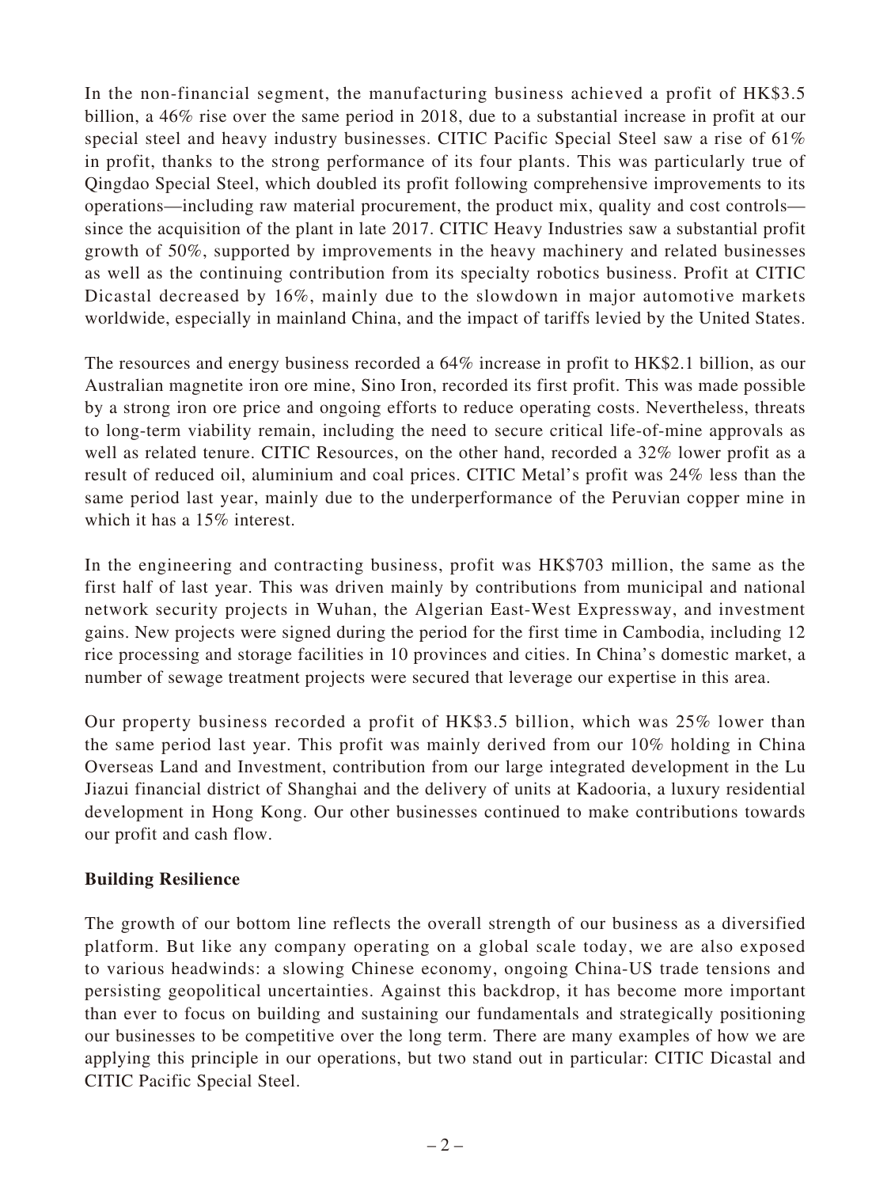In the non-financial segment, the manufacturing business achieved a profit of HK$3.5 billion, a 46% rise over the same period in 2018, due to a substantial increase in profit at our special steel and heavy industry businesses. CITIC Pacific Special Steel saw a rise of 61% in profit, thanks to the strong performance of its four plants. This was particularly true of Qingdao Special Steel, which doubled its profit following comprehensive improvements to its operations—including raw material procurement, the product mix, quality and cost controls—since the acquisition of the plant in late 2017. CITIC Heavy Industries saw a substantial profit growth of 50%, supported by improvements in the heavy machinery and related businesses as well as the continuing contribution from its specialty robotics business. Profit at CITIC Dicastal decreased by 16%, mainly due to the slowdown in major automotive markets worldwide, especially in mainland China, and the impact of tariffs levied by the United States.

The resources and energy business recorded a 64% increase in profit to HK$2.1 billion, as our Australian magnetite iron ore mine, Sino Iron, recorded its first profit. This was made possible by a strong iron ore price and ongoing efforts to reduce operating costs. Nevertheless, threats to long-term viability remain, including the need to secure critical life-of-mine approvals as well as related tenure. CITIC Resources, on the other hand, recorded a 32% lower profit as a result of reduced oil, aluminium and coal prices. CITIC Metal's profit was 24% less than the same period last year, mainly due to the underperformance of the Peruvian copper mine in which it has a 15% interest.

In the engineering and contracting business, profit was HK$703 million, the same as the first half of last year. This was driven mainly by contributions from municipal and national network security projects in Wuhan, the Algerian East-West Expressway, and investment gains. New projects were signed during the period for the first time in Cambodia, including 12 rice processing and storage facilities in 10 provinces and cities. In China's domestic market, a number of sewage treatment projects were secured that leverage our expertise in this area.

Our property business recorded a profit of HK$3.5 billion, which was 25% lower than the same period last year. This profit was mainly derived from our 10% holding in China Overseas Land and Investment, contribution from our large integrated development in the Lu Jiazui financial district of Shanghai and the delivery of units at Kadooria, a luxury residential development in Hong Kong. Our other businesses continued to make contributions towards our profit and cash flow.

**Building Resilience**

The growth of our bottom line reflects the overall strength of our business as a diversified platform. But like any company operating on a global scale today, we are also exposed to various headwinds: a slowing Chinese economy, ongoing China-US trade tensions and persisting geopolitical uncertainties. Against this backdrop, it has become more important than ever to focus on building and sustaining our fundamentals and strategically positioning our businesses to be competitive over the long term. There are many examples of how we are applying this principle in our operations, but two stand out in particular: CITIC Dicastal and CITIC Pacific Special Steel.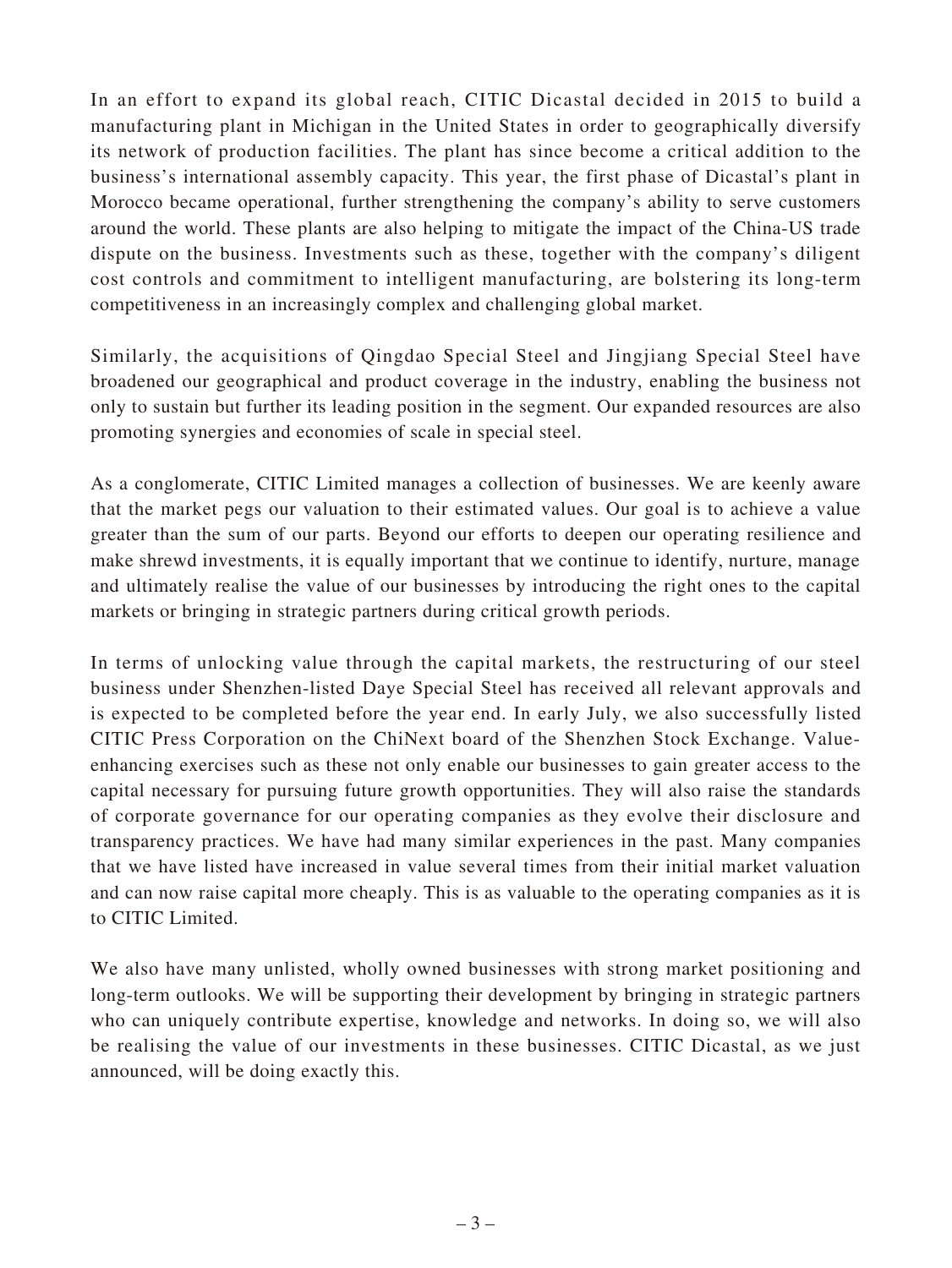In an effort to expand its global reach, CITIC Dicastal decided in 2015 to build a manufacturing plant in Michigan in the United States in order to geographically diversify its network of production facilities. The plant has since become a critical addition to the business's international assembly capacity. This year, the first phase of Dicastal's plant in Morocco became operational, further strengthening the company's ability to serve customers around the world. These plants are also helping to mitigate the impact of the China-US trade dispute on the business. Investments such as these, together with the company's diligent cost controls and commitment to intelligent manufacturing, are bolstering its long-term competitiveness in an increasingly complex and challenging global market.

Similarly, the acquisitions of Qingdao Special Steel and Jingjiang Special Steel have broadened our geographical and product coverage in the industry, enabling the business not only to sustain but further its leading position in the segment. Our expanded resources are also promoting synergies and economies of scale in special steel.

As a conglomerate, CITIC Limited manages a collection of businesses. We are keenly aware that the market pegs our valuation to their estimated values. Our goal is to achieve a value greater than the sum of our parts. Beyond our efforts to deepen our operating resilience and make shrewd investments, it is equally important that we continue to identify, nurture, manage and ultimately realise the value of our businesses by introducing the right ones to the capital markets or bringing in strategic partners during critical growth periods.

In terms of unlocking value through the capital markets, the restructuring of our steel business under Shenzhen-listed Daye Special Steel has received all relevant approvals and is expected to be completed before the year end. In early July, we also successfully listed CITIC Press Corporation on the ChiNext board of the Shenzhen Stock Exchange. Value-enhancing exercises such as these not only enable our businesses to gain greater access to the capital necessary for pursuing future growth opportunities. They will also raise the standards of corporate governance for our operating companies as they evolve their disclosure and transparency practices. We have had many similar experiences in the past. Many companies that we have listed have increased in value several times from their initial market valuation and can now raise capital more cheaply. This is as valuable to the operating companies as it is to CITIC Limited.

We also have many unlisted, wholly owned businesses with strong market positioning and long-term outlooks. We will be supporting their development by bringing in strategic partners who can uniquely contribute expertise, knowledge and networks. In doing so, we will also be realising the value of our investments in these businesses. CITIC Dicastal, as we just announced, will be doing exactly this.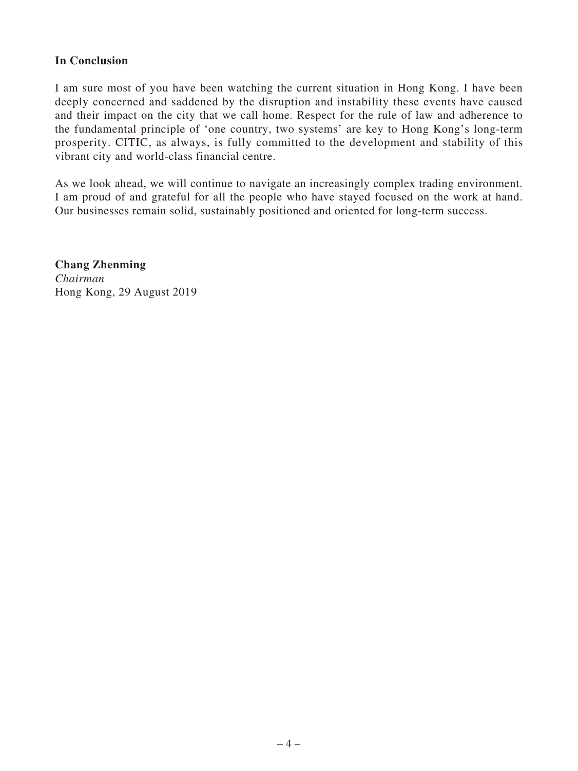## In Conclusion

I am sure most of you have been watching the current situation in Hong Kong. I have been deeply concerned and saddened by the disruption and instability these events have caused and their impact on the city that we call home. Respect for the rule of law and adherence to the fundamental principle of 'one country, two systems' are key to Hong Kong's long-term prosperity. CITIC, as always, is fully committed to the development and stability of this vibrant city and world-class financial centre.

As we look ahead, we will continue to navigate an increasingly complex trading environment. I am proud of and grateful for all the people who have stayed focused on the work at hand. Our businesses remain solid, sustainably positioned and oriented for long-term success.

**Chang Zhenming**
*Chairman*
Hong Kong, 29 August 2019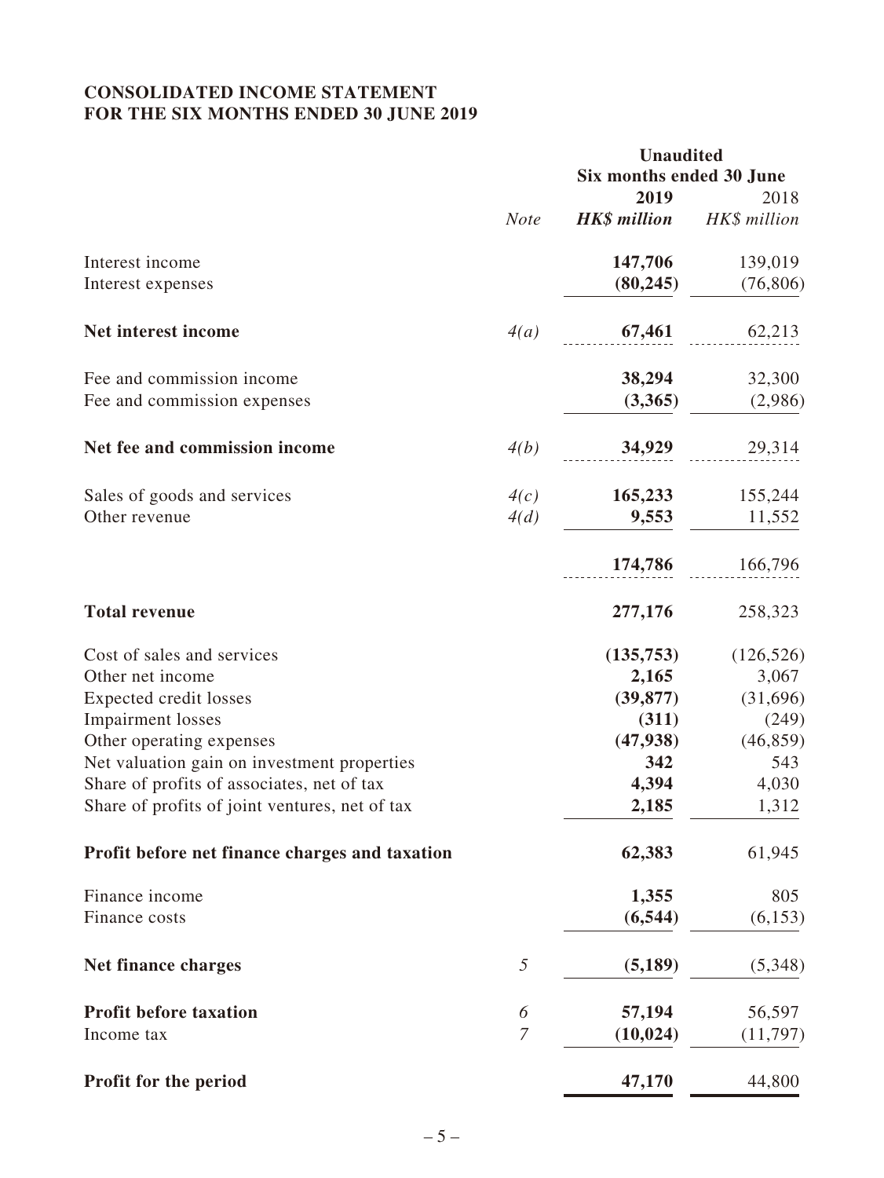**CONSOLIDATED INCOME STATEMENT**
**FOR THE SIX MONTHS ENDED 30 JUNE 2019**

| | Note | Unaudited Six months ended 30 June 2019 HK$ million | 2018 HK$ million |
|---|---|---|---|
| Interest income | | **147,706** | 139,019 |
| Interest expenses | | **(80,245)** | (76,806) |
| **Net interest income** | *4(a)* | **67,461** | 62,213 |
| Fee and commission income | | **38,294** | 32,300 |
| Fee and commission expenses | | **(3,365)** | (2,986) |
| **Net fee and commission income** | *4(b)* | **34,929** | 29,314 |
| Sales of goods and services | *4(c)* | **165,233** | 155,244 |
| Other revenue | *4(d)* | **9,553** | 11,552 |
| | | **174,786** | 166,796 |
| **Total revenue** | | **277,176** | 258,323 |
| Cost of sales and services | | **(135,753)** | (126,526) |
| Other net income | | **2,165** | 3,067 |
| Expected credit losses | | **(39,877)** | (31,696) |
| Impairment losses | | **(311)** | (249) |
| Other operating expenses | | **(47,938)** | (46,859) |
| Net valuation gain on investment properties | | **342** | 543 |
| Share of profits of associates, net of tax | | **4,394** | 4,030 |
| Share of profits of joint ventures, net of tax | | **2,185** | 1,312 |
| **Profit before net finance charges and taxation** | | **62,383** | 61,945 |
| Finance income | | **1,355** | 805 |
| Finance costs | | **(6,544)** | (6,153) |
| **Net finance charges** | *5* | **(5,189)** | (5,348) |
| **Profit before taxation** | *6* | **57,194** | 56,597 |
| Income tax | *7* | **(10,024)** | (11,797) |
| **Profit for the period** | | **47,170** | 44,800 |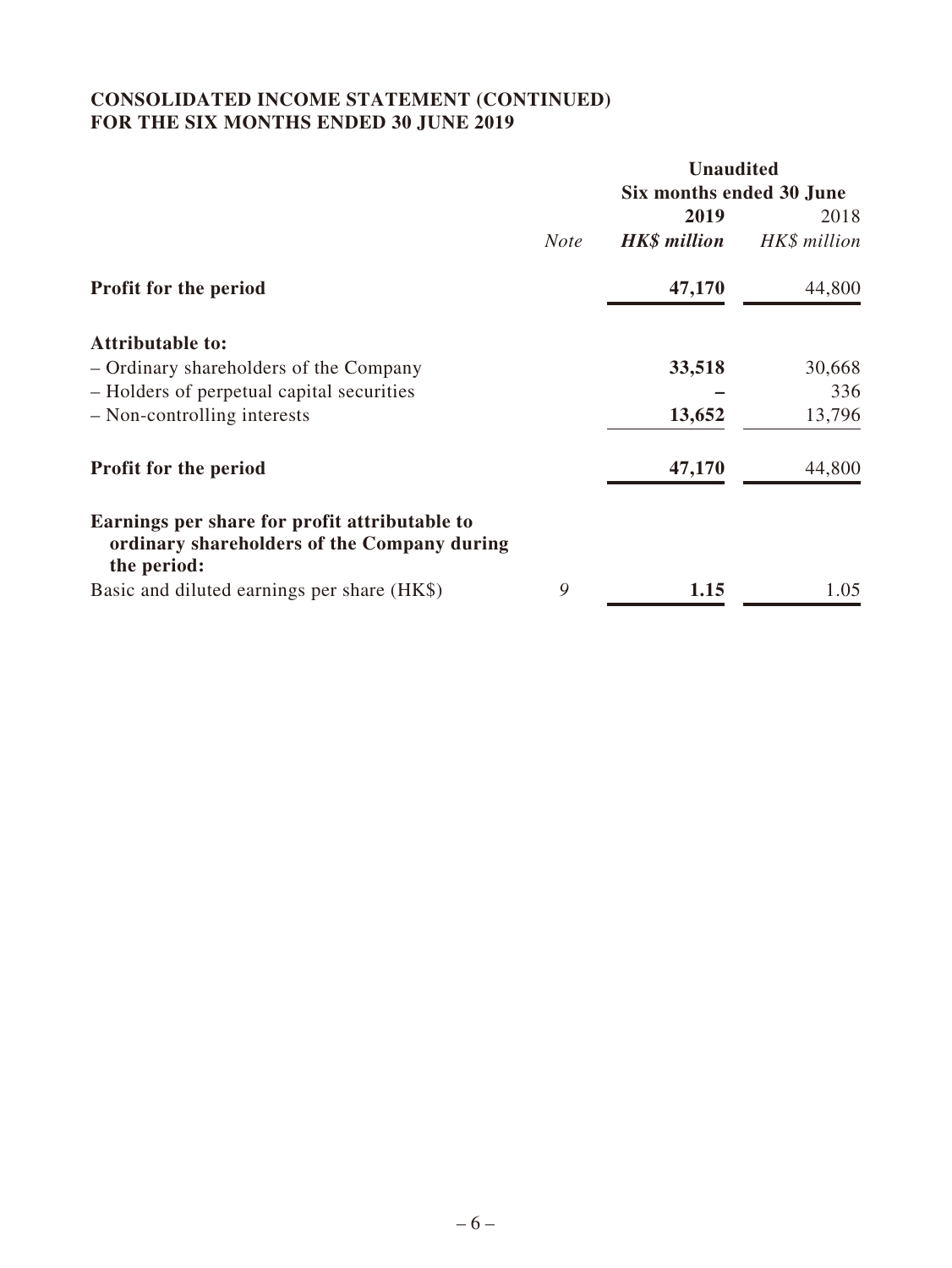**CONSOLIDATED INCOME STATEMENT (CONTINUED)**
**FOR THE SIX MONTHS ENDED 30 JUNE 2019**

| | | Unaudited | |
|---|---|---|---|
| | | Six months ended 30 June | |
| | | **2019** | 2018 |
| | *Note* | ***HK$ million*** | *HK$ million* |
| **Profit for the period** | | **47,170** | 44,800 |
| **Attributable to:** | | | |
| – Ordinary shareholders of the Company | | **33,518** | 30,668 |
| – Holders of perpetual capital securities | | **–** | 336 |
| – Non-controlling interests | | **13,652** | 13,796 |
| **Profit for the period** | | **47,170** | 44,800 |
| **Earnings per share for profit attributable to ordinary shareholders of the Company during the period:** | | | |
| Basic and diluted earnings per share (HK$) | 9 | **1.15** | 1.05 |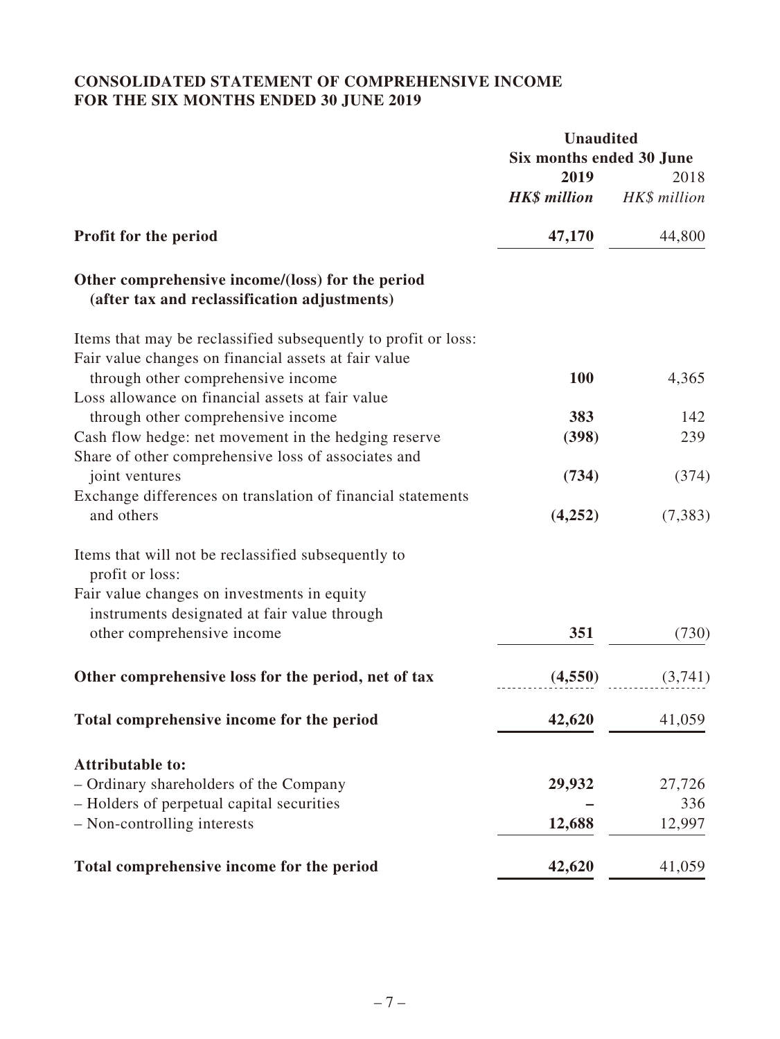**CONSOLIDATED STATEMENT OF COMPREHENSIVE INCOME**
**FOR THE SIX MONTHS ENDED 30 JUNE 2019**

| | **Unaudited** | |
|---|---|---|
| | **Six months ended 30 June** | |
| | **2019** | 2018 |
| | ***HK$ million*** | *HK$ million* |
| **Profit for the period** | **47,170** | 44,800 |
| **Other comprehensive income/(loss) for the period (after tax and reclassification adjustments)** | | |
| Items that may be reclassified subsequently to profit or loss: | | |
| Fair value changes on financial assets at fair value through other comprehensive income | **100** | 4,365 |
| Loss allowance on financial assets at fair value through other comprehensive income | **383** | 142 |
| Cash flow hedge: net movement in the hedging reserve | **(398)** | 239 |
| Share of other comprehensive loss of associates and joint ventures | **(734)** | (374) |
| Exchange differences on translation of financial statements and others | **(4,252)** | (7,383) |
| Items that will not be reclassified subsequently to profit or loss: | | |
| Fair value changes on investments in equity instruments designated at fair value through other comprehensive income | **351** | (730) |
| **Other comprehensive loss for the period, net of tax** | **(4,550)** | (3,741) |
| **Total comprehensive income for the period** | **42,620** | 41,059 |
| **Attributable to:** | | |
| – Ordinary shareholders of the Company | **29,932** | 27,726 |
| – Holders of perpetual capital securities | **–** | 336 |
| – Non-controlling interests | **12,688** | 12,997 |
| **Total comprehensive income for the period** | **42,620** | 41,059 |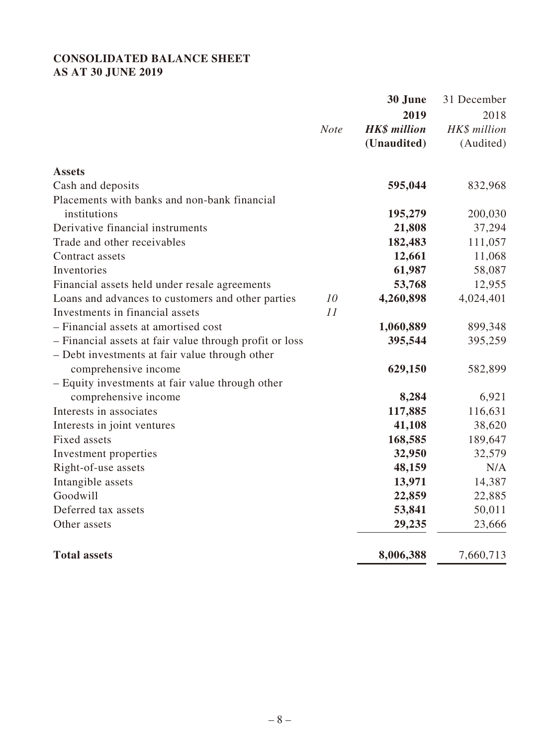# CONSOLIDATED BALANCE SHEET
## AS AT 30 JUNE 2019

| | *Note* | **30 June 2019** **HK$ million** **(Unaudited)** | 31 December 2018 *HK$ million* (Audited) |
|---|---|---|---|
| **Assets** | | | |
| Cash and deposits | | **595,044** | 832,968 |
| Placements with banks and non-bank financial institutions | | **195,279** | 200,030 |
| Derivative financial instruments | | **21,808** | 37,294 |
| Trade and other receivables | | **182,483** | 111,057 |
| Contract assets | | **12,661** | 11,068 |
| Inventories | | **61,987** | 58,087 |
| Financial assets held under resale agreements | | **53,768** | 12,955 |
| Loans and advances to customers and other parties | *10* | **4,260,898** | 4,024,401 |
| Investments in financial assets | *11* | | |
| – Financial assets at amortised cost | | **1,060,889** | 899,348 |
| – Financial assets at fair value through profit or loss | | **395,544** | 395,259 |
| – Debt investments at fair value through other comprehensive income | | **629,150** | 582,899 |
| – Equity investments at fair value through other comprehensive income | | **8,284** | 6,921 |
| Interests in associates | | **117,885** | 116,631 |
| Interests in joint ventures | | **41,108** | 38,620 |
| Fixed assets | | **168,585** | 189,647 |
| Investment properties | | **32,950** | 32,579 |
| Right-of-use assets | | **48,159** | N/A |
| Intangible assets | | **13,971** | 14,387 |
| Goodwill | | **22,859** | 22,885 |
| Deferred tax assets | | **53,841** | 50,011 |
| Other assets | | **29,235** | 23,666 |
| **Total assets** | | **8,006,388** | 7,660,713 |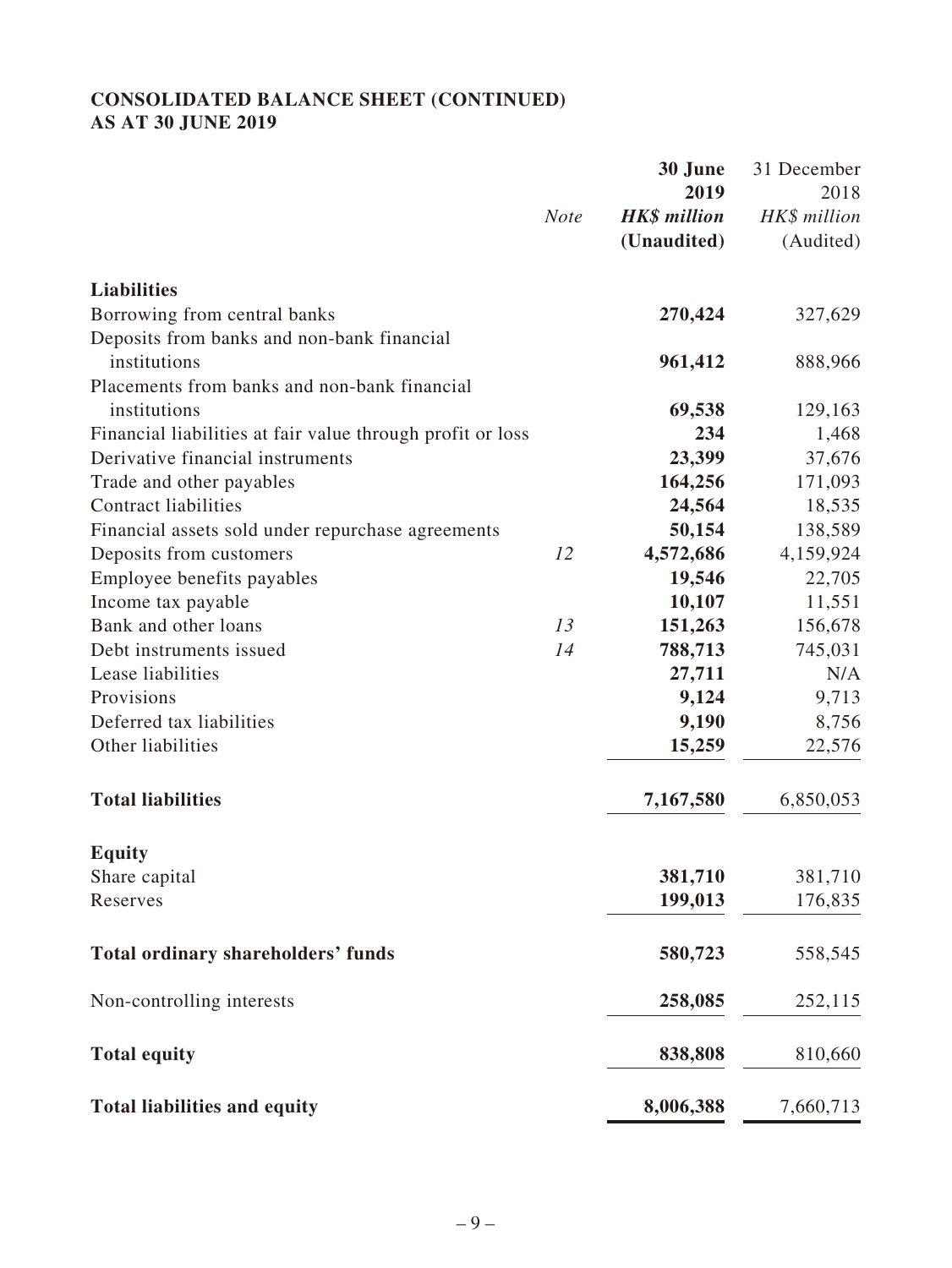**CONSOLIDATED BALANCE SHEET (CONTINUED)**
**AS AT 30 JUNE 2019**

| | *Note* | **30 June 2019** ***HK$ million*** **(Unaudited)** | 31 December 2018 *HK$ million* (Audited) |
|---|---|---|---|
| **Liabilities** | | | |
| Borrowing from central banks | | **270,424** | 327,629 |
| Deposits from banks and non-bank financial institutions | | **961,412** | 888,966 |
| Placements from banks and non-bank financial institutions | | **69,538** | 129,163 |
| Financial liabilities at fair value through profit or loss | | **234** | 1,468 |
| Derivative financial instruments | | **23,399** | 37,676 |
| Trade and other payables | | **164,256** | 171,093 |
| Contract liabilities | | **24,564** | 18,535 |
| Financial assets sold under repurchase agreements | | **50,154** | 138,589 |
| Deposits from customers | *12* | **4,572,686** | 4,159,924 |
| Employee benefits payables | | **19,546** | 22,705 |
| Income tax payable | | **10,107** | 11,551 |
| Bank and other loans | *13* | **151,263** | 156,678 |
| Debt instruments issued | *14* | **788,713** | 745,031 |
| Lease liabilities | | **27,711** | N/A |
| Provisions | | **9,124** | 9,713 |
| Deferred tax liabilities | | **9,190** | 8,756 |
| Other liabilities | | **15,259** | 22,576 |
| **Total liabilities** | | **7,167,580** | 6,850,053 |
| **Equity** | | | |
| Share capital | | **381,710** | 381,710 |
| Reserves | | **199,013** | 176,835 |
| **Total ordinary shareholders' funds** | | **580,723** | 558,545 |
| Non-controlling interests | | **258,085** | 252,115 |
| **Total equity** | | **838,808** | 810,660 |
| **Total liabilities and equity** | | **8,006,388** | 7,660,713 |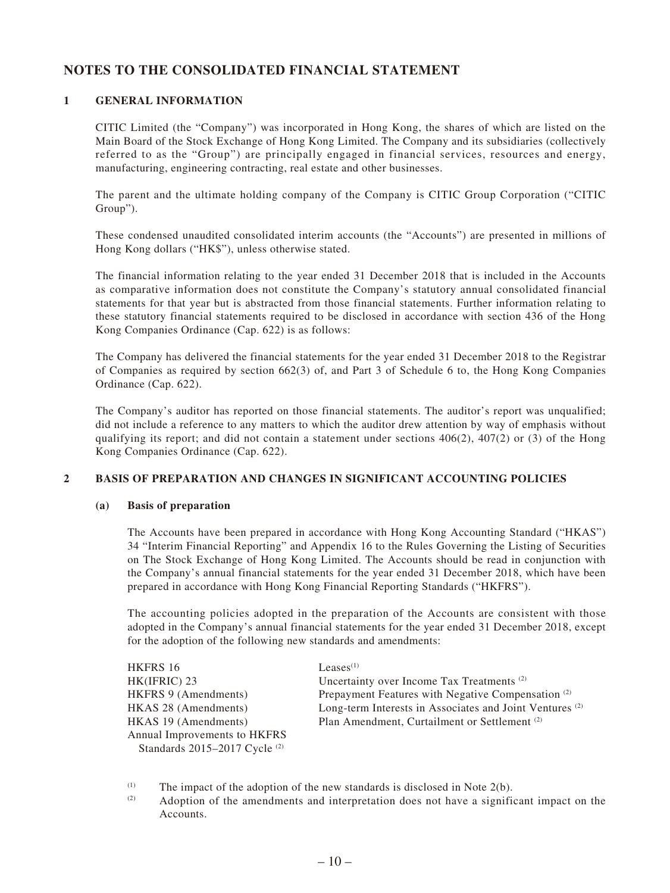# NOTES TO THE CONSOLIDATED FINANCIAL STATEMENT

## 1 GENERAL INFORMATION

CITIC Limited (the "Company") was incorporated in Hong Kong, the shares of which are listed on the Main Board of the Stock Exchange of Hong Kong Limited. The Company and its subsidiaries (collectively referred to as the "Group") are principally engaged in financial services, resources and energy, manufacturing, engineering contracting, real estate and other businesses.

The parent and the ultimate holding company of the Company is CITIC Group Corporation ("CITIC Group").

These condensed unaudited consolidated interim accounts (the "Accounts") are presented in millions of Hong Kong dollars ("HK$"), unless otherwise stated.

The financial information relating to the year ended 31 December 2018 that is included in the Accounts as comparative information does not constitute the Company's statutory annual consolidated financial statements for that year but is abstracted from those financial statements. Further information relating to these statutory financial statements required to be disclosed in accordance with section 436 of the Hong Kong Companies Ordinance (Cap. 622) is as follows:

The Company has delivered the financial statements for the year ended 31 December 2018 to the Registrar of Companies as required by section 662(3) of, and Part 3 of Schedule 6 to, the Hong Kong Companies Ordinance (Cap. 622).

The Company's auditor has reported on those financial statements. The auditor's report was unqualified; did not include a reference to any matters to which the auditor drew attention by way of emphasis without qualifying its report; and did not contain a statement under sections 406(2), 407(2) or (3) of the Hong Kong Companies Ordinance (Cap. 622).

## 2 BASIS OF PREPARATION AND CHANGES IN SIGNIFICANT ACCOUNTING POLICIES

### (a) Basis of preparation

The Accounts have been prepared in accordance with Hong Kong Accounting Standard ("HKAS") 34 "Interim Financial Reporting" and Appendix 16 to the Rules Governing the Listing of Securities on The Stock Exchange of Hong Kong Limited. The Accounts should be read in conjunction with the Company's annual financial statements for the year ended 31 December 2018, which have been prepared in accordance with Hong Kong Financial Reporting Standards ("HKFRS").

The accounting policies adopted in the preparation of the Accounts are consistent with those adopted in the Company's annual financial statements for the year ended 31 December 2018, except for the adoption of the following new standards and amendments:

| | |
|---|---|
| HKFRS 16 | Leases[(1)] |
| HK(IFRIC) 23 | Uncertainty over Income Tax Treatments [(2)] |
| HKFRS 9 (Amendments) | Prepayment Features with Negative Compensation [(2)] |
| HKAS 28 (Amendments) | Long-term Interests in Associates and Joint Ventures [(2)] |
| HKAS 19 (Amendments) | Plan Amendment, Curtailment or Settlement [(2)] |
| Annual Improvements to HKFRS Standards 2015–2017 Cycle [(2)] | |

(1) The impact of the adoption of the new standards is disclosed in Note 2(b).

(2) Adoption of the amendments and interpretation does not have a significant impact on the Accounts.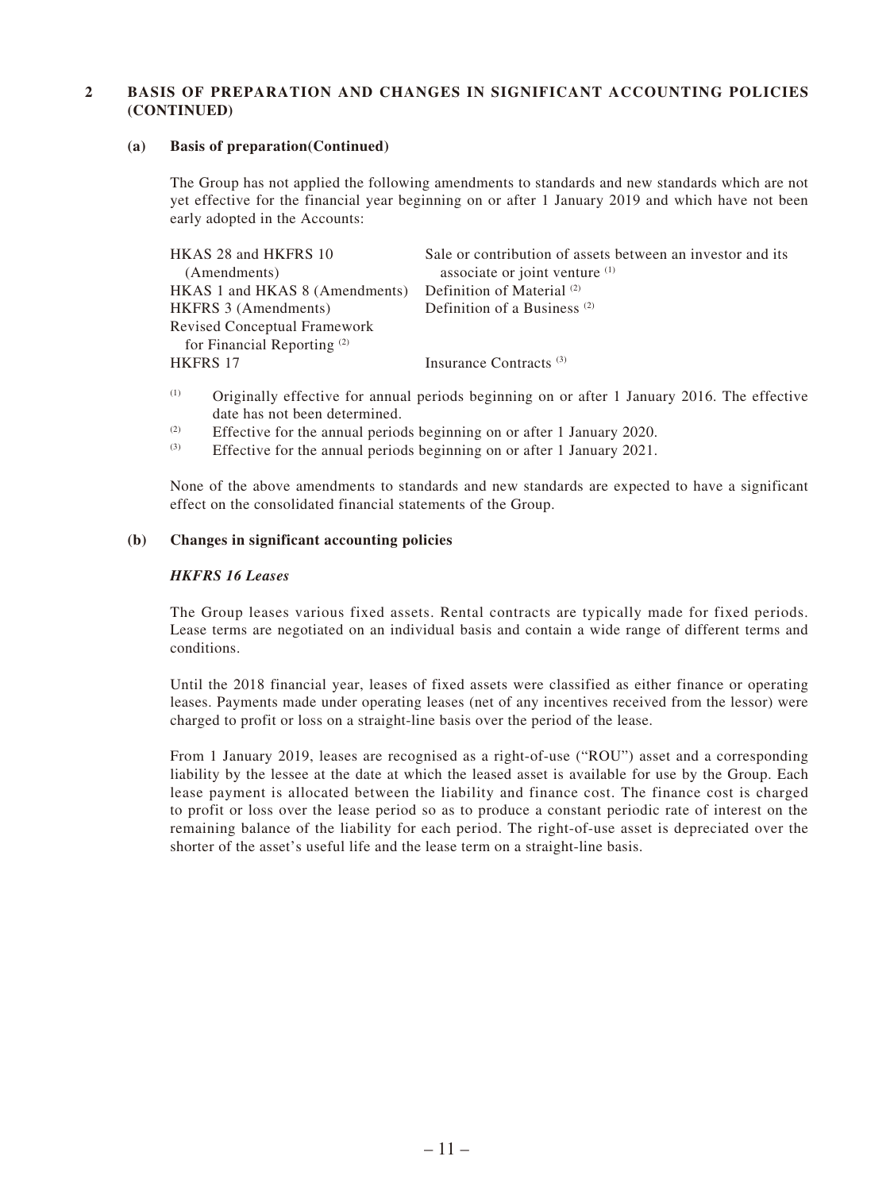## 2 BASIS OF PREPARATION AND CHANGES IN SIGNIFICANT ACCOUNTING POLICIES (CONTINUED)

### (a) Basis of preparation(Continued)

The Group has not applied the following amendments to standards and new standards which are not yet effective for the financial year beginning on or after 1 January 2019 and which have not been early adopted in the Accounts:

| | |
|---|---|
| HKAS 28 and HKFRS 10 (Amendments) | Sale or contribution of assets between an investor and its associate or joint venture [(1)] |
| HKAS 1 and HKAS 8 (Amendments) | Definition of Material [(2)] |
| HKFRS 3 (Amendments) | Definition of a Business [(2)] |
| Revised Conceptual Framework for Financial Reporting [(2)] | |
| HKFRS 17 | Insurance Contracts [(3)] |

[(1)] Originally effective for annual periods beginning on or after 1 January 2016. The effective date has not been determined.

[(2)] Effective for the annual periods beginning on or after 1 January 2020.

[(3)] Effective for the annual periods beginning on or after 1 January 2021.

None of the above amendments to standards and new standards are expected to have a significant effect on the consolidated financial statements of the Group.

### (b) Changes in significant accounting policies

***HKFRS 16 Leases***

The Group leases various fixed assets. Rental contracts are typically made for fixed periods. Lease terms are negotiated on an individual basis and contain a wide range of different terms and conditions.

Until the 2018 financial year, leases of fixed assets were classified as either finance or operating leases. Payments made under operating leases (net of any incentives received from the lessor) were charged to profit or loss on a straight-line basis over the period of the lease.

From 1 January 2019, leases are recognised as a right-of-use ("ROU") asset and a corresponding liability by the lessee at the date at which the leased asset is available for use by the Group. Each lease payment is allocated between the liability and finance cost. The finance cost is charged to profit or loss over the lease period so as to produce a constant periodic rate of interest on the remaining balance of the liability for each period. The right-of-use asset is depreciated over the shorter of the asset's useful life and the lease term on a straight-line basis.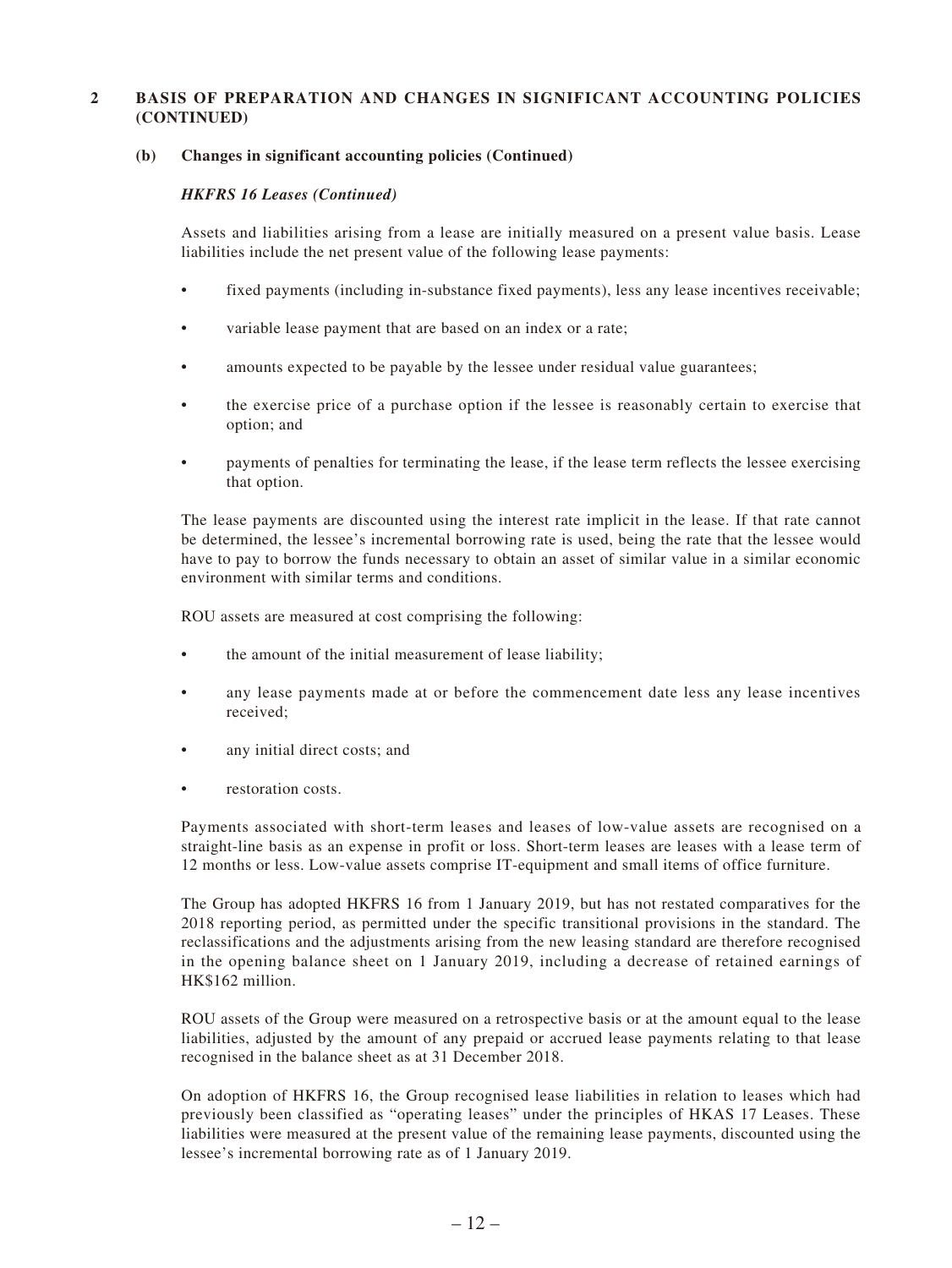## 2 BASIS OF PREPARATION AND CHANGES IN SIGNIFICANT ACCOUNTING POLICIES (CONTINUED)

### (b) Changes in significant accounting policies (Continued)

***HKFRS 16 Leases (Continued)***

Assets and liabilities arising from a lease are initially measured on a present value basis. Lease liabilities include the net present value of the following lease payments:

- fixed payments (including in-substance fixed payments), less any lease incentives receivable;
- variable lease payment that are based on an index or a rate;
- amounts expected to be payable by the lessee under residual value guarantees;
- the exercise price of a purchase option if the lessee is reasonably certain to exercise that option; and
- payments of penalties for terminating the lease, if the lease term reflects the lessee exercising that option.

The lease payments are discounted using the interest rate implicit in the lease. If that rate cannot be determined, the lessee's incremental borrowing rate is used, being the rate that the lessee would have to pay to borrow the funds necessary to obtain an asset of similar value in a similar economic environment with similar terms and conditions.

ROU assets are measured at cost comprising the following:

- the amount of the initial measurement of lease liability;
- any lease payments made at or before the commencement date less any lease incentives received;
- any initial direct costs; and
- restoration costs.

Payments associated with short-term leases and leases of low-value assets are recognised on a straight-line basis as an expense in profit or loss. Short-term leases are leases with a lease term of 12 months or less. Low-value assets comprise IT-equipment and small items of office furniture.

The Group has adopted HKFRS 16 from 1 January 2019, but has not restated comparatives for the 2018 reporting period, as permitted under the specific transitional provisions in the standard. The reclassifications and the adjustments arising from the new leasing standard are therefore recognised in the opening balance sheet on 1 January 2019, including a decrease of retained earnings of HK$162 million.

ROU assets of the Group were measured on a retrospective basis or at the amount equal to the lease liabilities, adjusted by the amount of any prepaid or accrued lease payments relating to that lease recognised in the balance sheet as at 31 December 2018.

On adoption of HKFRS 16, the Group recognised lease liabilities in relation to leases which had previously been classified as "operating leases" under the principles of HKAS 17 Leases. These liabilities were measured at the present value of the remaining lease payments, discounted using the lessee's incremental borrowing rate as of 1 January 2019.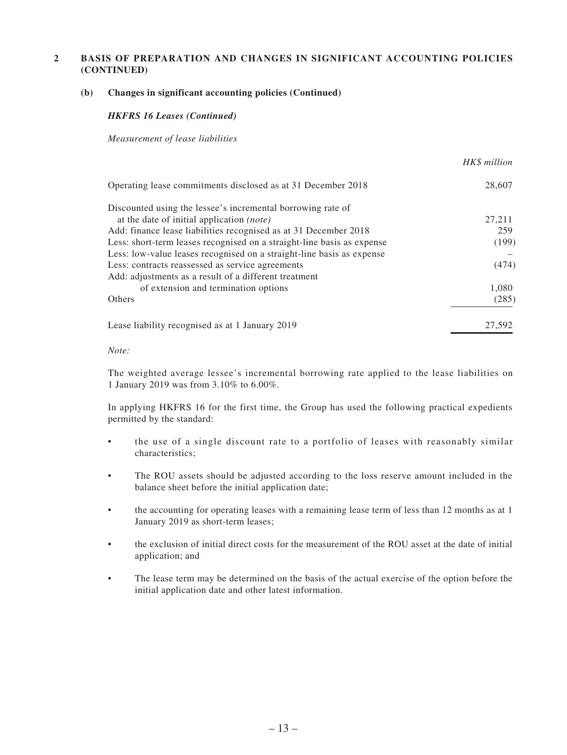## 2 BASIS OF PREPARATION AND CHANGES IN SIGNIFICANT ACCOUNTING POLICIES (CONTINUED)

### (b) Changes in significant accounting policies (Continued)

***HKFRS 16 Leases (Continued)***

*Measurement of lease liabilities*

| | *HK$ million* |
|---|---|
| Operating lease commitments disclosed as at 31 December 2018 | 28,607 |
| Discounted using the lessee's incremental borrowing rate of at the date of initial application *(note)* | 27,211 |
| Add: finance lease liabilities recognised as at 31 December 2018 | 259 |
| Less: short-term leases recognised on a straight-line basis as expense | (199) |
| Less: low-value leases recognised on a straight-line basis as expense | – |
| Less: contracts reassessed as service agreements | (474) |
| Add: adjustments as a result of a different treatment of extension and termination options | 1,080 |
| Others | (285) |
| Lease liability recognised as at 1 January 2019 | 27,592 |

*Note:*

The weighted average lessee's incremental borrowing rate applied to the lease liabilities on 1 January 2019 was from 3.10% to 6.00%.

In applying HKFRS 16 for the first time, the Group has used the following practical expedients permitted by the standard:

- the use of a single discount rate to a portfolio of leases with reasonably similar characteristics;
- The ROU assets should be adjusted according to the loss reserve amount included in the balance sheet before the initial application date;
- the accounting for operating leases with a remaining lease term of less than 12 months as at 1 January 2019 as short-term leases;
- the exclusion of initial direct costs for the measurement of the ROU asset at the date of initial application; and
- The lease term may be determined on the basis of the actual exercise of the option before the initial application date and other latest information.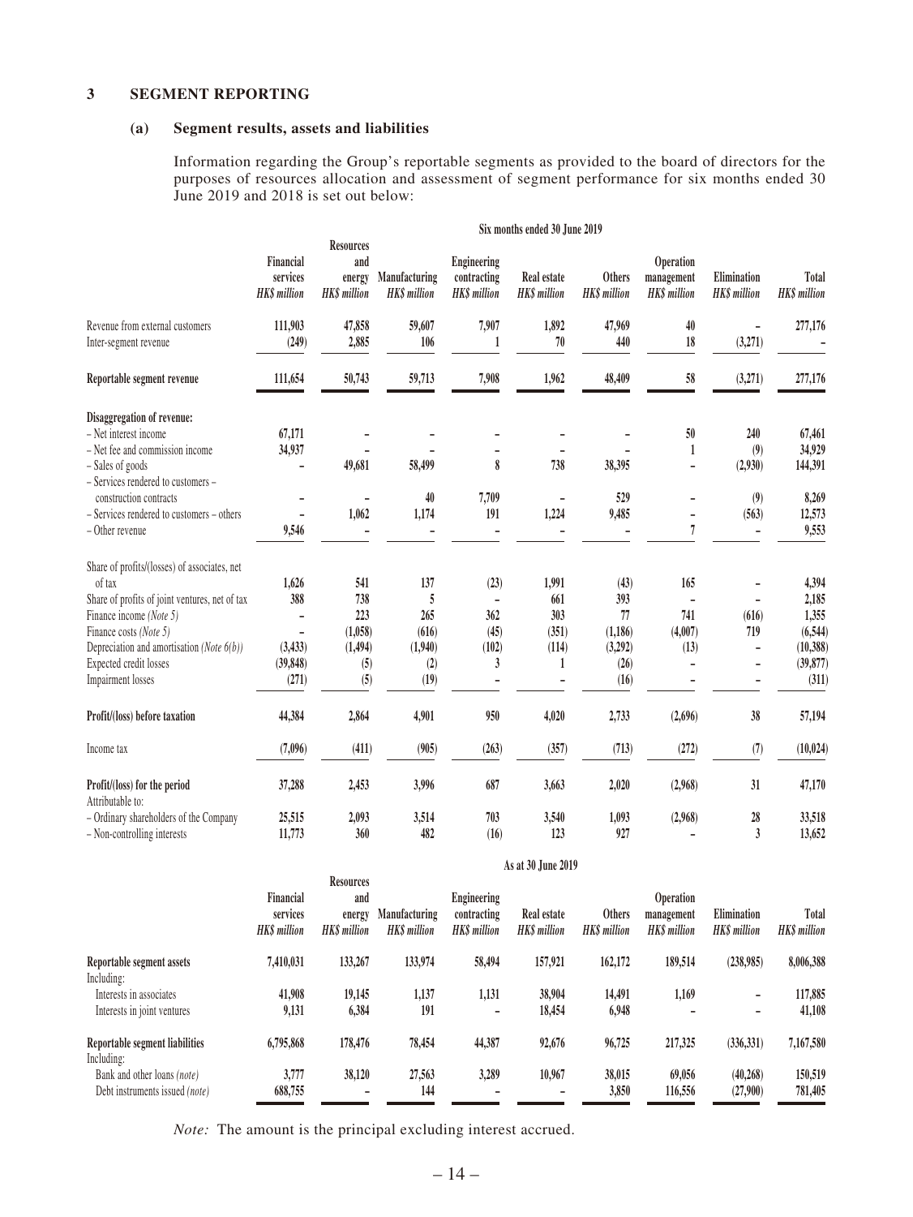## 3 SEGMENT REPORTING

### (a) Segment results, assets and liabilities

Information regarding the Group's reportable segments as provided to the board of directors for the purposes of resources allocation and assessment of segment performance for six months ended 30 June 2019 and 2018 is set out below:

| | Six months ended 30 June 2019 | | | | | | | | |
|---|---|---|---|---|---|---|---|---|---|
| | Financial services HK$ million | Resources and energy HK$ million | Manufacturing HK$ million | Engineering contracting HK$ million | Real estate HK$ million | Others HK$ million | Operation management HK$ million | Elimination HK$ million | Total HK$ million |
| Revenue from external customers | 111,903 | 47,858 | 59,607 | 7,907 | 1,892 | 47,969 | 40 | – | 277,176 |
| Inter-segment revenue | (249) | 2,885 | 106 | 1 | 70 | 440 | 18 | (3,271) | – |
| **Reportable segment revenue** | 111,654 | 50,743 | 59,713 | 7,908 | 1,962 | 48,409 | 58 | (3,271) | 277,176 |
| **Disaggregation of revenue:** | | | | | | | | | |
| – Net interest income | 67,171 | – | – | – | – | – | 50 | 240 | 67,461 |
| – Net fee and commission income | 34,937 | – | – | – | – | – | 1 | (9) | 34,929 |
| – Sales of goods | – | 49,681 | 58,499 | 8 | 738 | 38,395 | – | (2,930) | 144,391 |
| – Services rendered to customers – construction contracts | – | – | 40 | 7,709 | – | 529 | – | (9) | 8,269 |
| – Services rendered to customers – others | – | 1,062 | 1,174 | 191 | 1,224 | 9,485 | – | (563) | 12,573 |
| – Other revenue | 9,546 | – | – | – | – | – | 7 | – | 9,553 |
| Share of profits/(losses) of associates, net of tax | 1,626 | 541 | 137 | (23) | 1,991 | (43) | 165 | – | 4,394 |
| Share of profits of joint ventures, net of tax | 388 | 738 | 5 | – | 661 | 393 | – | – | 2,185 |
| Finance income *(Note 5)* | – | 223 | 265 | 362 | 303 | 77 | 741 | (616) | 1,355 |
| Finance costs *(Note 5)* | – | (1,058) | (616) | (45) | (351) | (1,186) | (4,007) | 719 | (6,544) |
| Depreciation and amortisation *(Note 6(b))* | (3,433) | (1,494) | (1,940) | (102) | (114) | (3,292) | (13) | – | (10,388) |
| Expected credit losses | (39,848) | (5) | (2) | 3 | 1 | (26) | – | – | (39,877) |
| Impairment losses | (271) | (5) | (19) | – | – | (16) | – | – | (311) |
| **Profit/(loss) before taxation** | 44,384 | 2,864 | 4,901 | 950 | 4,020 | 2,733 | (2,696) | 38 | 57,194 |
| Income tax | (7,096) | (411) | (905) | (263) | (357) | (713) | (272) | (7) | (10,024) |
| **Profit/(loss) for the period** | 37,288 | 2,453 | 3,996 | 687 | 3,663 | 2,020 | (2,968) | 31 | 47,170 |
| Attributable to: | | | | | | | | | |
| – Ordinary shareholders of the Company | 25,515 | 2,093 | 3,514 | 703 | 3,540 | 1,093 | (2,968) | 28 | 33,518 |
| – Non-controlling interests | 11,773 | 360 | 482 | (16) | 123 | 927 | – | 3 | 13,652 |

| | As at 30 June 2019 | | | | | | | | |
|---|---|---|---|---|---|---|---|---|---|
| | Financial services HK$ million | Resources and energy HK$ million | Manufacturing HK$ million | Engineering contracting HK$ million | Real estate HK$ million | Others HK$ million | Operation management HK$ million | Elimination HK$ million | Total HK$ million |
| **Reportable segment assets** | 7,410,031 | 133,267 | 133,974 | 58,494 | 157,921 | 162,172 | 189,514 | (238,985) | 8,006,388 |
| Including: | | | | | | | | | |
| Interests in associates | 41,908 | 19,145 | 1,137 | 1,131 | 38,904 | 14,491 | 1,169 | – | 117,885 |
| Interests in joint ventures | 9,131 | 6,384 | 191 | – | 18,454 | 6,948 | – | – | 41,108 |
| **Reportable segment liabilities** | 6,795,868 | 178,476 | 78,454 | 44,387 | 92,676 | 96,725 | 217,325 | (336,331) | 7,167,580 |
| Including: | | | | | | | | | |
| Bank and other loans *(note)* | 3,777 | 38,120 | 27,563 | 3,289 | 10,967 | 38,015 | 69,056 | (40,268) | 150,519 |
| Debt instruments issued *(note)* | 688,755 | – | 144 | – | – | 3,850 | 116,556 | (27,900) | 781,405 |

*Note:* The amount is the principal excluding interest accrued.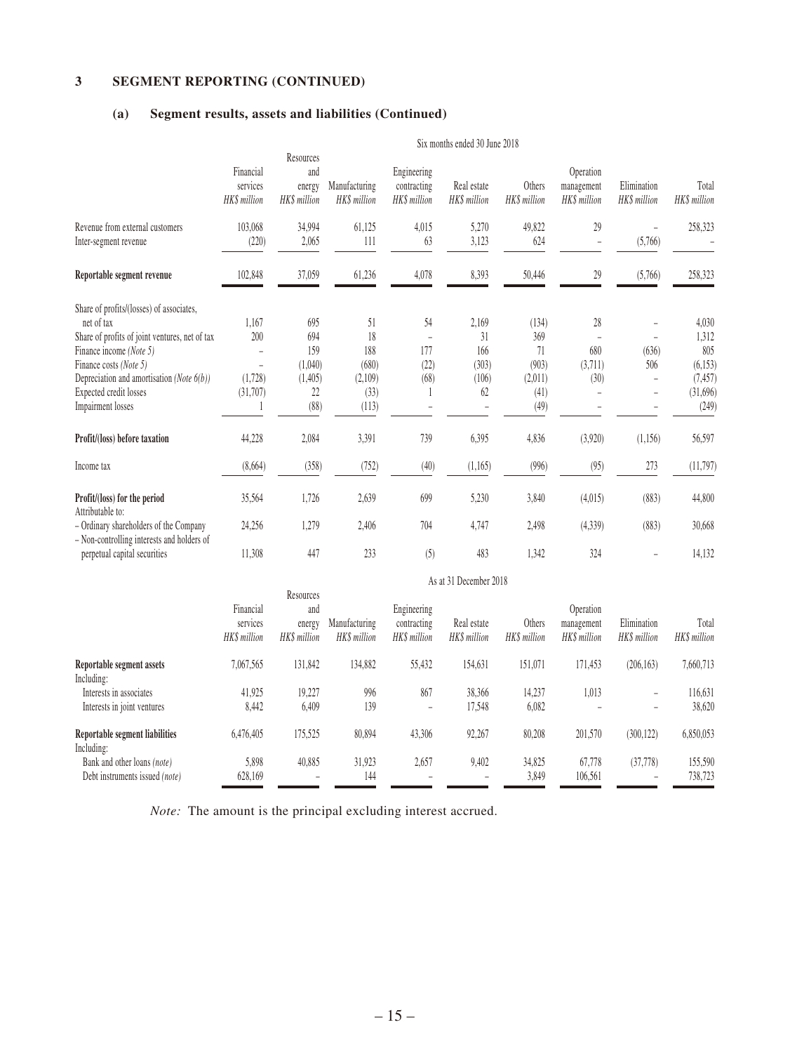## 3 SEGMENT REPORTING (CONTINUED)

### (a) Segment results, assets and liabilities (Continued)

| | Six months ended 30 June 2018 | | | | | | | | |
|---|---|---|---|---|---|---|---|---|---|
| | Financial services HK$ million | Resources and energy HK$ million | Manufacturing HK$ million | Engineering contracting HK$ million | Real estate HK$ million | Others HK$ million | Operation management HK$ million | Elimination HK$ million | Total HK$ million |
| Revenue from external customers | 103,068 | 34,994 | 61,125 | 4,015 | 5,270 | 49,822 | 29 | – | 258,323 |
| Inter-segment revenue | (220) | 2,065 | 111 | 63 | 3,123 | 624 | – | (5,766) | – |
| **Reportable segment revenue** | 102,848 | 37,059 | 61,236 | 4,078 | 8,393 | 50,446 | 29 | (5,766) | 258,323 |
| Share of profits/(losses) of associates, net of tax | 1,167 | 695 | 51 | 54 | 2,169 | (134) | 28 | – | 4,030 |
| Share of profits of joint ventures, net of tax | 200 | 694 | 18 | – | 31 | 369 | – | – | 1,312 |
| Finance income *(Note 5)* | – | 159 | 188 | 177 | 166 | 71 | 680 | (636) | 805 |
| Finance costs *(Note 5)* | – | (1,040) | (680) | (22) | (303) | (903) | (3,711) | 506 | (6,153) |
| Depreciation and amortisation *(Note 6(b))* | (1,728) | (1,405) | (2,109) | (68) | (106) | (2,011) | (30) | – | (7,457) |
| Expected credit losses | (31,707) | 22 | (33) | 1 | 62 | (41) | – | – | (31,696) |
| Impairment losses | 1 | (88) | (113) | – | – | (49) | – | – | (249) |
| **Profit/(loss) before taxation** | 44,228 | 2,084 | 3,391 | 739 | 6,395 | 4,836 | (3,920) | (1,156) | 56,597 |
| Income tax | (8,664) | (358) | (752) | (40) | (1,165) | (996) | (95) | 273 | (11,797) |
| **Profit/(loss) for the period** | 35,564 | 1,726 | 2,639 | 699 | 5,230 | 3,840 | (4,015) | (883) | 44,800 |
| Attributable to: | | | | | | | | | |
| – Ordinary shareholders of the Company | 24,256 | 1,279 | 2,406 | 704 | 4,747 | 2,498 | (4,339) | (883) | 30,668 |
| – Non-controlling interests and holders of perpetual capital securities | 11,308 | 447 | 233 | (5) | 483 | 1,342 | 324 | – | 14,132 |

| | As at 31 December 2018 | | | | | | | | |
|---|---|---|---|---|---|---|---|---|---|
| | Financial services HK$ million | Resources and energy HK$ million | Manufacturing HK$ million | Engineering contracting HK$ million | Real estate HK$ million | Others HK$ million | Operation management HK$ million | Elimination HK$ million | Total HK$ million |
| **Reportable segment assets** | 7,067,565 | 131,842 | 134,882 | 55,432 | 154,631 | 151,071 | 171,453 | (206,163) | 7,660,713 |
| Including: | | | | | | | | | |
| Interests in associates | 41,925 | 19,227 | 996 | 867 | 38,366 | 14,237 | 1,013 | – | 116,631 |
| Interests in joint ventures | 8,442 | 6,409 | 139 | – | 17,548 | 6,082 | – | – | 38,620 |
| **Reportable segment liabilities** | 6,476,405 | 175,525 | 80,894 | 43,306 | 92,267 | 80,208 | 201,570 | (300,122) | 6,850,053 |
| Including: | | | | | | | | | |
| Bank and other loans *(note)* | 5,898 | 40,885 | 31,923 | 2,657 | 9,402 | 34,825 | 67,778 | (37,778) | 155,590 |
| Debt instruments issued *(note)* | 628,169 | – | 144 | – | – | 3,849 | 106,561 | – | 738,723 |

*Note:* The amount is the principal excluding interest accrued.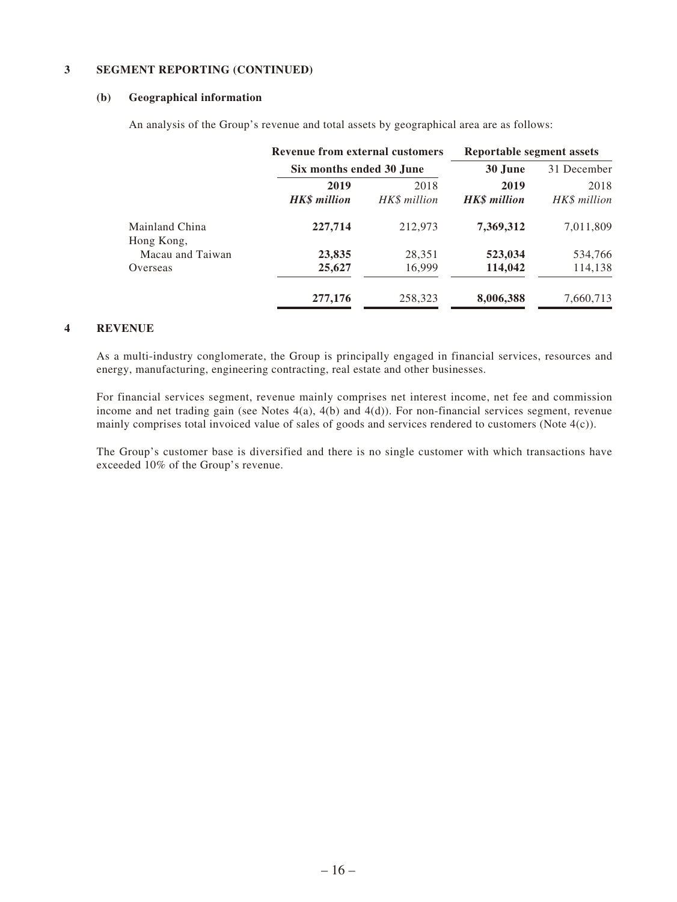### 3 SEGMENT REPORTING (CONTINUED)

#### (b) Geographical information

An analysis of the Group's revenue and total assets by geographical area are as follows:

| | Revenue from external customers | | Reportable segment assets | |
|---|---|---|---|---|
| | Six months ended 30 June | | 30 June | 31 December |
| | **2019** | 2018 | **2019** | 2018 |
| | ***HK$ million*** | *HK$ million* | ***HK$ million*** | *HK$ million* |
| Mainland China | **227,714** | 212,973 | **7,369,312** | 7,011,809 |
| Hong Kong, Macau and Taiwan | **23,835** | 28,351 | **523,034** | 534,766 |
| Overseas | **25,627** | 16,999 | **114,042** | 114,138 |
| | **277,176** | 258,323 | **8,006,388** | 7,660,713 |

### 4 REVENUE

As a multi-industry conglomerate, the Group is principally engaged in financial services, resources and energy, manufacturing, engineering contracting, real estate and other businesses.

For financial services segment, revenue mainly comprises net interest income, net fee and commission income and net trading gain (see Notes 4(a), 4(b) and 4(d)). For non-financial services segment, revenue mainly comprises total invoiced value of sales of goods and services rendered to customers (Note 4(c)).

The Group's customer base is diversified and there is no single customer with which transactions have exceeded 10% of the Group's revenue.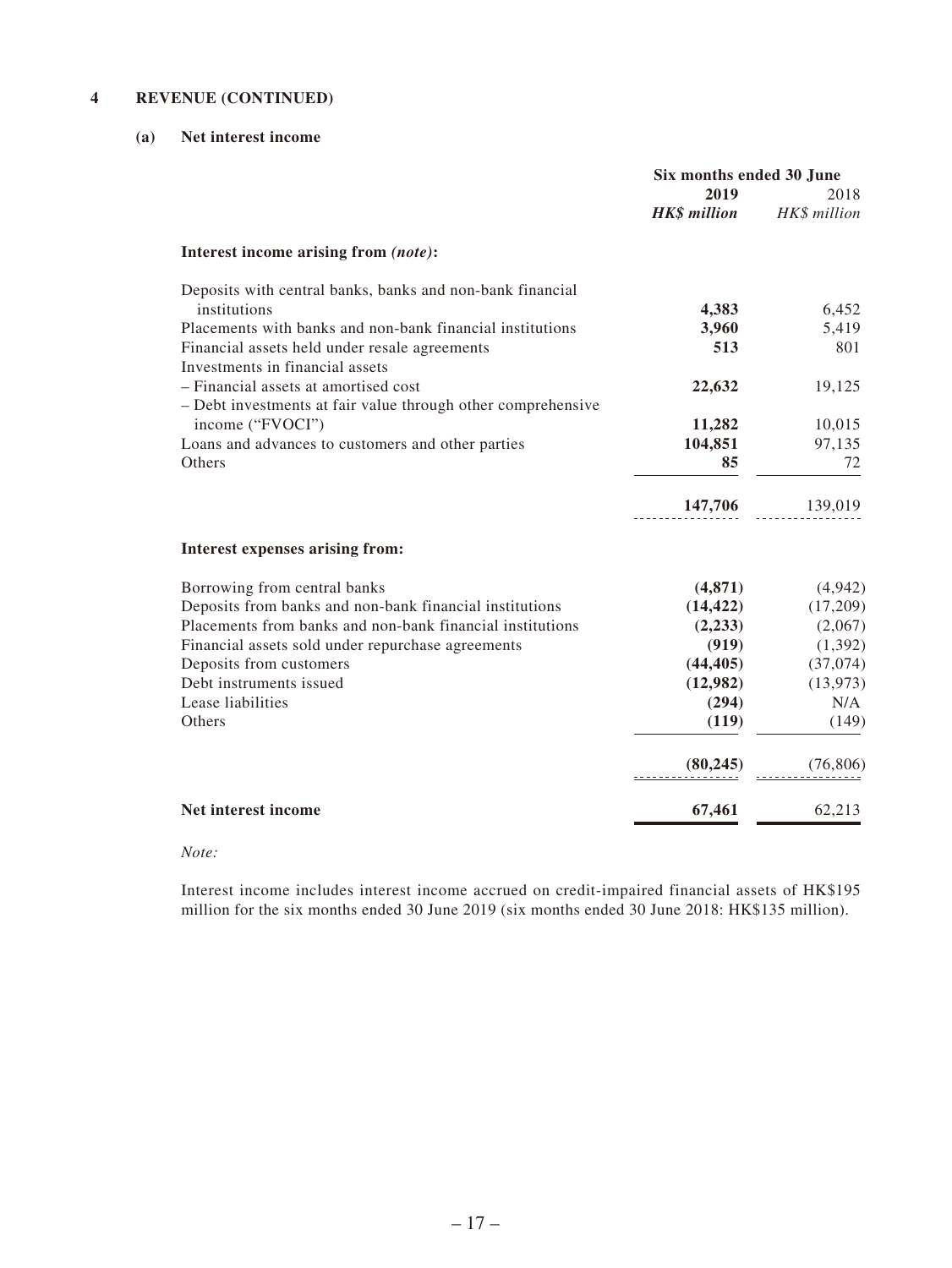## 4 REVENUE (CONTINUED)

### (a) Net interest income

| | Six months ended 30 June | |
|---|---|---|
| | **2019** | 2018 |
| | ***HK$ million*** | *HK$ million* |
| **Interest income arising from *(note)*:** | | |
| Deposits with central banks, banks and non-bank financial institutions | **4,383** | 6,452 |
| Placements with banks and non-bank financial institutions | **3,960** | 5,419 |
| Financial assets held under resale agreements | **513** | 801 |
| Investments in financial assets | | |
| – Financial assets at amortised cost | **22,632** | 19,125 |
| – Debt investments at fair value through other comprehensive income ("FVOCI") | **11,282** | 10,015 |
| Loans and advances to customers and other parties | **104,851** | 97,135 |
| Others | **85** | 72 |
| | **147,706** | 139,019 |
| **Interest expenses arising from:** | | |
| Borrowing from central banks | **(4,871)** | (4,942) |
| Deposits from banks and non-bank financial institutions | **(14,422)** | (17,209) |
| Placements from banks and non-bank financial institutions | **(2,233)** | (2,067) |
| Financial assets sold under repurchase agreements | **(919)** | (1,392) |
| Deposits from customers | **(44,405)** | (37,074) |
| Debt instruments issued | **(12,982)** | (13,973) |
| Lease liabilities | **(294)** | N/A |
| Others | **(119)** | (149) |
| | **(80,245)** | (76,806) |
| **Net interest income** | **67,461** | 62,213 |

*Note:*

Interest income includes interest income accrued on credit-impaired financial assets of HK$195 million for the six months ended 30 June 2019 (six months ended 30 June 2018: HK$135 million).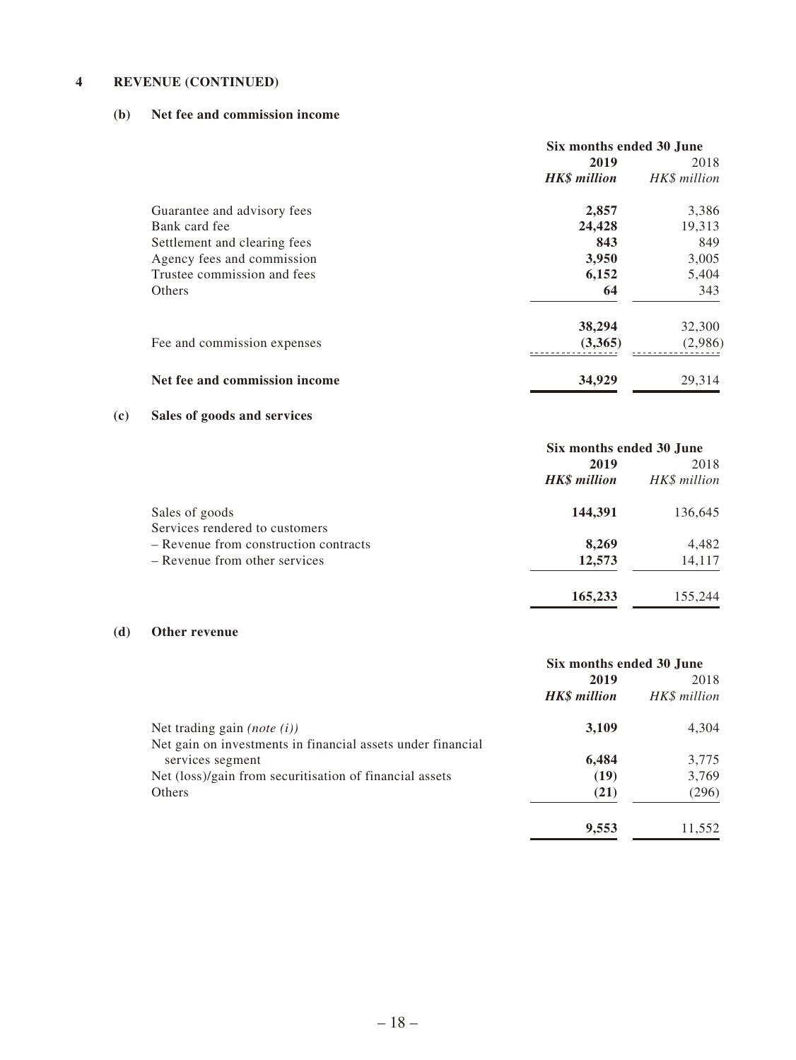## 4 REVENUE (CONTINUED)

### (b) Net fee and commission income

| | Six months ended 30 June | |
|---|---|---|
| | **2019** | 2018 |
| | ***HK$ million*** | *HK$ million* |
| Guarantee and advisory fees | **2,857** | 3,386 |
| Bank card fee | **24,428** | 19,313 |
| Settlement and clearing fees | **843** | 849 |
| Agency fees and commission | **3,950** | 3,005 |
| Trustee commission and fees | **6,152** | 5,404 |
| Others | **64** | 343 |
| | **38,294** | 32,300 |
| Fee and commission expenses | **(3,365)** | (2,986) |
| **Net fee and commission income** | **34,929** | 29,314 |

### (c) Sales of goods and services

| | Six months ended 30 June | |
|---|---|---|
| | **2019** | 2018 |
| | ***HK$ million*** | *HK$ million* |
| Sales of goods | **144,391** | 136,645 |
| Services rendered to customers | | |
| – Revenue from construction contracts | **8,269** | 4,482 |
| – Revenue from other services | **12,573** | 14,117 |
| | **165,233** | 155,244 |

### (d) Other revenue

| | Six months ended 30 June | |
|---|---|---|
| | **2019** | 2018 |
| | ***HK$ million*** | *HK$ million* |
| Net trading gain *(note (i))* | **3,109** | 4,304 |
| Net gain on investments in financial assets under financial services segment | **6,484** | 3,775 |
| Net (loss)/gain from securitisation of financial assets | **(19)** | 3,769 |
| Others | **(21)** | (296) |
| | **9,553** | 11,552 |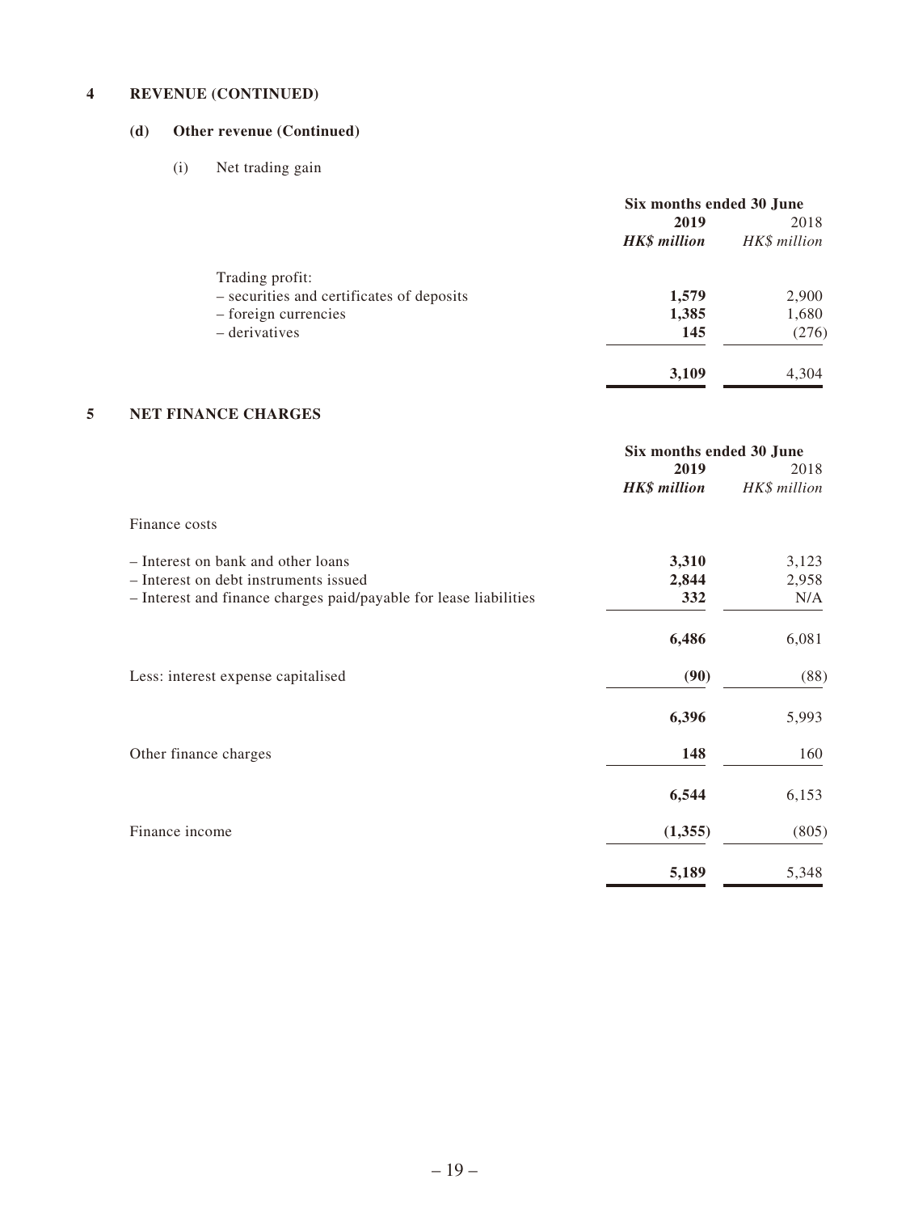## 4 REVENUE (CONTINUED)

### (d) Other revenue (Continued)

(i) Net trading gain

| | Six months ended 30 June | |
|---|---|---|
| | **2019** | 2018 |
| | ***HK$ million*** | *HK$ million* |
| Trading profit: | | |
| – securities and certificates of deposits | **1,579** | 2,900 |
| – foreign currencies | **1,385** | 1,680 |
| – derivatives | **145** | (276) |
| | **3,109** | 4,304 |

## 5 NET FINANCE CHARGES

| | Six months ended 30 June | |
|---|---|---|
| | **2019** | 2018 |
| | ***HK$ million*** | *HK$ million* |
| Finance costs | | |
| – Interest on bank and other loans | **3,310** | 3,123 |
| – Interest on debt instruments issued | **2,844** | 2,958 |
| – Interest and finance charges paid/payable for lease liabilities | **332** | N/A |
| | **6,486** | 6,081 |
| Less: interest expense capitalised | **(90)** | (88) |
| | **6,396** | 5,993 |
| Other finance charges | **148** | 160 |
| | **6,544** | 6,153 |
| Finance income | **(1,355)** | (805) |
| | **5,189** | 5,348 |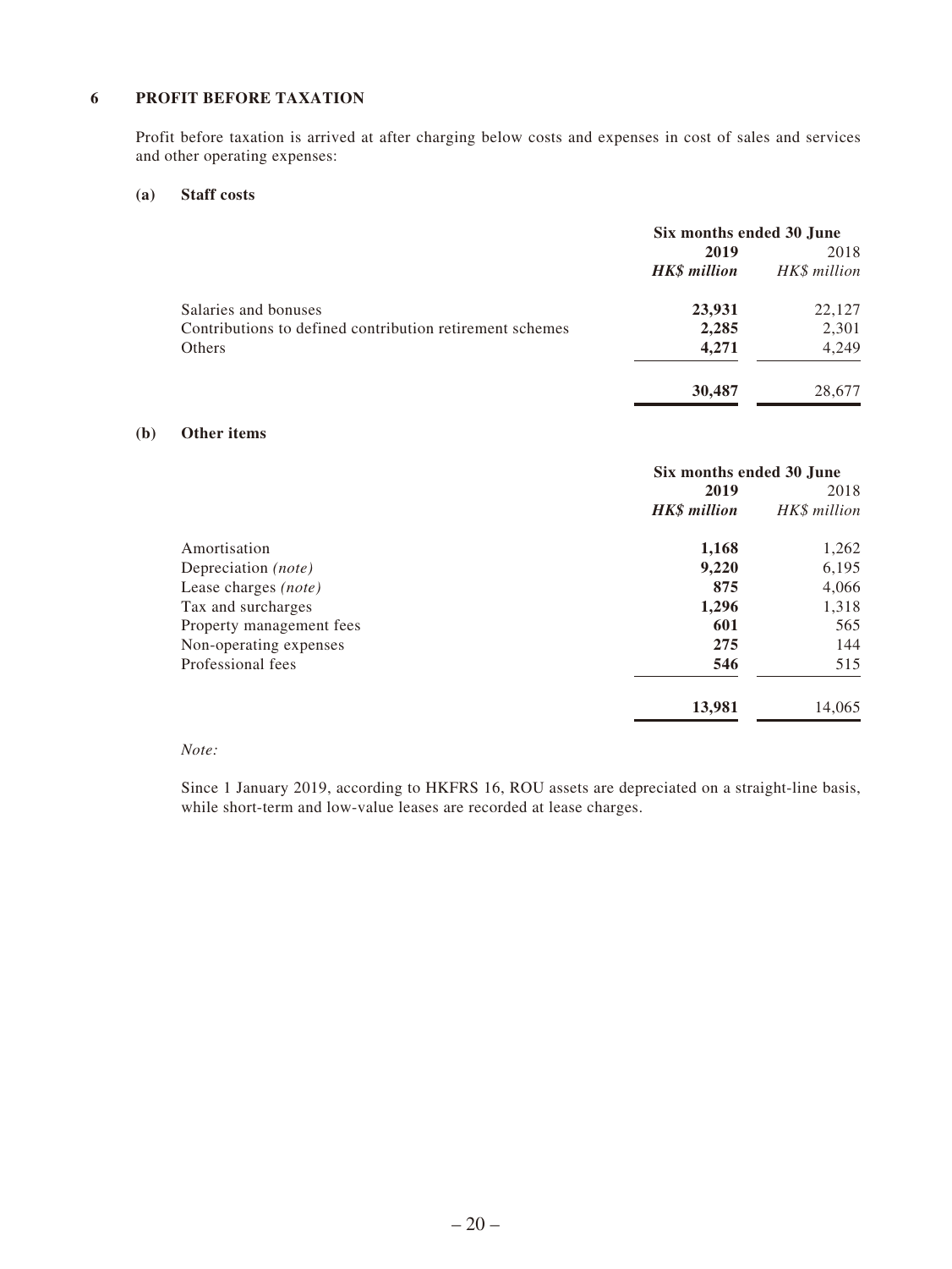## 6 PROFIT BEFORE TAXATION

Profit before taxation is arrived at after charging below costs and expenses in cost of sales and services and other operating expenses:

### (a) Staff costs

| | Six months ended 30 June | |
|---|---|---|
| | **2019** | 2018 |
| | ***HK$ million*** | *HK$ million* |
| Salaries and bonuses | **23,931** | 22,127 |
| Contributions to defined contribution retirement schemes | **2,285** | 2,301 |
| Others | **4,271** | 4,249 |
| | **30,487** | 28,677 |

### (b) Other items

| | Six months ended 30 June | |
|---|---|---|
| | **2019** | 2018 |
| | ***HK$ million*** | *HK$ million* |
| Amortisation | **1,168** | 1,262 |
| Depreciation *(note)* | **9,220** | 6,195 |
| Lease charges *(note)* | **875** | 4,066 |
| Tax and surcharges | **1,296** | 1,318 |
| Property management fees | **601** | 565 |
| Non-operating expenses | **275** | 144 |
| Professional fees | **546** | 515 |
| | **13,981** | 14,065 |

*Note:*

Since 1 January 2019, according to HKFRS 16, ROU assets are depreciated on a straight-line basis, while short-term and low-value leases are recorded at lease charges.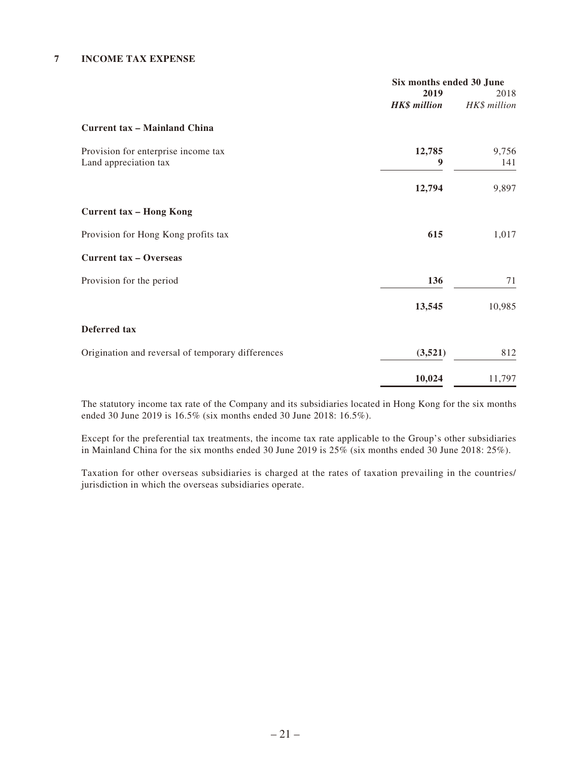## 7 INCOME TAX EXPENSE

| | Six months ended 30 June | |
|---|---|---|
| | **2019** | 2018 |
| | ***HK$ million*** | *HK$ million* |
| **Current tax – Mainland China** | | |
| Provision for enterprise income tax | **12,785** | 9,756 |
| Land appreciation tax | **9** | 141 |
| | **12,794** | 9,897 |
| **Current tax – Hong Kong** | | |
| Provision for Hong Kong profits tax | **615** | 1,017 |
| **Current tax – Overseas** | | |
| Provision for the period | **136** | 71 |
| | **13,545** | 10,985 |
| **Deferred tax** | | |
| Origination and reversal of temporary differences | **(3,521)** | 812 |
| | **10,024** | 11,797 |

The statutory income tax rate of the Company and its subsidiaries located in Hong Kong for the six months ended 30 June 2019 is 16.5% (six months ended 30 June 2018: 16.5%).

Except for the preferential tax treatments, the income tax rate applicable to the Group's other subsidiaries in Mainland China for the six months ended 30 June 2019 is 25% (six months ended 30 June 2018: 25%).

Taxation for other overseas subsidiaries is charged at the rates of taxation prevailing in the countries/ jurisdiction in which the overseas subsidiaries operate.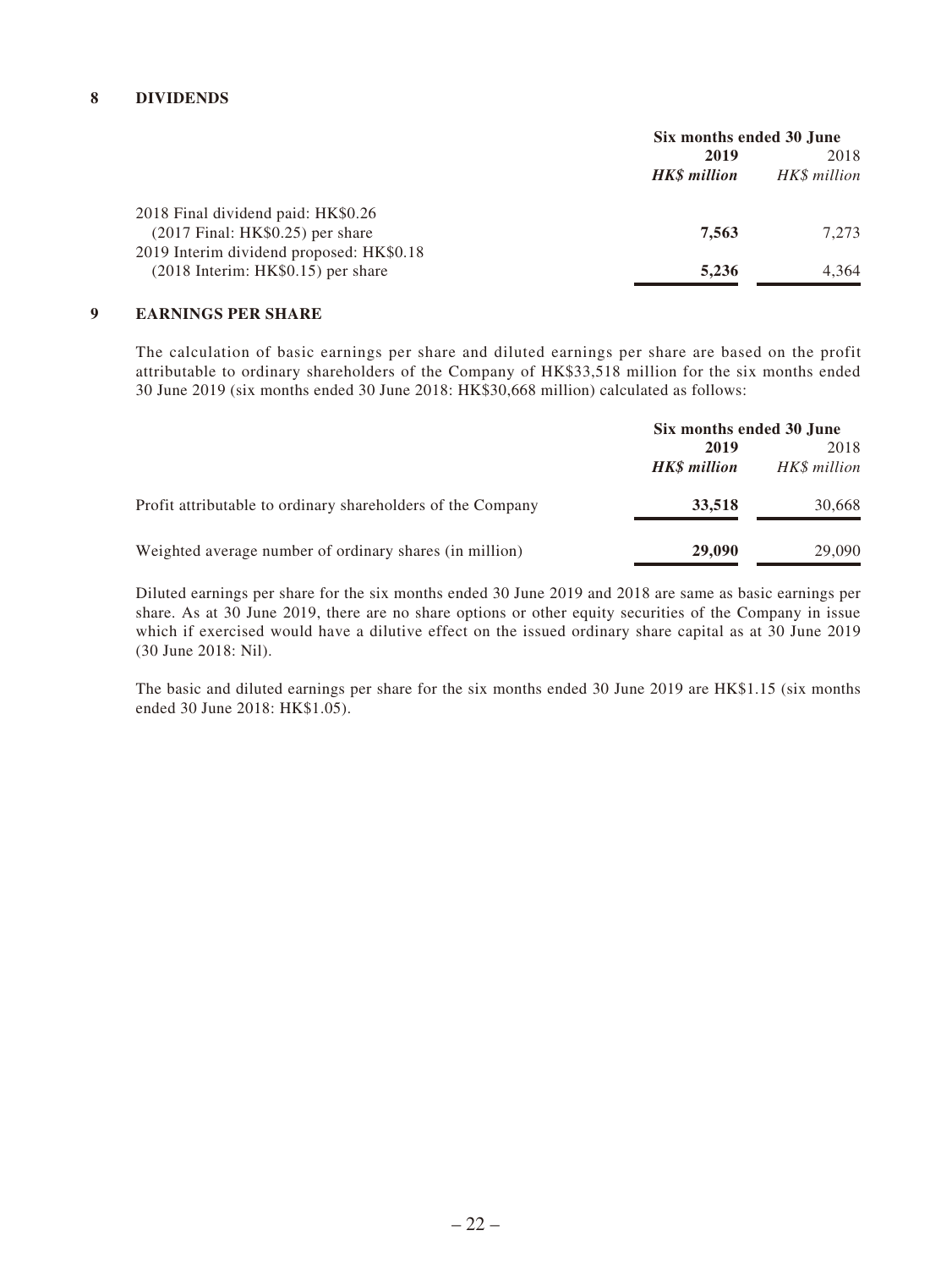## 8 DIVIDENDS

| | Six months ended 30 June | |
|---|---|---|
| | **2019** | 2018 |
| | ***HK$ million*** | *HK$ million* |
| 2018 Final dividend paid: HK$0.26 (2017 Final: HK$0.25) per share | **7,563** | 7,273 |
| 2019 Interim dividend proposed: HK$0.18 (2018 Interim: HK$0.15) per share | **5,236** | 4,364 |

## 9 EARNINGS PER SHARE

The calculation of basic earnings per share and diluted earnings per share are based on the profit attributable to ordinary shareholders of the Company of HK$33,518 million for the six months ended 30 June 2019 (six months ended 30 June 2018: HK$30,668 million) calculated as follows:

| | Six months ended 30 June | |
|---|---|---|
| | **2019** | 2018 |
| | ***HK$ million*** | *HK$ million* |
| Profit attributable to ordinary shareholders of the Company | **33,518** | 30,668 |
| Weighted average number of ordinary shares (in million) | **29,090** | 29,090 |

Diluted earnings per share for the six months ended 30 June 2019 and 2018 are same as basic earnings per share. As at 30 June 2019, there are no share options or other equity securities of the Company in issue which if exercised would have a dilutive effect on the issued ordinary share capital as at 30 June 2019 (30 June 2018: Nil).

The basic and diluted earnings per share for the six months ended 30 June 2019 are HK$1.15 (six months ended 30 June 2018: HK$1.05).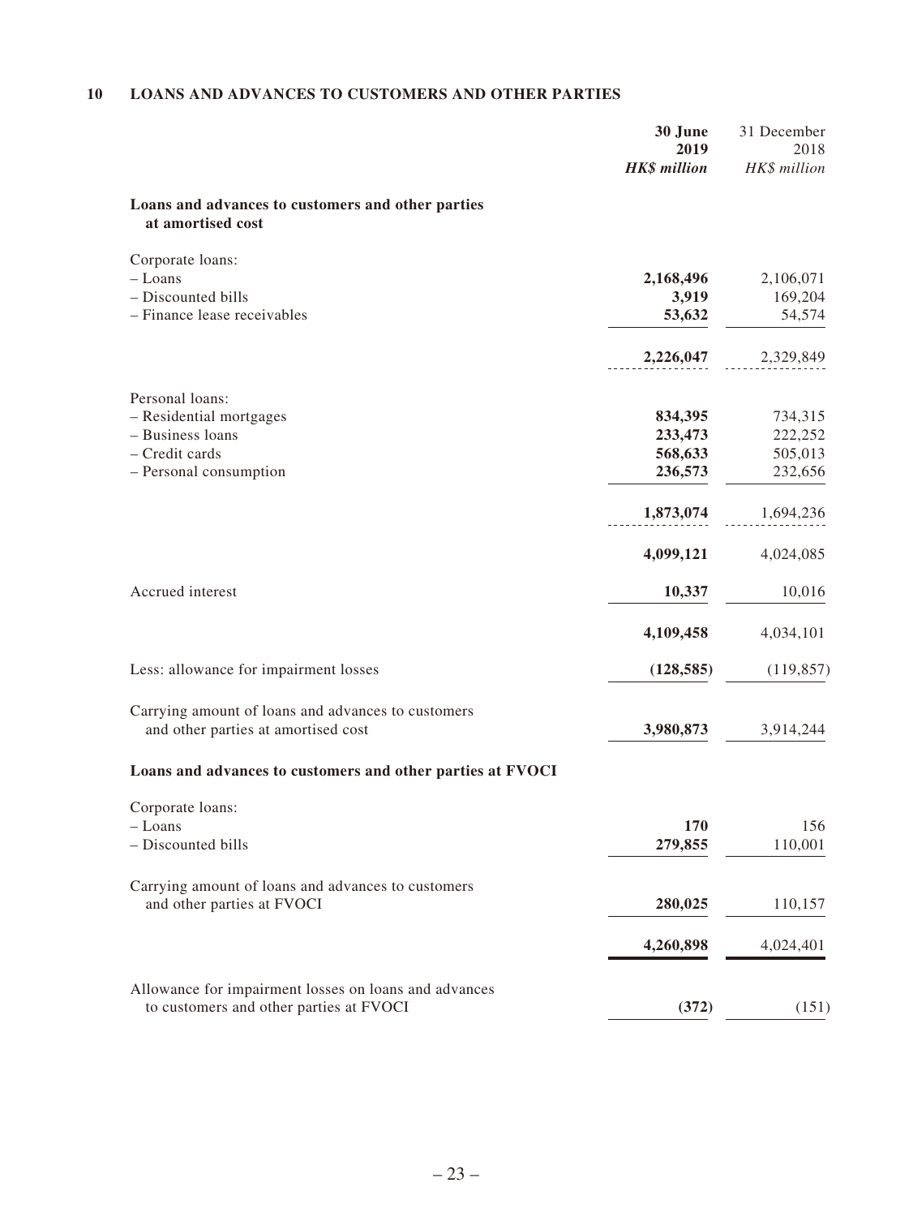## 10 LOANS AND ADVANCES TO CUSTOMERS AND OTHER PARTIES

| | 30 June 2019 *HK$ million* | 31 December 2018 *HK$ million* |
|---|---|---|
| **Loans and advances to customers and other parties at amortised cost** | | |
| Corporate loans: | | |
| – Loans | **2,168,496** | 2,106,071 |
| – Discounted bills | **3,919** | 169,204 |
| – Finance lease receivables | **53,632** | 54,574 |
| | **2,226,047** | 2,329,849 |
| Personal loans: | | |
| – Residential mortgages | **834,395** | 734,315 |
| – Business loans | **233,473** | 222,252 |
| – Credit cards | **568,633** | 505,013 |
| – Personal consumption | **236,573** | 232,656 |
| | **1,873,074** | 1,694,236 |
| | **4,099,121** | 4,024,085 |
| Accrued interest | **10,337** | 10,016 |
| | **4,109,458** | 4,034,101 |
| Less: allowance for impairment losses | **(128,585)** | (119,857) |
| Carrying amount of loans and advances to customers and other parties at amortised cost | **3,980,873** | 3,914,244 |
| **Loans and advances to customers and other parties at FVOCI** | | |
| Corporate loans: | | |
| – Loans | **170** | 156 |
| – Discounted bills | **279,855** | 110,001 |
| Carrying amount of loans and advances to customers and other parties at FVOCI | **280,025** | 110,157 |
| | **4,260,898** | 4,024,401 |
| Allowance for impairment losses on loans and advances to customers and other parties at FVOCI | **(372)** | (151) |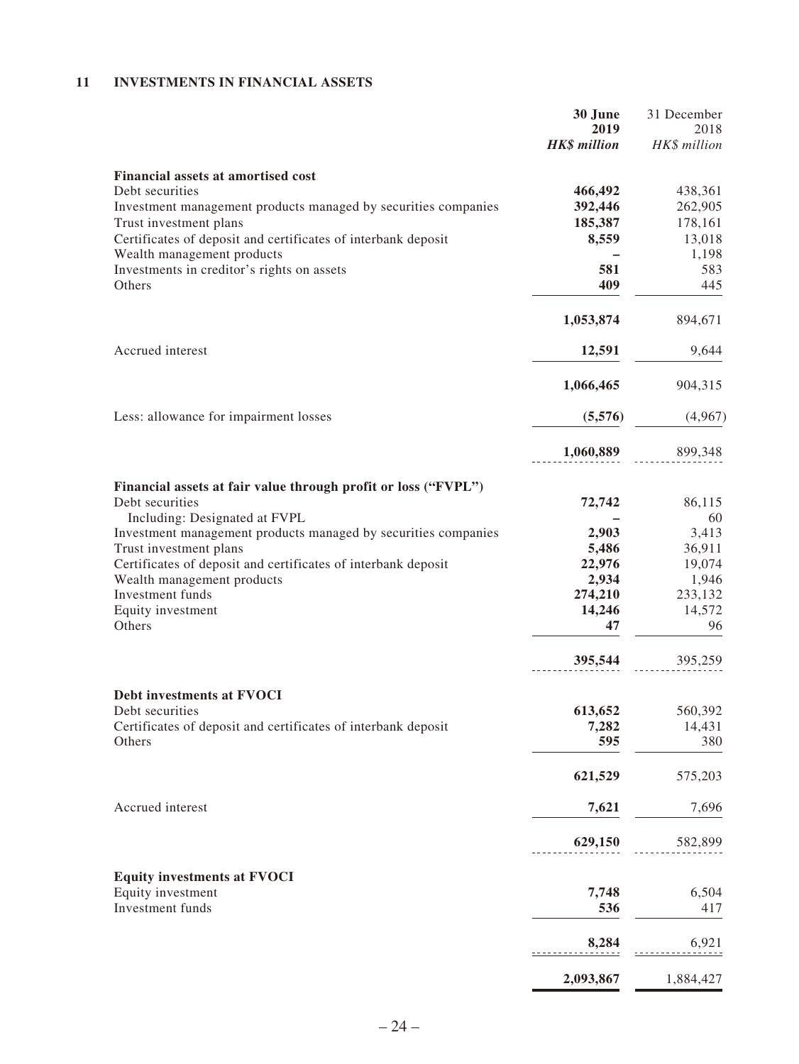## 11 INVESTMENTS IN FINANCIAL ASSETS

| | 30 June 2019 *HK$ million* | 31 December 2018 *HK$ million* |
|---|---|---|
| **Financial assets at amortised cost** | | |
| Debt securities | **466,492** | 438,361 |
| Investment management products managed by securities companies | **392,446** | 262,905 |
| Trust investment plans | **185,387** | 178,161 |
| Certificates of deposit and certificates of interbank deposit | **8,559** | 13,018 |
| Wealth management products | **–** | 1,198 |
| Investments in creditor's rights on assets | **581** | 583 |
| Others | **409** | 445 |
| | **1,053,874** | 894,671 |
| Accrued interest | **12,591** | 9,644 |
| | **1,066,465** | 904,315 |
| Less: allowance for impairment losses | **(5,576)** | (4,967) |
| | **1,060,889** | 899,348 |
| **Financial assets at fair value through profit or loss ("FVPL")** | | |
| Debt securities | **72,742** | 86,115 |
| Including: Designated at FVPL | **–** | 60 |
| Investment management products managed by securities companies | **2,903** | 3,413 |
| Trust investment plans | **5,486** | 36,911 |
| Certificates of deposit and certificates of interbank deposit | **22,976** | 19,074 |
| Wealth management products | **2,934** | 1,946 |
| Investment funds | **274,210** | 233,132 |
| Equity investment | **14,246** | 14,572 |
| Others | **47** | 96 |
| | **395,544** | 395,259 |
| **Debt investments at FVOCI** | | |
| Debt securities | **613,652** | 560,392 |
| Certificates of deposit and certificates of interbank deposit | **7,282** | 14,431 |
| Others | **595** | 380 |
| | **621,529** | 575,203 |
| Accrued interest | **7,621** | 7,696 |
| | **629,150** | 582,899 |
| **Equity investments at FVOCI** | | |
| Equity investment | **7,748** | 6,504 |
| Investment funds | **536** | 417 |
| | **8,284** | 6,921 |
| | **2,093,867** | 1,884,427 |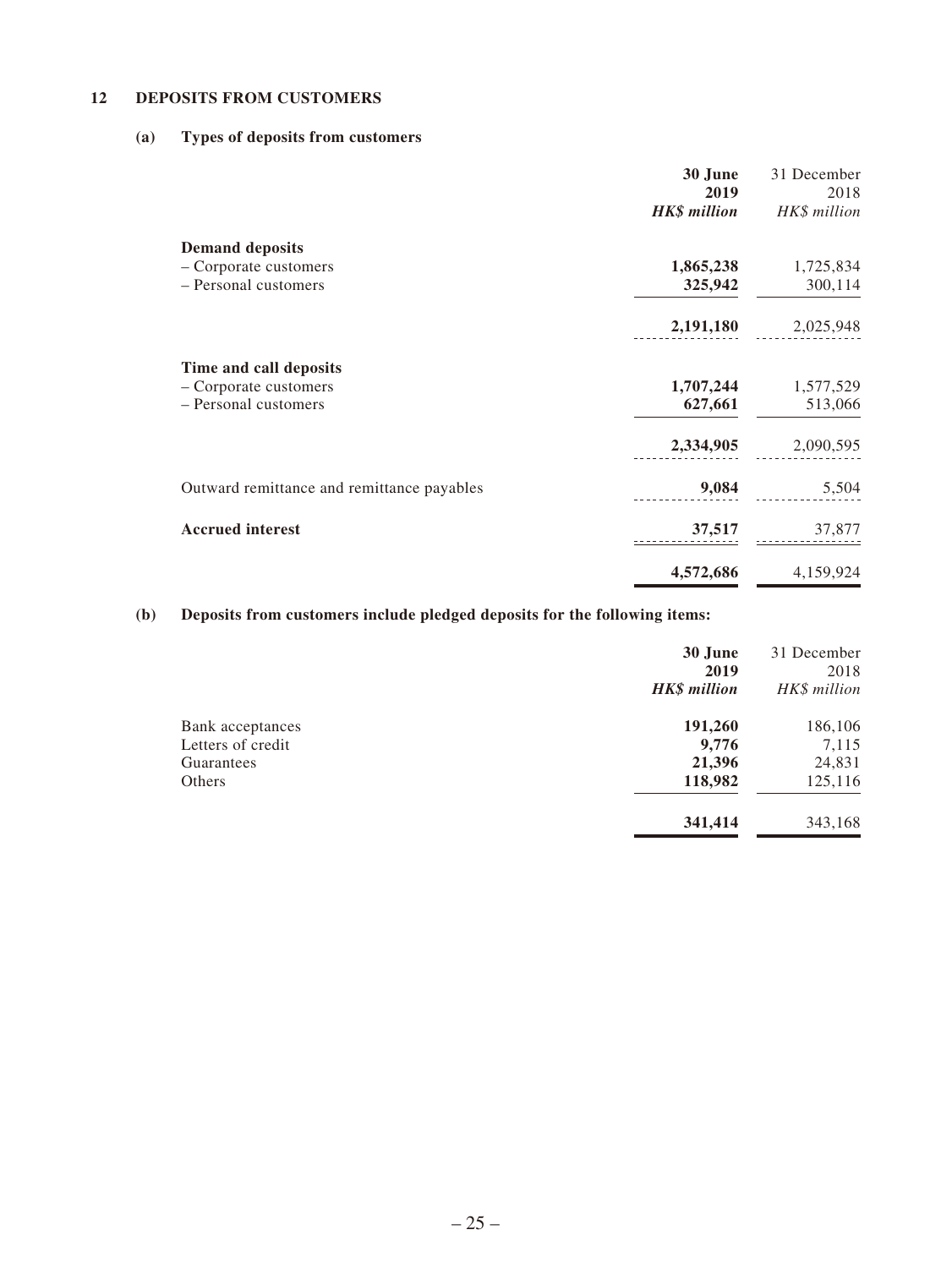## 12 DEPOSITS FROM CUSTOMERS

### (a) Types of deposits from customers

| | **30 June 2019** | 31 December 2018 |
|---|---|---|
| | ***HK$ million*** | *HK$ million* |
| **Demand deposits** | | |
| – Corporate customers | **1,865,238** | 1,725,834 |
| – Personal customers | **325,942** | 300,114 |
| | **2,191,180** | 2,025,948 |
| **Time and call deposits** | | |
| – Corporate customers | **1,707,244** | 1,577,529 |
| – Personal customers | **627,661** | 513,066 |
| | **2,334,905** | 2,090,595 |
| Outward remittance and remittance payables | **9,084** | 5,504 |
| **Accrued interest** | **37,517** | 37,877 |
| | **4,572,686** | 4,159,924 |

### (b) Deposits from customers include pledged deposits for the following items:

| | **30 June 2019** | 31 December 2018 |
|---|---|---|
| | ***HK$ million*** | *HK$ million* |
| Bank acceptances | **191,260** | 186,106 |
| Letters of credit | **9,776** | 7,115 |
| Guarantees | **21,396** | 24,831 |
| Others | **118,982** | 125,116 |
| | **341,414** | 343,168 |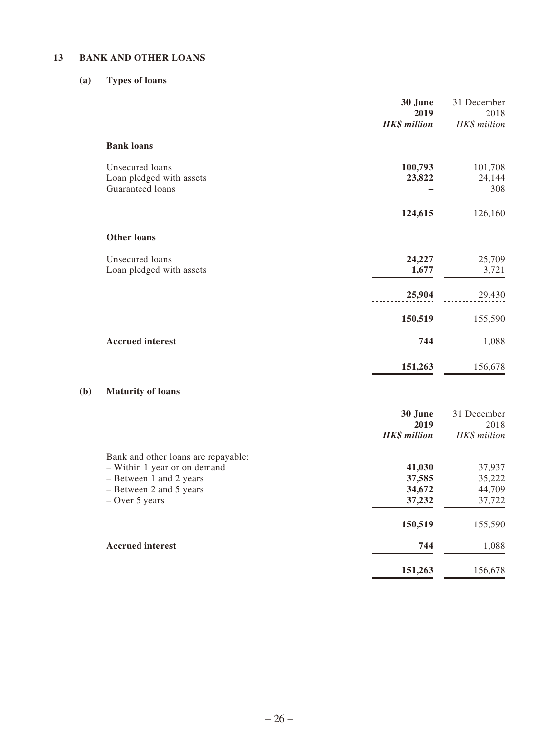## 13 BANK AND OTHER LOANS

### (a) Types of loans

| | 30 June 2019 HK$ million | 31 December 2018 HK$ million |
|---|---|---|
| **Bank loans** | | |
| Unsecured loans | **100,793** | 101,708 |
| Loan pledged with assets | **23,822** | 24,144 |
| Guaranteed loans | **–** | 308 |
| | **124,615** | 126,160 |
| **Other loans** | | |
| Unsecured loans | **24,227** | 25,709 |
| Loan pledged with assets | **1,677** | 3,721 |
| | **25,904** | 29,430 |
| | **150,519** | 155,590 |
| **Accrued interest** | **744** | 1,088 |
| | **151,263** | 156,678 |

### (b) Maturity of loans

| | 30 June 2019 HK$ million | 31 December 2018 HK$ million |
|---|---|---|
| Bank and other loans are repayable: | | |
| – Within 1 year or on demand | **41,030** | 37,937 |
| – Between 1 and 2 years | **37,585** | 35,222 |
| – Between 2 and 5 years | **34,672** | 44,709 |
| – Over 5 years | **37,232** | 37,722 |
| | **150,519** | 155,590 |
| **Accrued interest** | **744** | 1,088 |
| | **151,263** | 156,678 |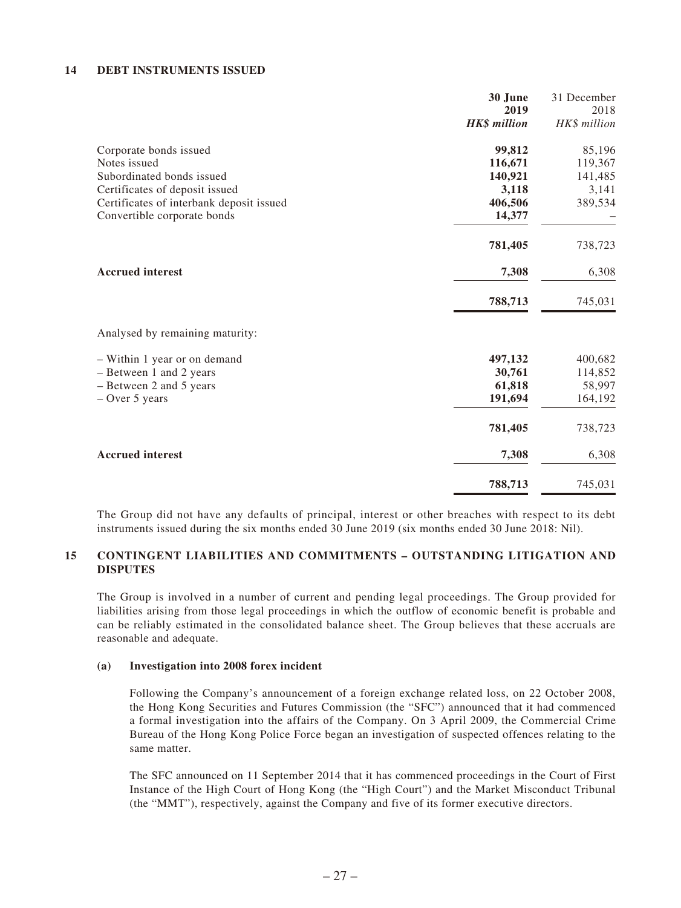## 14 DEBT INSTRUMENTS ISSUED

| | **30 June 2019** | 31 December 2018 |
|---|---|---|
| | ***HK\$ million*** | *HK\$ million* |
| Corporate bonds issued | **99,812** | 85,196 |
| Notes issued | **116,671** | 119,367 |
| Subordinated bonds issued | **140,921** | 141,485 |
| Certificates of deposit issued | **3,118** | 3,141 |
| Certificates of interbank deposit issued | **406,506** | 389,534 |
| Convertible corporate bonds | **14,377** | – |
| | **781,405** | 738,723 |
| **Accrued interest** | **7,308** | 6,308 |
| | **788,713** | 745,031 |
| Analysed by remaining maturity: | | |
| – Within 1 year or on demand | **497,132** | 400,682 |
| – Between 1 and 2 years | **30,761** | 114,852 |
| – Between 2 and 5 years | **61,818** | 58,997 |
| – Over 5 years | **191,694** | 164,192 |
| | **781,405** | 738,723 |
| **Accrued interest** | **7,308** | 6,308 |
| | **788,713** | 745,031 |

The Group did not have any defaults of principal, interest or other breaches with respect to its debt instruments issued during the six months ended 30 June 2019 (six months ended 30 June 2018: Nil).

## 15 CONTINGENT LIABILITIES AND COMMITMENTS – OUTSTANDING LITIGATION AND DISPUTES

The Group is involved in a number of current and pending legal proceedings. The Group provided for liabilities arising from those legal proceedings in which the outflow of economic benefit is probable and can be reliably estimated in the consolidated balance sheet. The Group believes that these accruals are reasonable and adequate.

### (a) Investigation into 2008 forex incident

Following the Company's announcement of a foreign exchange related loss, on 22 October 2008, the Hong Kong Securities and Futures Commission (the "SFC") announced that it had commenced a formal investigation into the affairs of the Company. On 3 April 2009, the Commercial Crime Bureau of the Hong Kong Police Force began an investigation of suspected offences relating to the same matter.

The SFC announced on 11 September 2014 that it has commenced proceedings in the Court of First Instance of the High Court of Hong Kong (the "High Court") and the Market Misconduct Tribunal (the "MMT"), respectively, against the Company and five of its former executive directors.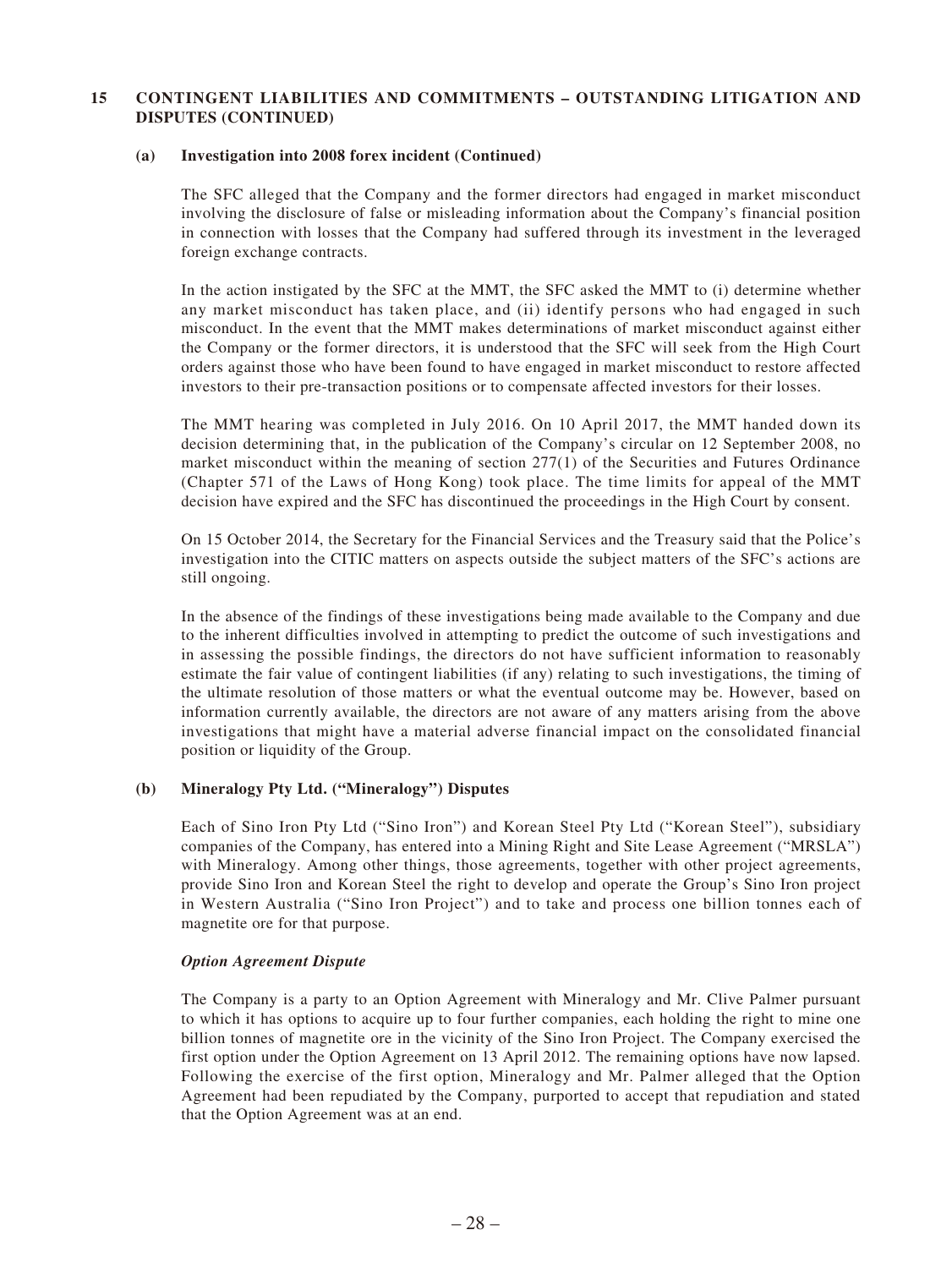## 15 CONTINGENT LIABILITIES AND COMMITMENTS – OUTSTANDING LITIGATION AND DISPUTES (CONTINUED)

### (a) Investigation into 2008 forex incident (Continued)

The SFC alleged that the Company and the former directors had engaged in market misconduct involving the disclosure of false or misleading information about the Company's financial position in connection with losses that the Company had suffered through its investment in the leveraged foreign exchange contracts.

In the action instigated by the SFC at the MMT, the SFC asked the MMT to (i) determine whether any market misconduct has taken place, and (ii) identify persons who had engaged in such misconduct. In the event that the MMT makes determinations of market misconduct against either the Company or the former directors, it is understood that the SFC will seek from the High Court orders against those who have been found to have engaged in market misconduct to restore affected investors to their pre-transaction positions or to compensate affected investors for their losses.

The MMT hearing was completed in July 2016. On 10 April 2017, the MMT handed down its decision determining that, in the publication of the Company's circular on 12 September 2008, no market misconduct within the meaning of section 277(1) of the Securities and Futures Ordinance (Chapter 571 of the Laws of Hong Kong) took place. The time limits for appeal of the MMT decision have expired and the SFC has discontinued the proceedings in the High Court by consent.

On 15 October 2014, the Secretary for the Financial Services and the Treasury said that the Police's investigation into the CITIC matters on aspects outside the subject matters of the SFC's actions are still ongoing.

In the absence of the findings of these investigations being made available to the Company and due to the inherent difficulties involved in attempting to predict the outcome of such investigations and in assessing the possible findings, the directors do not have sufficient information to reasonably estimate the fair value of contingent liabilities (if any) relating to such investigations, the timing of the ultimate resolution of those matters or what the eventual outcome may be. However, based on information currently available, the directors are not aware of any matters arising from the above investigations that might have a material adverse financial impact on the consolidated financial position or liquidity of the Group.

### (b) Mineralogy Pty Ltd. ("Mineralogy") Disputes

Each of Sino Iron Pty Ltd ("Sino Iron") and Korean Steel Pty Ltd ("Korean Steel"), subsidiary companies of the Company, has entered into a Mining Right and Site Lease Agreement ("MRSLA") with Mineralogy. Among other things, those agreements, together with other project agreements, provide Sino Iron and Korean Steel the right to develop and operate the Group's Sino Iron project in Western Australia ("Sino Iron Project") and to take and process one billion tonnes each of magnetite ore for that purpose.

***Option Agreement Dispute***

The Company is a party to an Option Agreement with Mineralogy and Mr. Clive Palmer pursuant to which it has options to acquire up to four further companies, each holding the right to mine one billion tonnes of magnetite ore in the vicinity of the Sino Iron Project. The Company exercised the first option under the Option Agreement on 13 April 2012. The remaining options have now lapsed. Following the exercise of the first option, Mineralogy and Mr. Palmer alleged that the Option Agreement had been repudiated by the Company, purported to accept that repudiation and stated that the Option Agreement was at an end.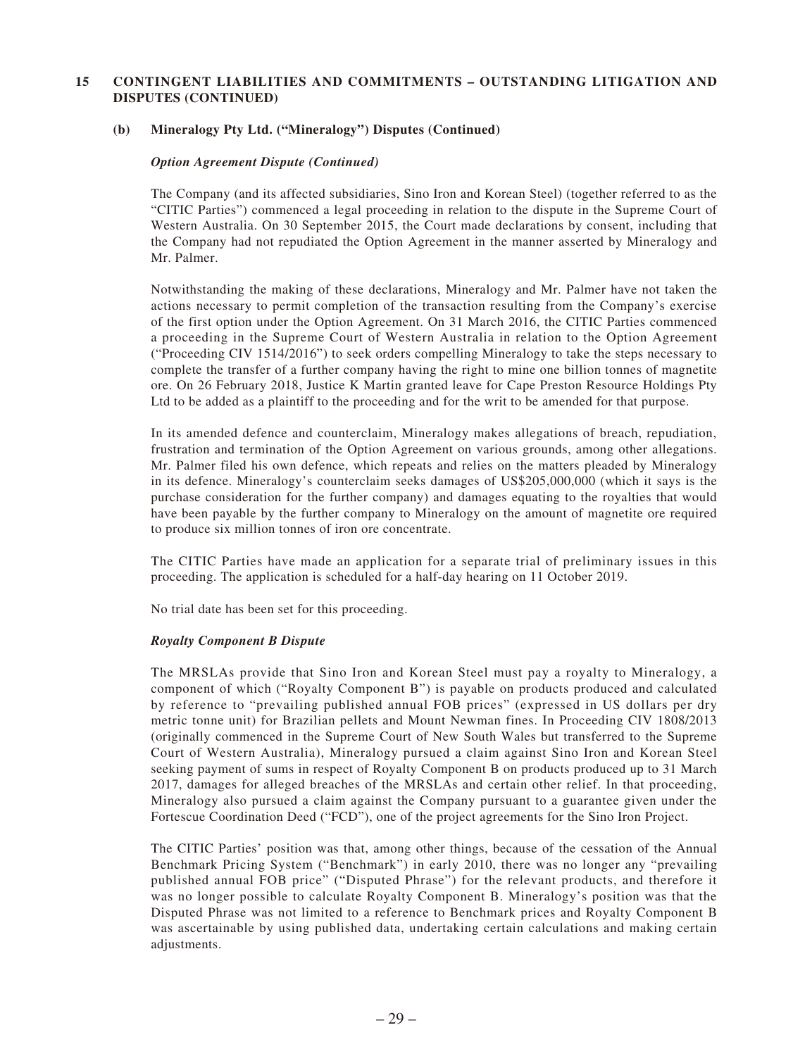## 15 CONTINGENT LIABILITIES AND COMMITMENTS – OUTSTANDING LITIGATION AND DISPUTES (CONTINUED)

### (b) Mineralogy Pty Ltd. ("Mineralogy") Disputes (Continued)

***Option Agreement Dispute (Continued)***

The Company (and its affected subsidiaries, Sino Iron and Korean Steel) (together referred to as the "CITIC Parties") commenced a legal proceeding in relation to the dispute in the Supreme Court of Western Australia. On 30 September 2015, the Court made declarations by consent, including that the Company had not repudiated the Option Agreement in the manner asserted by Mineralogy and Mr. Palmer.

Notwithstanding the making of these declarations, Mineralogy and Mr. Palmer have not taken the actions necessary to permit completion of the transaction resulting from the Company's exercise of the first option under the Option Agreement. On 31 March 2016, the CITIC Parties commenced a proceeding in the Supreme Court of Western Australia in relation to the Option Agreement ("Proceeding CIV 1514/2016") to seek orders compelling Mineralogy to take the steps necessary to complete the transfer of a further company having the right to mine one billion tonnes of magnetite ore. On 26 February 2018, Justice K Martin granted leave for Cape Preston Resource Holdings Pty Ltd to be added as a plaintiff to the proceeding and for the writ to be amended for that purpose.

In its amended defence and counterclaim, Mineralogy makes allegations of breach, repudiation, frustration and termination of the Option Agreement on various grounds, among other allegations. Mr. Palmer filed his own defence, which repeats and relies on the matters pleaded by Mineralogy in its defence. Mineralogy's counterclaim seeks damages of US$205,000,000 (which it says is the purchase consideration for the further company) and damages equating to the royalties that would have been payable by the further company to Mineralogy on the amount of magnetite ore required to produce six million tonnes of iron ore concentrate.

The CITIC Parties have made an application for a separate trial of preliminary issues in this proceeding. The application is scheduled for a half-day hearing on 11 October 2019.

No trial date has been set for this proceeding.

***Royalty Component B Dispute***

The MRSLAs provide that Sino Iron and Korean Steel must pay a royalty to Mineralogy, a component of which ("Royalty Component B") is payable on products produced and calculated by reference to "prevailing published annual FOB prices" (expressed in US dollars per dry metric tonne unit) for Brazilian pellets and Mount Newman fines. In Proceeding CIV 1808/2013 (originally commenced in the Supreme Court of New South Wales but transferred to the Supreme Court of Western Australia), Mineralogy pursued a claim against Sino Iron and Korean Steel seeking payment of sums in respect of Royalty Component B on products produced up to 31 March 2017, damages for alleged breaches of the MRSLAs and certain other relief. In that proceeding, Mineralogy also pursued a claim against the Company pursuant to a guarantee given under the Fortescue Coordination Deed ("FCD"), one of the project agreements for the Sino Iron Project.

The CITIC Parties' position was that, among other things, because of the cessation of the Annual Benchmark Pricing System ("Benchmark") in early 2010, there was no longer any "prevailing published annual FOB price" ("Disputed Phrase") for the relevant products, and therefore it was no longer possible to calculate Royalty Component B. Mineralogy's position was that the Disputed Phrase was not limited to a reference to Benchmark prices and Royalty Component B was ascertainable by using published data, undertaking certain calculations and making certain adjustments.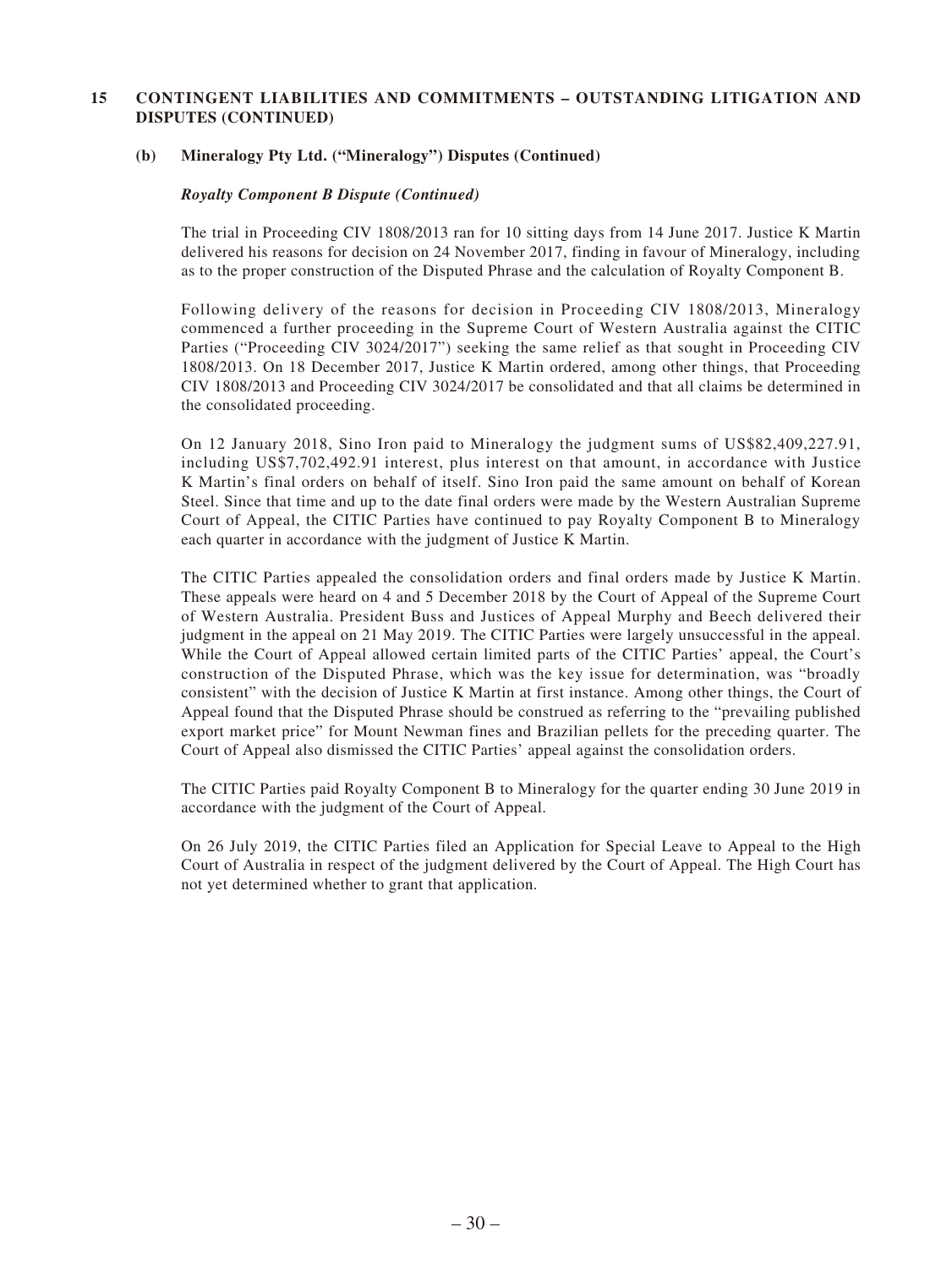## 15 CONTINGENT LIABILITIES AND COMMITMENTS – OUTSTANDING LITIGATION AND DISPUTES (CONTINUED)

### (b) Mineralogy Pty Ltd. ("Mineralogy") Disputes (Continued)

***Royalty Component B Dispute (Continued)***

The trial in Proceeding CIV 1808/2013 ran for 10 sitting days from 14 June 2017. Justice K Martin delivered his reasons for decision on 24 November 2017, finding in favour of Mineralogy, including as to the proper construction of the Disputed Phrase and the calculation of Royalty Component B.

Following delivery of the reasons for decision in Proceeding CIV 1808/2013, Mineralogy commenced a further proceeding in the Supreme Court of Western Australia against the CITIC Parties ("Proceeding CIV 3024/2017") seeking the same relief as that sought in Proceeding CIV 1808/2013. On 18 December 2017, Justice K Martin ordered, among other things, that Proceeding CIV 1808/2013 and Proceeding CIV 3024/2017 be consolidated and that all claims be determined in the consolidated proceeding.

On 12 January 2018, Sino Iron paid to Mineralogy the judgment sums of US$82,409,227.91, including US$7,702,492.91 interest, plus interest on that amount, in accordance with Justice K Martin's final orders on behalf of itself. Sino Iron paid the same amount on behalf of Korean Steel. Since that time and up to the date final orders were made by the Western Australian Supreme Court of Appeal, the CITIC Parties have continued to pay Royalty Component B to Mineralogy each quarter in accordance with the judgment of Justice K Martin.

The CITIC Parties appealed the consolidation orders and final orders made by Justice K Martin. These appeals were heard on 4 and 5 December 2018 by the Court of Appeal of the Supreme Court of Western Australia. President Buss and Justices of Appeal Murphy and Beech delivered their judgment in the appeal on 21 May 2019. The CITIC Parties were largely unsuccessful in the appeal. While the Court of Appeal allowed certain limited parts of the CITIC Parties' appeal, the Court's construction of the Disputed Phrase, which was the key issue for determination, was "broadly consistent" with the decision of Justice K Martin at first instance. Among other things, the Court of Appeal found that the Disputed Phrase should be construed as referring to the "prevailing published export market price" for Mount Newman fines and Brazilian pellets for the preceding quarter. The Court of Appeal also dismissed the CITIC Parties' appeal against the consolidation orders.

The CITIC Parties paid Royalty Component B to Mineralogy for the quarter ending 30 June 2019 in accordance with the judgment of the Court of Appeal.

On 26 July 2019, the CITIC Parties filed an Application for Special Leave to Appeal to the High Court of Australia in respect of the judgment delivered by the Court of Appeal. The High Court has not yet determined whether to grant that application.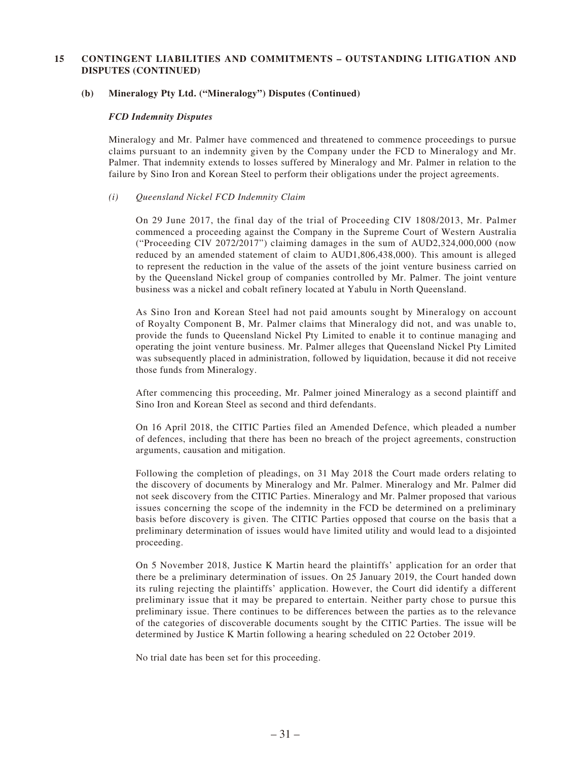## 15 CONTINGENT LIABILITIES AND COMMITMENTS – OUTSTANDING LITIGATION AND DISPUTES (CONTINUED)

### (b) Mineralogy Pty Ltd. ("Mineralogy") Disputes (Continued)

***FCD Indemnity Disputes***

Mineralogy and Mr. Palmer have commenced and threatened to commence proceedings to pursue claims pursuant to an indemnity given by the Company under the FCD to Mineralogy and Mr. Palmer. That indemnity extends to losses suffered by Mineralogy and Mr. Palmer in relation to the failure by Sino Iron and Korean Steel to perform their obligations under the project agreements.

*(i) Queensland Nickel FCD Indemnity Claim*

On 29 June 2017, the final day of the trial of Proceeding CIV 1808/2013, Mr. Palmer commenced a proceeding against the Company in the Supreme Court of Western Australia ("Proceeding CIV 2072/2017") claiming damages in the sum of AUD2,324,000,000 (now reduced by an amended statement of claim to AUD1,806,438,000). This amount is alleged to represent the reduction in the value of the assets of the joint venture business carried on by the Queensland Nickel group of companies controlled by Mr. Palmer. The joint venture business was a nickel and cobalt refinery located at Yabulu in North Queensland.

As Sino Iron and Korean Steel had not paid amounts sought by Mineralogy on account of Royalty Component B, Mr. Palmer claims that Mineralogy did not, and was unable to, provide the funds to Queensland Nickel Pty Limited to enable it to continue managing and operating the joint venture business. Mr. Palmer alleges that Queensland Nickel Pty Limited was subsequently placed in administration, followed by liquidation, because it did not receive those funds from Mineralogy.

After commencing this proceeding, Mr. Palmer joined Mineralogy as a second plaintiff and Sino Iron and Korean Steel as second and third defendants.

On 16 April 2018, the CITIC Parties filed an Amended Defence, which pleaded a number of defences, including that there has been no breach of the project agreements, construction arguments, causation and mitigation.

Following the completion of pleadings, on 31 May 2018 the Court made orders relating to the discovery of documents by Mineralogy and Mr. Palmer. Mineralogy and Mr. Palmer did not seek discovery from the CITIC Parties. Mineralogy and Mr. Palmer proposed that various issues concerning the scope of the indemnity in the FCD be determined on a preliminary basis before discovery is given. The CITIC Parties opposed that course on the basis that a preliminary determination of issues would have limited utility and would lead to a disjointed proceeding.

On 5 November 2018, Justice K Martin heard the plaintiffs' application for an order that there be a preliminary determination of issues. On 25 January 2019, the Court handed down its ruling rejecting the plaintiffs' application. However, the Court did identify a different preliminary issue that it may be prepared to entertain. Neither party chose to pursue this preliminary issue. There continues to be differences between the parties as to the relevance of the categories of discoverable documents sought by the CITIC Parties. The issue will be determined by Justice K Martin following a hearing scheduled on 22 October 2019.

No trial date has been set for this proceeding.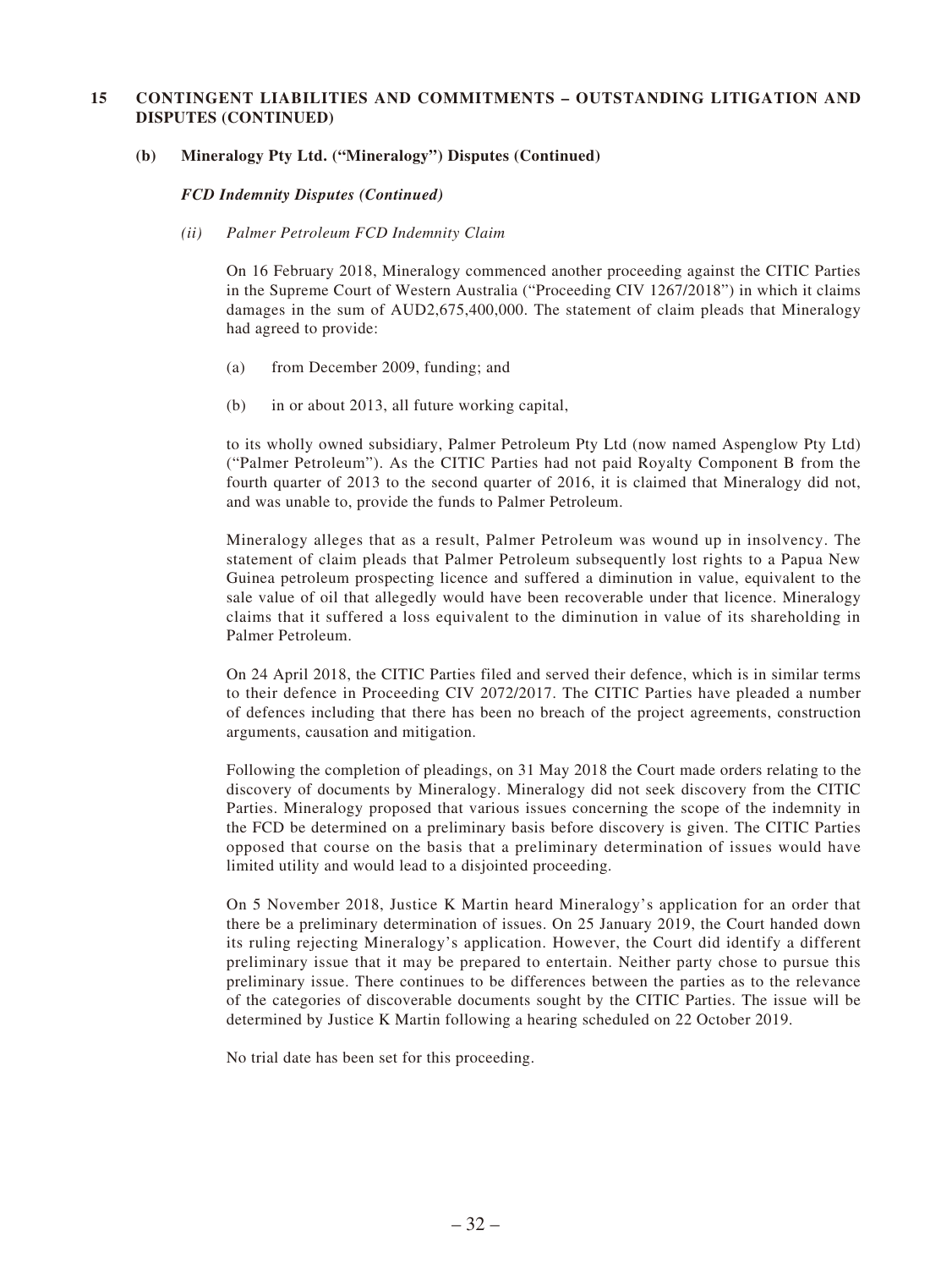## 15 CONTINGENT LIABILITIES AND COMMITMENTS – OUTSTANDING LITIGATION AND DISPUTES (CONTINUED)

### (b) Mineralogy Pty Ltd. ("Mineralogy") Disputes (Continued)

#### *FCD Indemnity Disputes (Continued)*

*(ii) Palmer Petroleum FCD Indemnity Claim*

On 16 February 2018, Mineralogy commenced another proceeding against the CITIC Parties in the Supreme Court of Western Australia ("Proceeding CIV 1267/2018") in which it claims damages in the sum of AUD2,675,400,000. The statement of claim pleads that Mineralogy had agreed to provide:

(a) from December 2009, funding; and

(b) in or about 2013, all future working capital,

to its wholly owned subsidiary, Palmer Petroleum Pty Ltd (now named Aspenglow Pty Ltd) ("Palmer Petroleum"). As the CITIC Parties had not paid Royalty Component B from the fourth quarter of 2013 to the second quarter of 2016, it is claimed that Mineralogy did not, and was unable to, provide the funds to Palmer Petroleum.

Mineralogy alleges that as a result, Palmer Petroleum was wound up in insolvency. The statement of claim pleads that Palmer Petroleum subsequently lost rights to a Papua New Guinea petroleum prospecting licence and suffered a diminution in value, equivalent to the sale value of oil that allegedly would have been recoverable under that licence. Mineralogy claims that it suffered a loss equivalent to the diminution in value of its shareholding in Palmer Petroleum.

On 24 April 2018, the CITIC Parties filed and served their defence, which is in similar terms to their defence in Proceeding CIV 2072/2017. The CITIC Parties have pleaded a number of defences including that there has been no breach of the project agreements, construction arguments, causation and mitigation.

Following the completion of pleadings, on 31 May 2018 the Court made orders relating to the discovery of documents by Mineralogy. Mineralogy did not seek discovery from the CITIC Parties. Mineralogy proposed that various issues concerning the scope of the indemnity in the FCD be determined on a preliminary basis before discovery is given. The CITIC Parties opposed that course on the basis that a preliminary determination of issues would have limited utility and would lead to a disjointed proceeding.

On 5 November 2018, Justice K Martin heard Mineralogy's application for an order that there be a preliminary determination of issues. On 25 January 2019, the Court handed down its ruling rejecting Mineralogy's application. However, the Court did identify a different preliminary issue that it may be prepared to entertain. Neither party chose to pursue this preliminary issue. There continues to be differences between the parties as to the relevance of the categories of discoverable documents sought by the CITIC Parties. The issue will be determined by Justice K Martin following a hearing scheduled on 22 October 2019.

No trial date has been set for this proceeding.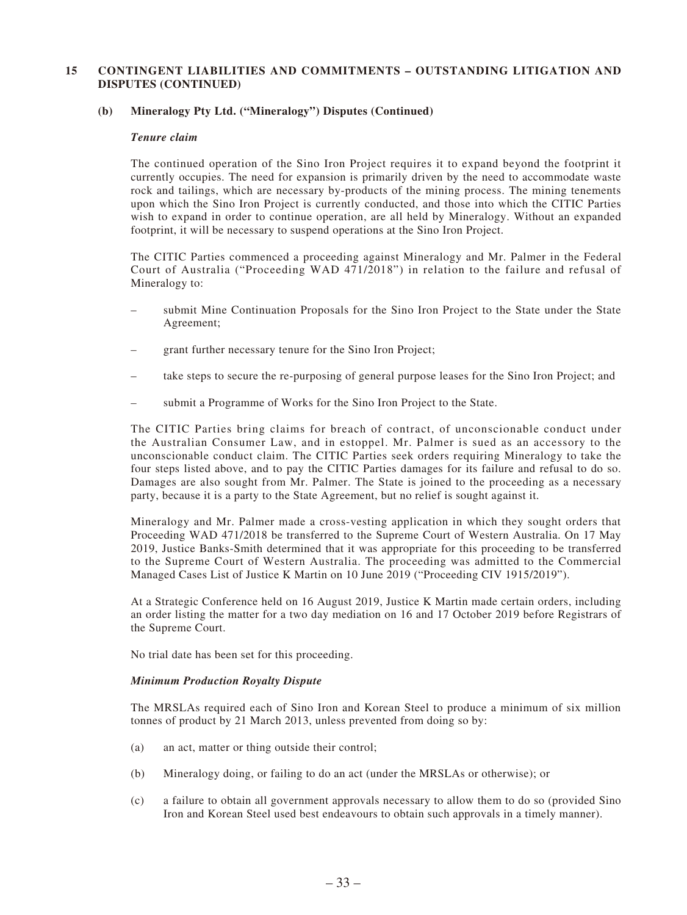## 15 CONTINGENT LIABILITIES AND COMMITMENTS – OUTSTANDING LITIGATION AND DISPUTES (CONTINUED)

### (b) Mineralogy Pty Ltd. ("Mineralogy") Disputes (Continued)

***Tenure claim***

The continued operation of the Sino Iron Project requires it to expand beyond the footprint it currently occupies. The need for expansion is primarily driven by the need to accommodate waste rock and tailings, which are necessary by-products of the mining process. The mining tenements upon which the Sino Iron Project is currently conducted, and those into which the CITIC Parties wish to expand in order to continue operation, are all held by Mineralogy. Without an expanded footprint, it will be necessary to suspend operations at the Sino Iron Project.

The CITIC Parties commenced a proceeding against Mineralogy and Mr. Palmer in the Federal Court of Australia ("Proceeding WAD 471/2018") in relation to the failure and refusal of Mineralogy to:

– submit Mine Continuation Proposals for the Sino Iron Project to the State under the State Agreement;

– grant further necessary tenure for the Sino Iron Project;

– take steps to secure the re-purposing of general purpose leases for the Sino Iron Project; and

– submit a Programme of Works for the Sino Iron Project to the State.

The CITIC Parties bring claims for breach of contract, of unconscionable conduct under the Australian Consumer Law, and in estoppel. Mr. Palmer is sued as an accessory to the unconscionable conduct claim. The CITIC Parties seek orders requiring Mineralogy to take the four steps listed above, and to pay the CITIC Parties damages for its failure and refusal to do so. Damages are also sought from Mr. Palmer. The State is joined to the proceeding as a necessary party, because it is a party to the State Agreement, but no relief is sought against it.

Mineralogy and Mr. Palmer made a cross-vesting application in which they sought orders that Proceeding WAD 471/2018 be transferred to the Supreme Court of Western Australia. On 17 May 2019, Justice Banks-Smith determined that it was appropriate for this proceeding to be transferred to the Supreme Court of Western Australia. The proceeding was admitted to the Commercial Managed Cases List of Justice K Martin on 10 June 2019 ("Proceeding CIV 1915/2019").

At a Strategic Conference held on 16 August 2019, Justice K Martin made certain orders, including an order listing the matter for a two day mediation on 16 and 17 October 2019 before Registrars of the Supreme Court.

No trial date has been set for this proceeding.

***Minimum Production Royalty Dispute***

The MRSLAs required each of Sino Iron and Korean Steel to produce a minimum of six million tonnes of product by 21 March 2013, unless prevented from doing so by:

(a) an act, matter or thing outside their control;

(b) Mineralogy doing, or failing to do an act (under the MRSLAs or otherwise); or

(c) a failure to obtain all government approvals necessary to allow them to do so (provided Sino Iron and Korean Steel used best endeavours to obtain such approvals in a timely manner).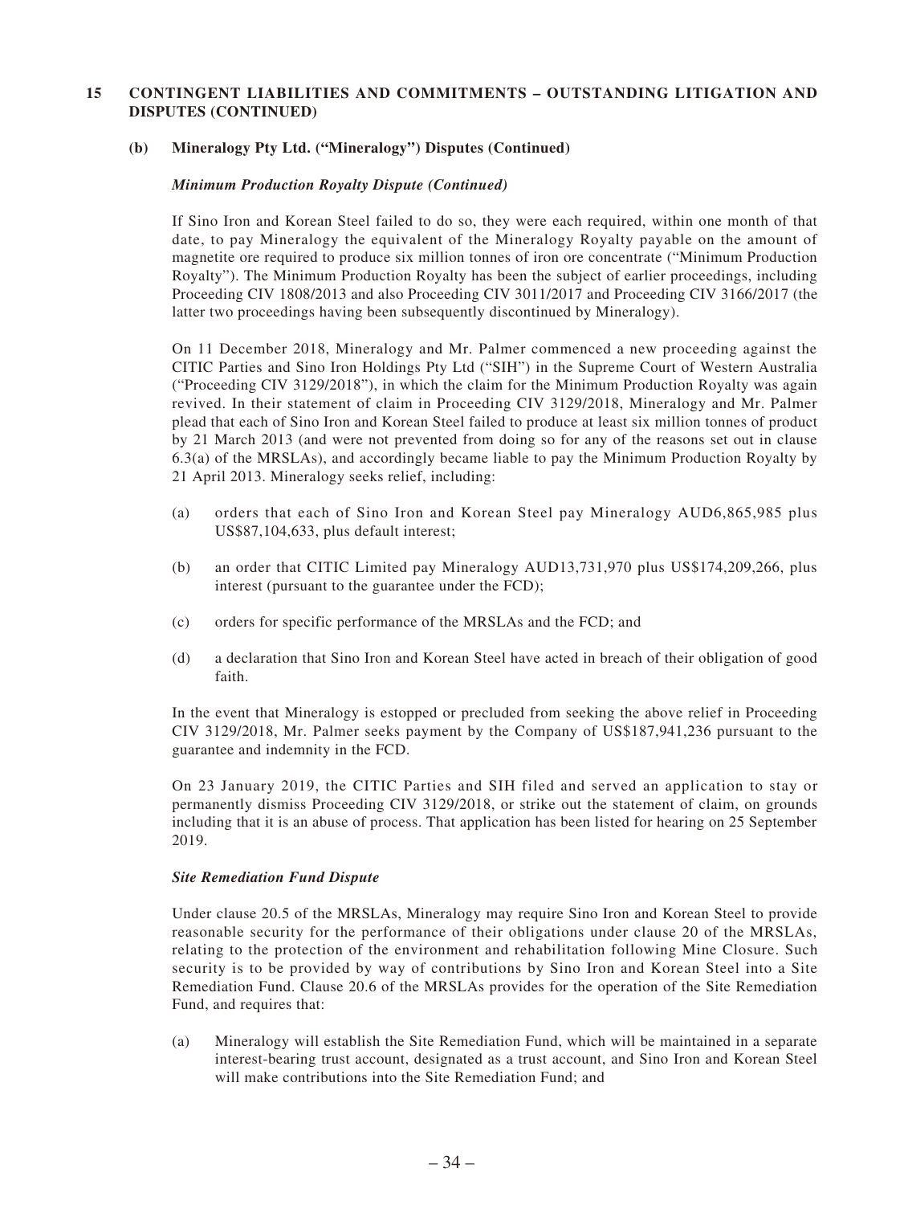## 15 CONTINGENT LIABILITIES AND COMMITMENTS – OUTSTANDING LITIGATION AND DISPUTES (CONTINUED)

### (b) Mineralogy Pty Ltd. ("Mineralogy") Disputes (Continued)

#### *Minimum Production Royalty Dispute (Continued)*

If Sino Iron and Korean Steel failed to do so, they were each required, within one month of that date, to pay Mineralogy the equivalent of the Mineralogy Royalty payable on the amount of magnetite ore required to produce six million tonnes of iron ore concentrate ("Minimum Production Royalty"). The Minimum Production Royalty has been the subject of earlier proceedings, including Proceeding CIV 1808/2013 and also Proceeding CIV 3011/2017 and Proceeding CIV 3166/2017 (the latter two proceedings having been subsequently discontinued by Mineralogy).

On 11 December 2018, Mineralogy and Mr. Palmer commenced a new proceeding against the CITIC Parties and Sino Iron Holdings Pty Ltd ("SIH") in the Supreme Court of Western Australia ("Proceeding CIV 3129/2018"), in which the claim for the Minimum Production Royalty was again revived. In their statement of claim in Proceeding CIV 3129/2018, Mineralogy and Mr. Palmer plead that each of Sino Iron and Korean Steel failed to produce at least six million tonnes of product by 21 March 2013 (and were not prevented from doing so for any of the reasons set out in clause 6.3(a) of the MRSLAs), and accordingly became liable to pay the Minimum Production Royalty by 21 April 2013. Mineralogy seeks relief, including:

(a) orders that each of Sino Iron and Korean Steel pay Mineralogy AUD6,865,985 plus US$87,104,633, plus default interest;

(b) an order that CITIC Limited pay Mineralogy AUD13,731,970 plus US$174,209,266, plus interest (pursuant to the guarantee under the FCD);

(c) orders for specific performance of the MRSLAs and the FCD; and

(d) a declaration that Sino Iron and Korean Steel have acted in breach of their obligation of good faith.

In the event that Mineralogy is estopped or precluded from seeking the above relief in Proceeding CIV 3129/2018, Mr. Palmer seeks payment by the Company of US$187,941,236 pursuant to the guarantee and indemnity in the FCD.

On 23 January 2019, the CITIC Parties and SIH filed and served an application to stay or permanently dismiss Proceeding CIV 3129/2018, or strike out the statement of claim, on grounds including that it is an abuse of process. That application has been listed for hearing on 25 September 2019.

#### *Site Remediation Fund Dispute*

Under clause 20.5 of the MRSLAs, Mineralogy may require Sino Iron and Korean Steel to provide reasonable security for the performance of their obligations under clause 20 of the MRSLAs, relating to the protection of the environment and rehabilitation following Mine Closure. Such security is to be provided by way of contributions by Sino Iron and Korean Steel into a Site Remediation Fund. Clause 20.6 of the MRSLAs provides for the operation of the Site Remediation Fund, and requires that:

(a) Mineralogy will establish the Site Remediation Fund, which will be maintained in a separate interest-bearing trust account, designated as a trust account, and Sino Iron and Korean Steel will make contributions into the Site Remediation Fund; and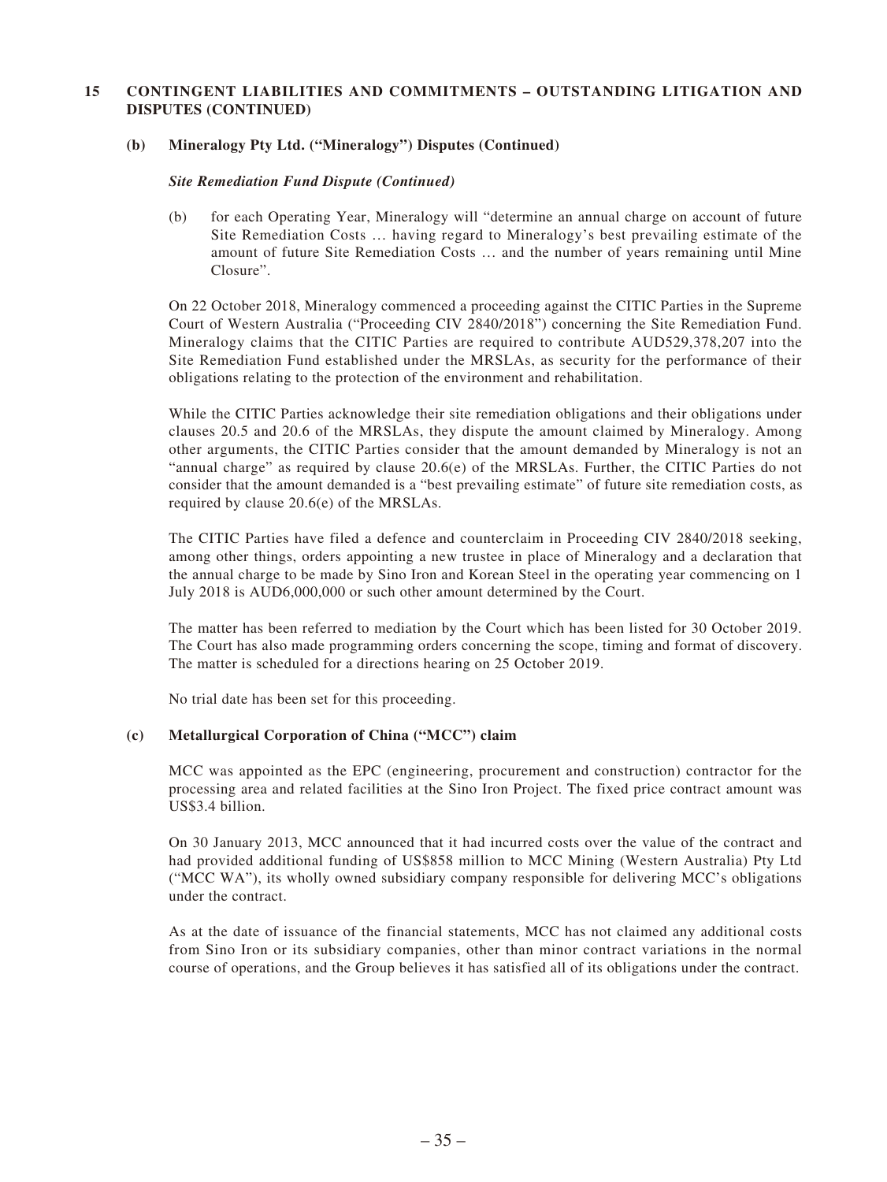## 15 CONTINGENT LIABILITIES AND COMMITMENTS – OUTSTANDING LITIGATION AND DISPUTES (CONTINUED)

### (b) Mineralogy Pty Ltd. ("Mineralogy") Disputes (Continued)

***Site Remediation Fund Dispute (Continued)***

(b) for each Operating Year, Mineralogy will "determine an annual charge on account of future Site Remediation Costs … having regard to Mineralogy's best prevailing estimate of the amount of future Site Remediation Costs … and the number of years remaining until Mine Closure".

On 22 October 2018, Mineralogy commenced a proceeding against the CITIC Parties in the Supreme Court of Western Australia ("Proceeding CIV 2840/2018") concerning the Site Remediation Fund. Mineralogy claims that the CITIC Parties are required to contribute AUD529,378,207 into the Site Remediation Fund established under the MRSLAs, as security for the performance of their obligations relating to the protection of the environment and rehabilitation.

While the CITIC Parties acknowledge their site remediation obligations and their obligations under clauses 20.5 and 20.6 of the MRSLAs, they dispute the amount claimed by Mineralogy. Among other arguments, the CITIC Parties consider that the amount demanded by Mineralogy is not an "annual charge" as required by clause 20.6(e) of the MRSLAs. Further, the CITIC Parties do not consider that the amount demanded is a "best prevailing estimate" of future site remediation costs, as required by clause 20.6(e) of the MRSLAs.

The CITIC Parties have filed a defence and counterclaim in Proceeding CIV 2840/2018 seeking, among other things, orders appointing a new trustee in place of Mineralogy and a declaration that the annual charge to be made by Sino Iron and Korean Steel in the operating year commencing on 1 July 2018 is AUD6,000,000 or such other amount determined by the Court.

The matter has been referred to mediation by the Court which has been listed for 30 October 2019. The Court has also made programming orders concerning the scope, timing and format of discovery. The matter is scheduled for a directions hearing on 25 October 2019.

No trial date has been set for this proceeding.

### (c) Metallurgical Corporation of China ("MCC") claim

MCC was appointed as the EPC (engineering, procurement and construction) contractor for the processing area and related facilities at the Sino Iron Project. The fixed price contract amount was US$3.4 billion.

On 30 January 2013, MCC announced that it had incurred costs over the value of the contract and had provided additional funding of US$858 million to MCC Mining (Western Australia) Pty Ltd ("MCC WA"), its wholly owned subsidiary company responsible for delivering MCC's obligations under the contract.

As at the date of issuance of the financial statements, MCC has not claimed any additional costs from Sino Iron or its subsidiary companies, other than minor contract variations in the normal course of operations, and the Group believes it has satisfied all of its obligations under the contract.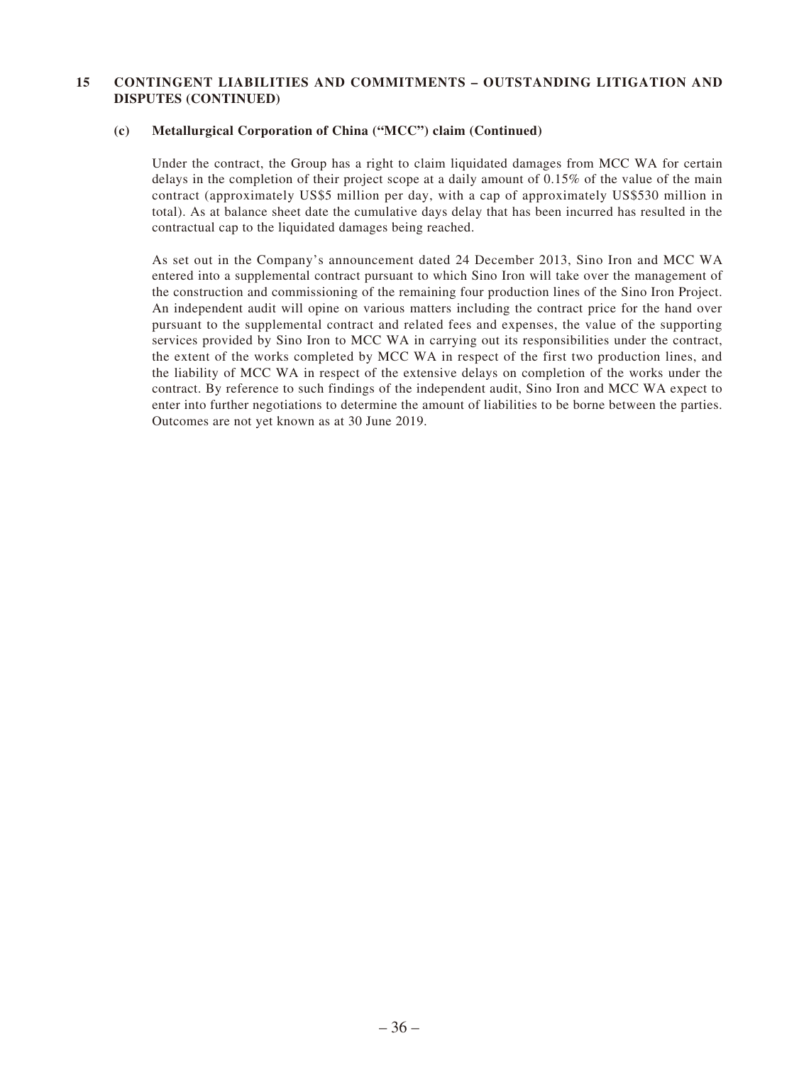## 15 CONTINGENT LIABILITIES AND COMMITMENTS – OUTSTANDING LITIGATION AND DISPUTES (CONTINUED)

### (c) Metallurgical Corporation of China ("MCC") claim (Continued)

Under the contract, the Group has a right to claim liquidated damages from MCC WA for certain delays in the completion of their project scope at a daily amount of 0.15% of the value of the main contract (approximately US$5 million per day, with a cap of approximately US$530 million in total). As at balance sheet date the cumulative days delay that has been incurred has resulted in the contractual cap to the liquidated damages being reached.

As set out in the Company's announcement dated 24 December 2013, Sino Iron and MCC WA entered into a supplemental contract pursuant to which Sino Iron will take over the management of the construction and commissioning of the remaining four production lines of the Sino Iron Project. An independent audit will opine on various matters including the contract price for the hand over pursuant to the supplemental contract and related fees and expenses, the value of the supporting services provided by Sino Iron to MCC WA in carrying out its responsibilities under the contract, the extent of the works completed by MCC WA in respect of the first two production lines, and the liability of MCC WA in respect of the extensive delays on completion of the works under the contract. By reference to such findings of the independent audit, Sino Iron and MCC WA expect to enter into further negotiations to determine the amount of liabilities to be borne between the parties. Outcomes are not yet known as at 30 June 2019.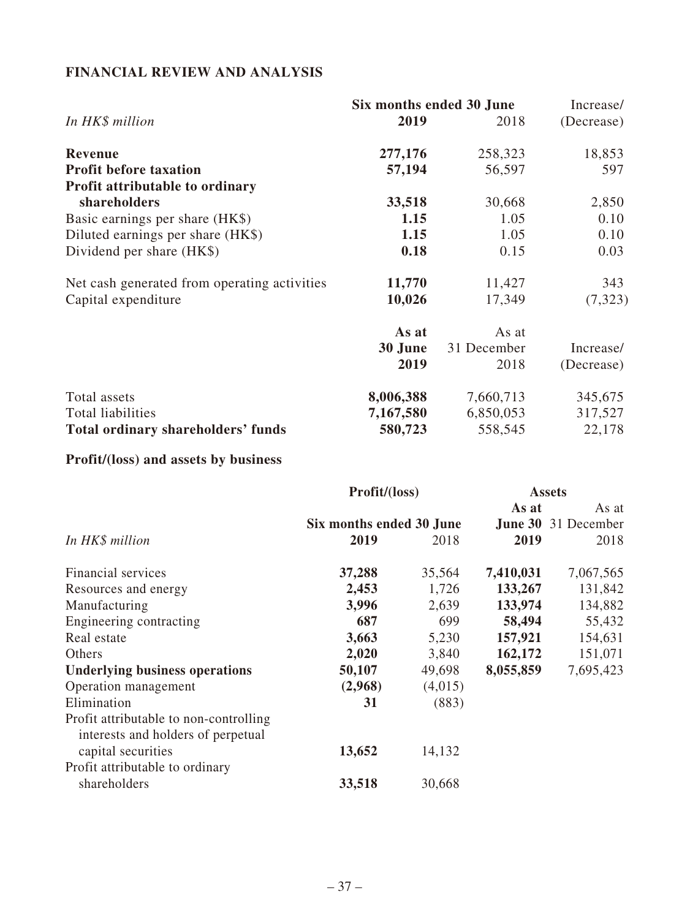## FINANCIAL REVIEW AND ANALYSIS

| *In HK$ million* | Six months ended 30 June **2019** | 2018 | Increase/ (Decrease) |
|---|---|---|---|
| **Revenue** | **277,176** | 258,323 | 18,853 |
| **Profit before taxation** | **57,194** | 56,597 | 597 |
| **Profit attributable to ordinary shareholders** | **33,518** | 30,668 | 2,850 |
| Basic earnings per share (HK$) | **1.15** | 1.05 | 0.10 |
| Diluted earnings per share (HK$) | **1.15** | 1.05 | 0.10 |
| Dividend per share (HK$) | **0.18** | 0.15 | 0.03 |
| Net cash generated from operating activities | **11,770** | 11,427 | 343 |
| Capital expenditure | **10,026** | 17,349 | (7,323) |

| | **As at 30 June 2019** | As at 31 December 2018 | Increase/ (Decrease) |
|---|---|---|---|
| Total assets | **8,006,388** | 7,660,713 | 345,675 |
| Total liabilities | **7,167,580** | 6,850,053 | 317,527 |
| **Total ordinary shareholders' funds** | **580,723** | 558,545 | 22,178 |

### Profit/(loss) and assets by business

| | **Profit/(loss)** | | **Assets** | |
|---|---|---|---|---|
| | **Six months ended 30 June** | | **As at** | As at |
| *In HK$ million* | **2019** | 2018 | **June 30 2019** | 31 December 2018 |
| Financial services | **37,288** | 35,564 | **7,410,031** | 7,067,565 |
| Resources and energy | **2,453** | 1,726 | **133,267** | 131,842 |
| Manufacturing | **3,996** | 2,639 | **133,974** | 134,882 |
| Engineering contracting | **687** | 699 | **58,494** | 55,432 |
| Real estate | **3,663** | 5,230 | **157,921** | 154,631 |
| Others | **2,020** | 3,840 | **162,172** | 151,071 |
| **Underlying business operations** | **50,107** | 49,698 | **8,055,859** | 7,695,423 |
| Operation management | **(2,968)** | (4,015) | | |
| Elimination | **31** | (883) | | |
| Profit attributable to non-controlling interests and holders of perpetual capital securities | **13,652** | 14,132 | | |
| Profit attributable to ordinary shareholders | **33,518** | 30,668 | | |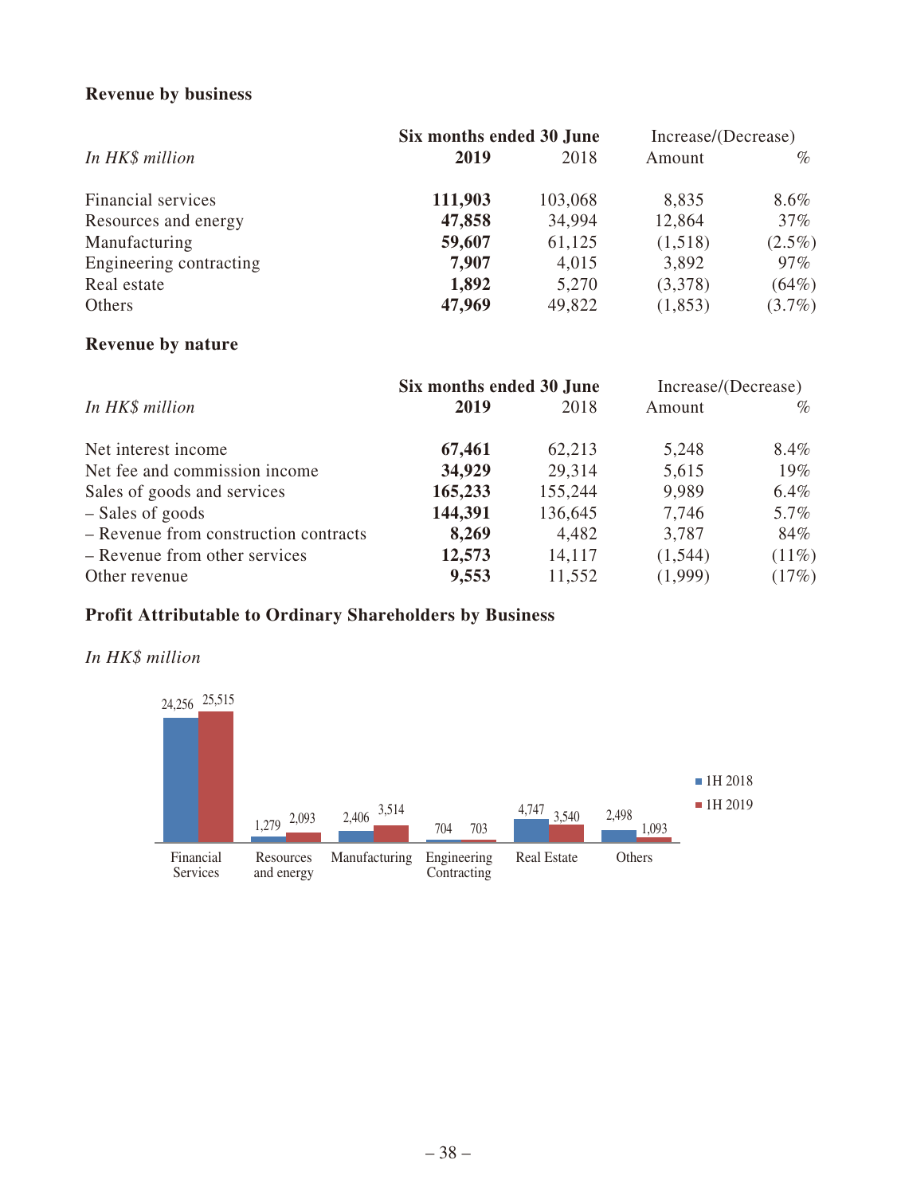**Revenue by business**

| *In HK$ million* | Six months ended 30 June **2019** | 2018 | Increase/(Decrease) Amount | % |
|---|---|---|---|---|
| Financial services | **111,903** | 103,068 | 8,835 | 8.6% |
| Resources and energy | **47,858** | 34,994 | 12,864 | 37% |
| Manufacturing | **59,607** | 61,125 | (1,518) | (2.5%) |
| Engineering contracting | **7,907** | 4,015 | 3,892 | 97% |
| Real estate | **1,892** | 5,270 | (3,378) | (64%) |
| Others | **47,969** | 49,822 | (1,853) | (3.7%) |

**Revenue by nature**

| *In HK$ million* | Six months ended 30 June **2019** | 2018 | Increase/(Decrease) Amount | % |
|---|---|---|---|---|
| Net interest income | **67,461** | 62,213 | 5,248 | 8.4% |
| Net fee and commission income | **34,929** | 29,314 | 5,615 | 19% |
| Sales of goods and services | **165,233** | 155,244 | 9,989 | 6.4% |
| – Sales of goods | **144,391** | 136,645 | 7,746 | 5.7% |
| – Revenue from construction contracts | **8,269** | 4,482 | 3,787 | 84% |
| – Revenue from other services | **12,573** | 14,117 | (1,544) | (11%) |
| Other revenue | **9,553** | 11,552 | (1,999) | (17%) |

**Profit Attributable to Ordinary Shareholders by Business**

*In HK$ million*

| | 1H 2018 | 1H 2019 |
|---|---|---|
| Financial Services | 24,256 | 25,515 |
| Resources and energy | 1,279 | 2,093 |
| Manufacturing | 2,406 | 3,514 |
| Engineering Contracting | 704 | 703 |
| Real Estate | 4,747 | 3,540 |
| Others | 2,498 | 1,093 |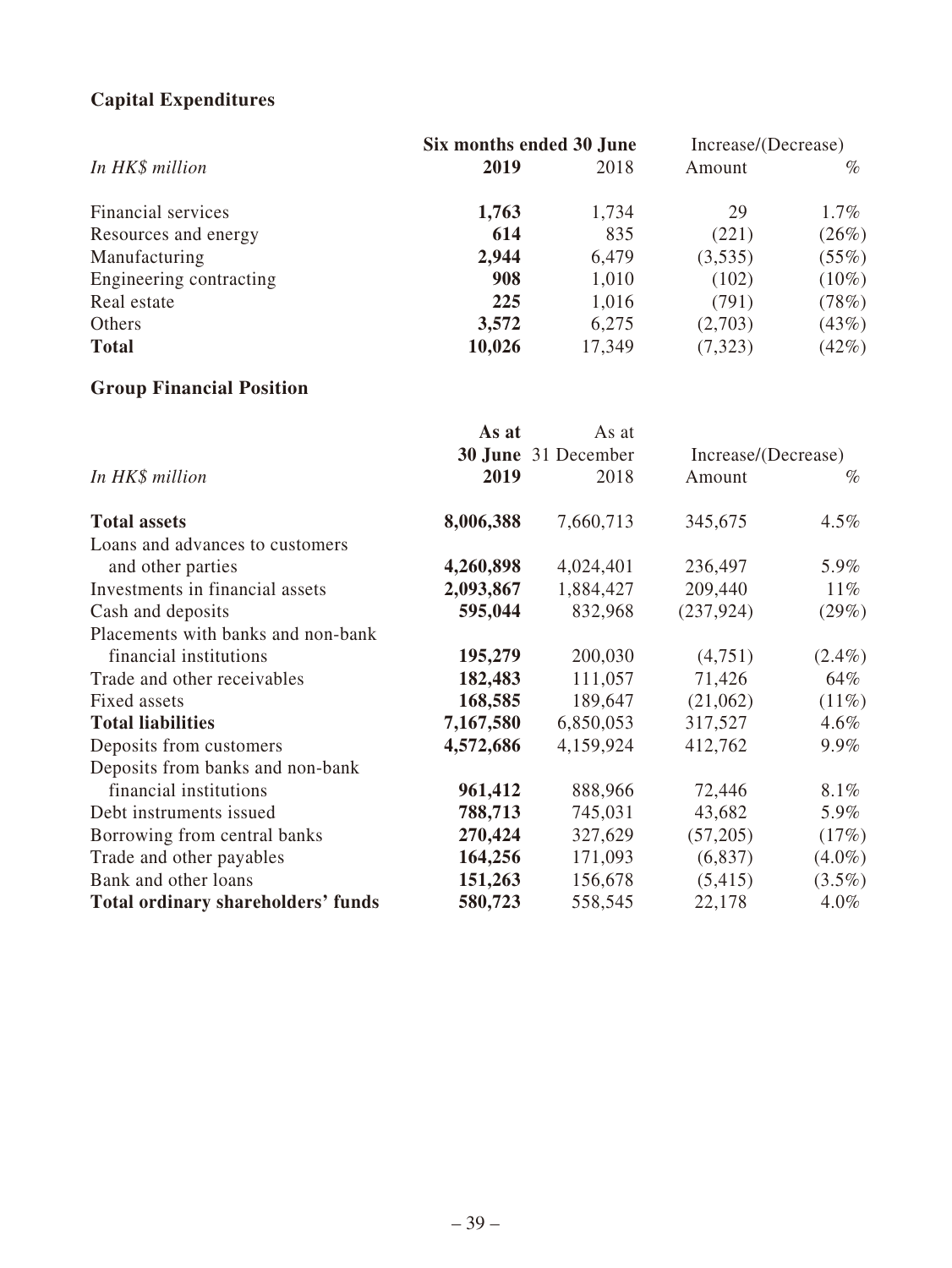## Capital Expenditures

| *In HK$ million* | Six months ended 30 June | | Increase/(Decrease) | |
|---|---|---|---|---|
| | **2019** | 2018 | Amount | % |
| Financial services | **1,763** | 1,734 | 29 | 1.7% |
| Resources and energy | **614** | 835 | (221) | (26%) |
| Manufacturing | **2,944** | 6,479 | (3,535) | (55%) |
| Engineering contracting | **908** | 1,010 | (102) | (10%) |
| Real estate | **225** | 1,016 | (791) | (78%) |
| Others | **3,572** | 6,275 | (2,703) | (43%) |
| **Total** | **10,026** | 17,349 | (7,323) | (42%) |

## Group Financial Position

| *In HK$ million* | **As at 30 June 2019** | As at 31 December 2018 | Increase/(Decrease) Amount | % |
|---|---|---|---|---|
| **Total assets** | **8,006,388** | 7,660,713 | 345,675 | 4.5% |
| Loans and advances to customers and other parties | **4,260,898** | 4,024,401 | 236,497 | 5.9% |
| Investments in financial assets | **2,093,867** | 1,884,427 | 209,440 | 11% |
| Cash and deposits | **595,044** | 832,968 | (237,924) | (29%) |
| Placements with banks and non-bank financial institutions | **195,279** | 200,030 | (4,751) | (2.4%) |
| Trade and other receivables | **182,483** | 111,057 | 71,426 | 64% |
| Fixed assets | **168,585** | 189,647 | (21,062) | (11%) |
| **Total liabilities** | **7,167,580** | 6,850,053 | 317,527 | 4.6% |
| Deposits from customers | **4,572,686** | 4,159,924 | 412,762 | 9.9% |
| Deposits from banks and non-bank financial institutions | **961,412** | 888,966 | 72,446 | 8.1% |
| Debt instruments issued | **788,713** | 745,031 | 43,682 | 5.9% |
| Borrowing from central banks | **270,424** | 327,629 | (57,205) | (17%) |
| Trade and other payables | **164,256** | 171,093 | (6,837) | (4.0%) |
| Bank and other loans | **151,263** | 156,678 | (5,415) | (3.5%) |
| **Total ordinary shareholders' funds** | **580,723** | 558,545 | 22,178 | 4.0% |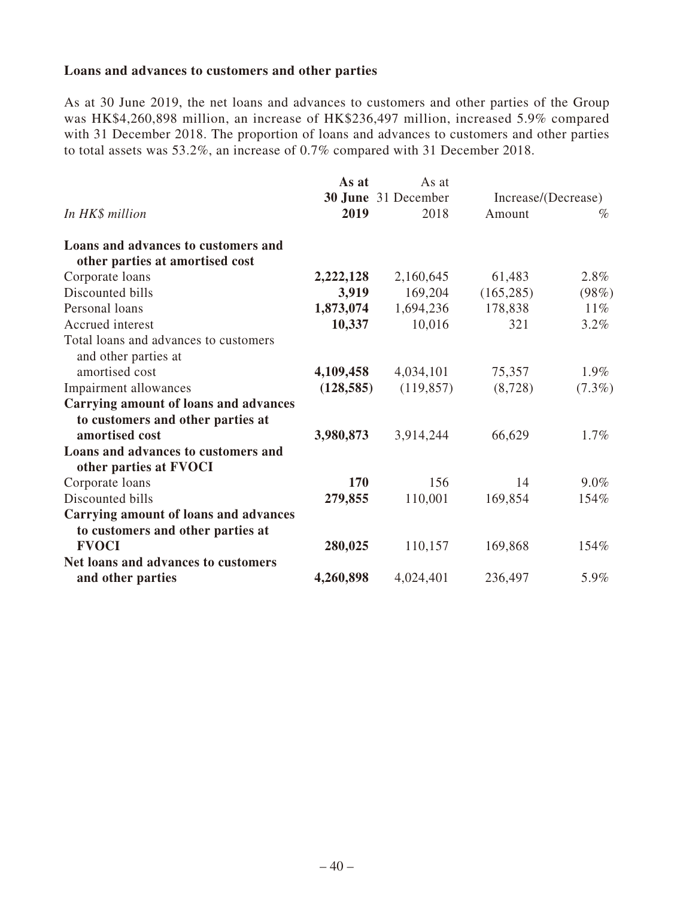### Loans and advances to customers and other parties

As at 30 June 2019, the net loans and advances to customers and other parties of the Group was HK$4,260,898 million, an increase of HK$236,497 million, increased 5.9% compared with 31 December 2018. The proportion of loans and advances to customers and other parties to total assets was 53.2%, an increase of 0.7% compared with 31 December 2018.

| *In HK$ million* | **As at 30 June 2019** | As at 31 December 2018 | Increase/(Decrease) Amount | % |
|---|---|---|---|---|
| **Loans and advances to customers and other parties at amortised cost** | | | | |
| Corporate loans | **2,222,128** | 2,160,645 | 61,483 | 2.8% |
| Discounted bills | **3,919** | 169,204 | (165,285) | (98%) |
| Personal loans | **1,873,074** | 1,694,236 | 178,838 | 11% |
| Accrued interest | **10,337** | 10,016 | 321 | 3.2% |
| Total loans and advances to customers and other parties at amortised cost | **4,109,458** | 4,034,101 | 75,357 | 1.9% |
| Impairment allowances | **(128,585)** | (119,857) | (8,728) | (7.3%) |
| **Carrying amount of loans and advances to customers and other parties at amortised cost** | **3,980,873** | 3,914,244 | 66,629 | 1.7% |
| **Loans and advances to customers and other parties at FVOCI** | | | | |
| Corporate loans | **170** | 156 | 14 | 9.0% |
| Discounted bills | **279,855** | 110,001 | 169,854 | 154% |
| **Carrying amount of loans and advances to customers and other parties at FVOCI** | **280,025** | 110,157 | 169,868 | 154% |
| **Net loans and advances to customers and other parties** | **4,260,898** | 4,024,401 | 236,497 | 5.9% |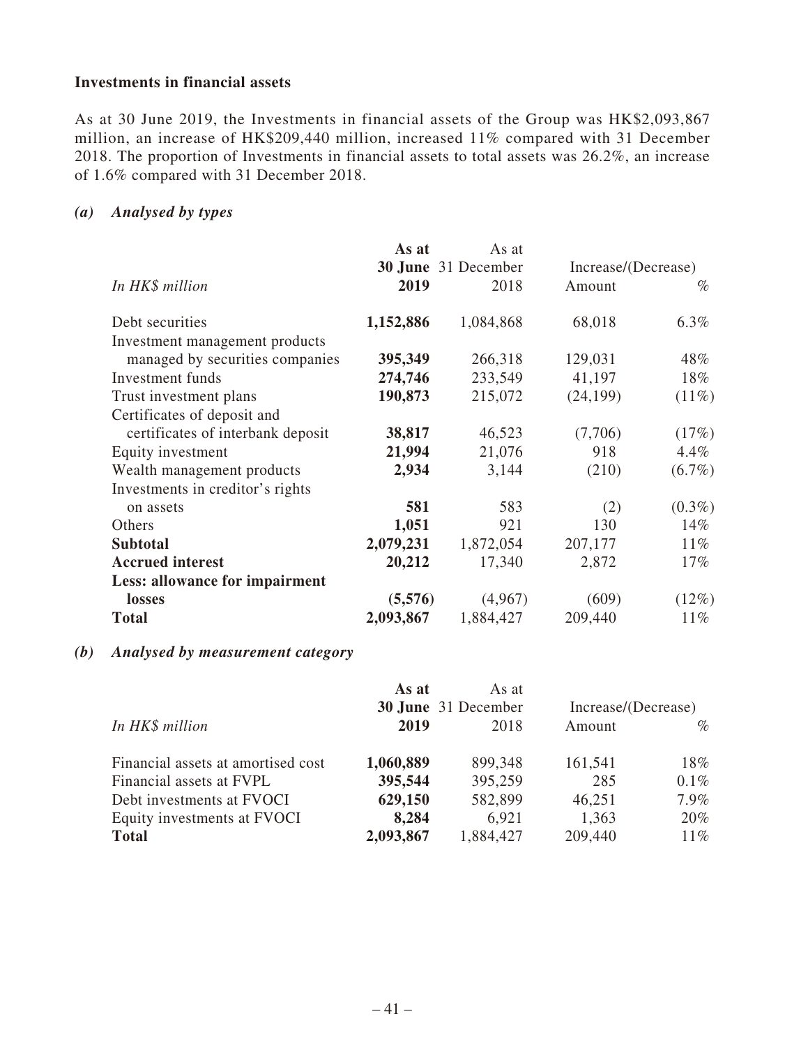### Investments in financial assets

As at 30 June 2019, the Investments in financial assets of the Group was HK$2,093,867 million, an increase of HK$209,440 million, increased 11% compared with 31 December 2018. The proportion of Investments in financial assets to total assets was 26.2%, an increase of 1.6% compared with 31 December 2018.

#### *(a) Analysed by types*

| *In HK$ million* | **As at 30 June 2019** | As at 31 December 2018 | Increase/(Decrease) Amount | % |
|---|---|---|---|---|
| Debt securities | **1,152,886** | 1,084,868 | 68,018 | 6.3% |
| Investment management products managed by securities companies | **395,349** | 266,318 | 129,031 | 48% |
| Investment funds | **274,746** | 233,549 | 41,197 | 18% |
| Trust investment plans | **190,873** | 215,072 | (24,199) | (11%) |
| Certificates of deposit and certificates of interbank deposit | **38,817** | 46,523 | (7,706) | (17%) |
| Equity investment | **21,994** | 21,076 | 918 | 4.4% |
| Wealth management products | **2,934** | 3,144 | (210) | (6.7%) |
| Investments in creditor's rights on assets | **581** | 583 | (2) | (0.3%) |
| Others | **1,051** | 921 | 130 | 14% |
| **Subtotal** | **2,079,231** | 1,872,054 | 207,177 | 11% |
| **Accrued interest** | **20,212** | 17,340 | 2,872 | 17% |
| **Less: allowance for impairment losses** | **(5,576)** | (4,967) | (609) | (12%) |
| **Total** | **2,093,867** | 1,884,427 | 209,440 | 11% |

#### *(b) Analysed by measurement category*

| *In HK$ million* | **As at 30 June 2019** | As at 31 December 2018 | Increase/(Decrease) Amount | % |
|---|---|---|---|---|
| Financial assets at amortised cost | **1,060,889** | 899,348 | 161,541 | 18% |
| Financial assets at FVPL | **395,544** | 395,259 | 285 | 0.1% |
| Debt investments at FVOCI | **629,150** | 582,899 | 46,251 | 7.9% |
| Equity investments at FVOCI | **8,284** | 6,921 | 1,363 | 20% |
| **Total** | **2,093,867** | 1,884,427 | 209,440 | 11% |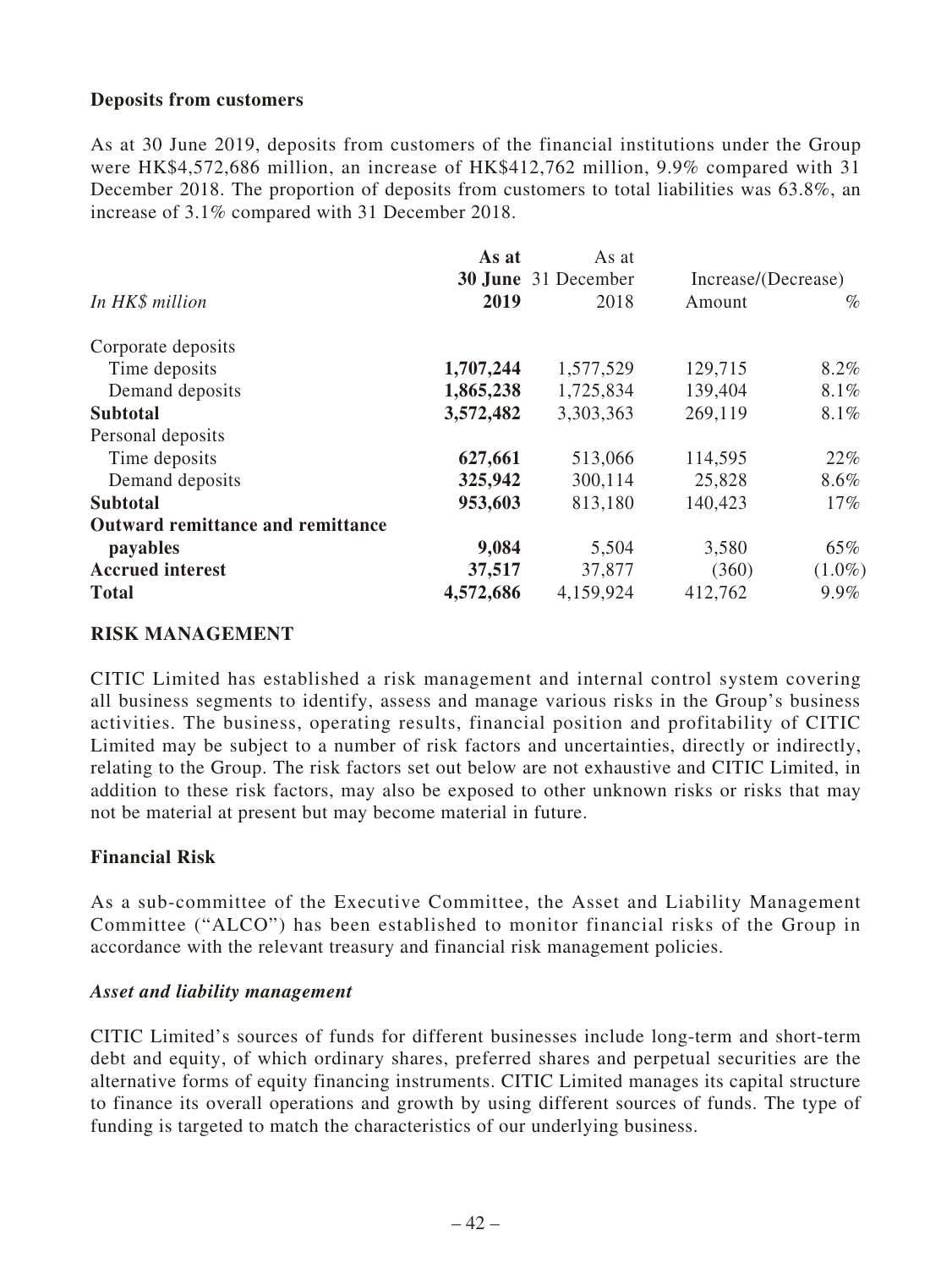### Deposits from customers

As at 30 June 2019, deposits from customers of the financial institutions under the Group were HK$4,572,686 million, an increase of HK$412,762 million, 9.9% compared with 31 December 2018. The proportion of deposits from customers to total liabilities was 63.8%, an increase of 3.1% compared with 31 December 2018.

| *In HK$ million* | **As at 30 June 2019** | As at 31 December 2018 | Increase/(Decrease) Amount | % |
|---|---|---|---|---|
| Corporate deposits | | | | |
| Time deposits | **1,707,244** | 1,577,529 | 129,715 | 8.2% |
| Demand deposits | **1,865,238** | 1,725,834 | 139,404 | 8.1% |
| **Subtotal** | **3,572,482** | 3,303,363 | 269,119 | 8.1% |
| Personal deposits | | | | |
| Time deposits | **627,661** | 513,066 | 114,595 | 22% |
| Demand deposits | **325,942** | 300,114 | 25,828 | 8.6% |
| **Subtotal** | **953,603** | 813,180 | 140,423 | 17% |
| **Outward remittance and remittance payables** | **9,084** | 5,504 | 3,580 | 65% |
| **Accrued interest** | **37,517** | 37,877 | (360) | (1.0%) |
| **Total** | **4,572,686** | 4,159,924 | 412,762 | 9.9% |

## RISK MANAGEMENT

CITIC Limited has established a risk management and internal control system covering all business segments to identify, assess and manage various risks in the Group's business activities. The business, operating results, financial position and profitability of CITIC Limited may be subject to a number of risk factors and uncertainties, directly or indirectly, relating to the Group. The risk factors set out below are not exhaustive and CITIC Limited, in addition to these risk factors, may also be exposed to other unknown risks or risks that may not be material at present but may become material in future.

### Financial Risk

As a sub-committee of the Executive Committee, the Asset and Liability Management Committee ("ALCO") has been established to monitor financial risks of the Group in accordance with the relevant treasury and financial risk management policies.

#### *Asset and liability management*

CITIC Limited's sources of funds for different businesses include long-term and short-term debt and equity, of which ordinary shares, preferred shares and perpetual securities are the alternative forms of equity financing instruments. CITIC Limited manages its capital structure to finance its overall operations and growth by using different sources of funds. The type of funding is targeted to match the characteristics of our underlying business.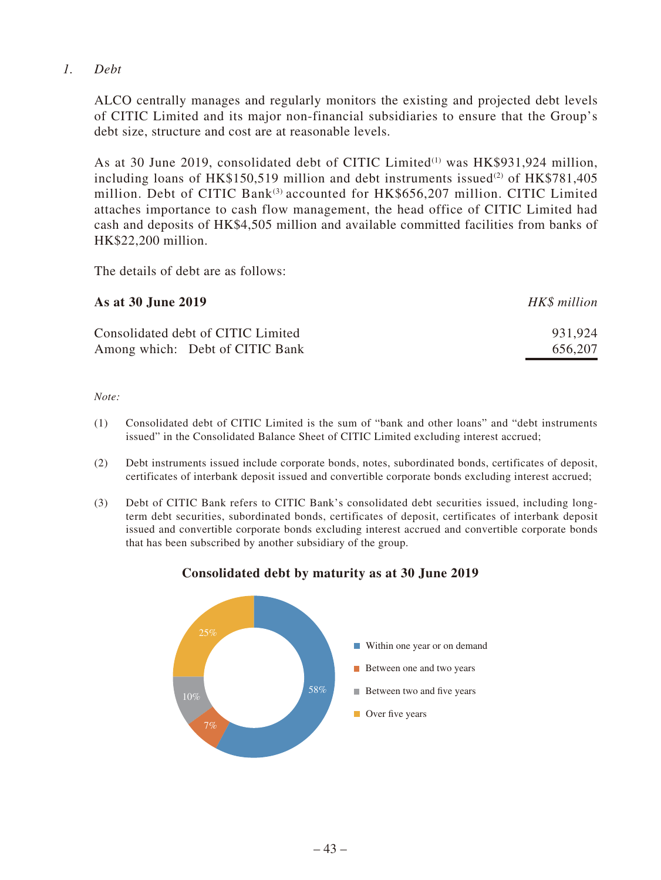*1. Debt*

ALCO centrally manages and regularly monitors the existing and projected debt levels of CITIC Limited and its major non-financial subsidiaries to ensure that the Group's debt size, structure and cost are at reasonable levels.

As at 30 June 2019, consolidated debt of CITIC Limited[(1)] was HK$931,924 million, including loans of HK$150,519 million and debt instruments issued[(2)] of HK$781,405 million. Debt of CITIC Bank[(3)] accounted for HK$656,207 million. CITIC Limited attaches importance to cash flow management, the head office of CITIC Limited had cash and deposits of HK$4,505 million and available committed facilities from banks of HK$22,200 million.

The details of debt are as follows:

| **As at 30 June 2019** | *HK$ million* |
|---|---|
| Consolidated debt of CITIC Limited | 931,924 |
| Among which: Debt of CITIC Bank | 656,207 |

*Note:*

(1) Consolidated debt of CITIC Limited is the sum of "bank and other loans" and "debt instruments issued" in the Consolidated Balance Sheet of CITIC Limited excluding interest accrued;

(2) Debt instruments issued include corporate bonds, notes, subordinated bonds, certificates of deposit, certificates of interbank deposit issued and convertible corporate bonds excluding interest accrued;

(3) Debt of CITIC Bank refers to CITIC Bank's consolidated debt securities issued, including long-term debt securities, subordinated bonds, certificates of deposit, certificates of interbank deposit issued and convertible corporate bonds excluding interest accrued and convertible corporate bonds that has been subscribed by another subsidiary of the group.

**Consolidated debt by maturity as at 30 June 2019**

| Maturity | % |
|---|---|
| Within one year or on demand | 58% |
| Between one and two years | 7% |
| Between two and five years | 10% |
| Over five years | 25% |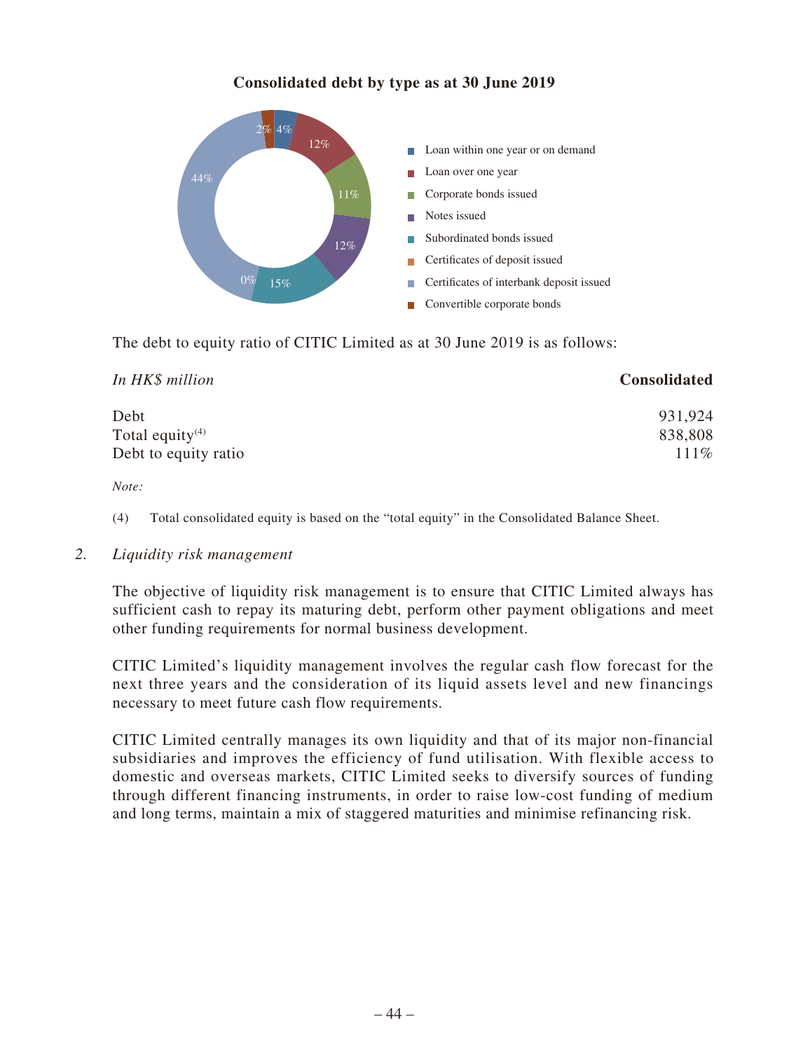**Consolidated debt by type as at 30 June 2019**

| Type | % |
|---|---|
| Loan within one year or on demand | 4% |
| Loan over one year | 12% |
| Corporate bonds issued | 11% |
| Notes issued | 12% |
| Subordinated bonds issued | 15% |
| Certificates of deposit issued | 0% |
| Certificates of interbank deposit issued | 44% |
| Convertible corporate bonds | 2% |

The debt to equity ratio of CITIC Limited as at 30 June 2019 is as follows:

| *In HK$ million* | **Consolidated** |
|---|---|
| Debt | 931,924 |
| Total equity[(4)] | 838,808 |
| Debt to equity ratio | 111% |

*Note:*

(4) Total consolidated equity is based on the "total equity" in the Consolidated Balance Sheet.

*2. Liquidity risk management*

The objective of liquidity risk management is to ensure that CITIC Limited always has sufficient cash to repay its maturing debt, perform other payment obligations and meet other funding requirements for normal business development.

CITIC Limited's liquidity management involves the regular cash flow forecast for the next three years and the consideration of its liquid assets level and new financings necessary to meet future cash flow requirements.

CITIC Limited centrally manages its own liquidity and that of its major non-financial subsidiaries and improves the efficiency of fund utilisation. With flexible access to domestic and overseas markets, CITIC Limited seeks to diversify sources of funding through different financing instruments, in order to raise low-cost funding of medium and long terms, maintain a mix of staggered maturities and minimise refinancing risk.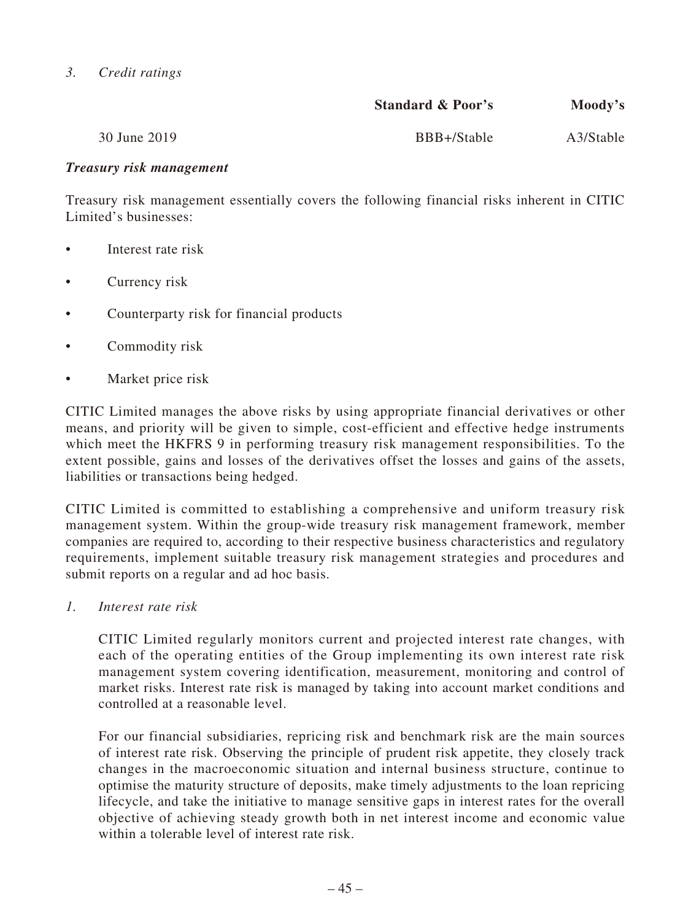*3. Credit ratings*

| | Standard & Poor's | Moody's |
|---|---|---|
| 30 June 2019 | BBB+/Stable | A3/Stable |

***Treasury risk management***

Treasury risk management essentially covers the following financial risks inherent in CITIC Limited's businesses:

- Interest rate risk
- Currency risk
- Counterparty risk for financial products
- Commodity risk
- Market price risk

CITIC Limited manages the above risks by using appropriate financial derivatives or other means, and priority will be given to simple, cost-efficient and effective hedge instruments which meet the HKFRS 9 in performing treasury risk management responsibilities. To the extent possible, gains and losses of the derivatives offset the losses and gains of the assets, liabilities or transactions being hedged.

CITIC Limited is committed to establishing a comprehensive and uniform treasury risk management system. Within the group-wide treasury risk management framework, member companies are required to, according to their respective business characteristics and regulatory requirements, implement suitable treasury risk management strategies and procedures and submit reports on a regular and ad hoc basis.

*1. Interest rate risk*

CITIC Limited regularly monitors current and projected interest rate changes, with each of the operating entities of the Group implementing its own interest rate risk management system covering identification, measurement, monitoring and control of market risks. Interest rate risk is managed by taking into account market conditions and controlled at a reasonable level.

For our financial subsidiaries, repricing risk and benchmark risk are the main sources of interest rate risk. Observing the principle of prudent risk appetite, they closely track changes in the macroeconomic situation and internal business structure, continue to optimise the maturity structure of deposits, make timely adjustments to the loan repricing lifecycle, and take the initiative to manage sensitive gaps in interest rates for the overall objective of achieving steady growth both in net interest income and economic value within a tolerable level of interest rate risk.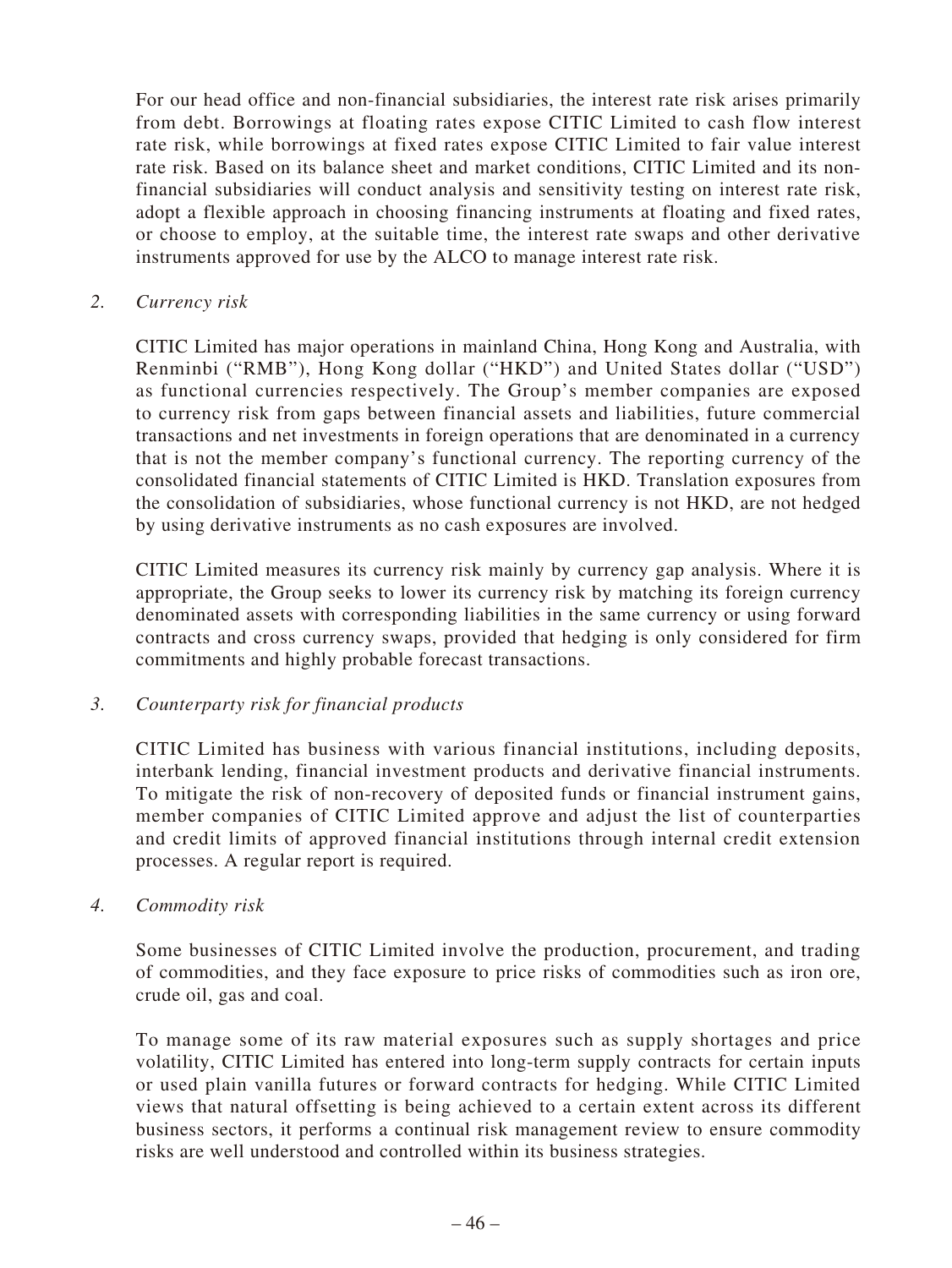For our head office and non-financial subsidiaries, the interest rate risk arises primarily from debt. Borrowings at floating rates expose CITIC Limited to cash flow interest rate risk, while borrowings at fixed rates expose CITIC Limited to fair value interest rate risk. Based on its balance sheet and market conditions, CITIC Limited and its non-financial subsidiaries will conduct analysis and sensitivity testing on interest rate risk, adopt a flexible approach in choosing financing instruments at floating and fixed rates, or choose to employ, at the suitable time, the interest rate swaps and other derivative instruments approved for use by the ALCO to manage interest rate risk.

*2. Currency risk*

CITIC Limited has major operations in mainland China, Hong Kong and Australia, with Renminbi ("RMB"), Hong Kong dollar ("HKD") and United States dollar ("USD") as functional currencies respectively. The Group's member companies are exposed to currency risk from gaps between financial assets and liabilities, future commercial transactions and net investments in foreign operations that are denominated in a currency that is not the member company's functional currency. The reporting currency of the consolidated financial statements of CITIC Limited is HKD. Translation exposures from the consolidation of subsidiaries, whose functional currency is not HKD, are not hedged by using derivative instruments as no cash exposures are involved.

CITIC Limited measures its currency risk mainly by currency gap analysis. Where it is appropriate, the Group seeks to lower its currency risk by matching its foreign currency denominated assets with corresponding liabilities in the same currency or using forward contracts and cross currency swaps, provided that hedging is only considered for firm commitments and highly probable forecast transactions.

*3. Counterparty risk for financial products*

CITIC Limited has business with various financial institutions, including deposits, interbank lending, financial investment products and derivative financial instruments. To mitigate the risk of non-recovery of deposited funds or financial instrument gains, member companies of CITIC Limited approve and adjust the list of counterparties and credit limits of approved financial institutions through internal credit extension processes. A regular report is required.

*4. Commodity risk*

Some businesses of CITIC Limited involve the production, procurement, and trading of commodities, and they face exposure to price risks of commodities such as iron ore, crude oil, gas and coal.

To manage some of its raw material exposures such as supply shortages and price volatility, CITIC Limited has entered into long-term supply contracts for certain inputs or used plain vanilla futures or forward contracts for hedging. While CITIC Limited views that natural offsetting is being achieved to a certain extent across its different business sectors, it performs a continual risk management review to ensure commodity risks are well understood and controlled within its business strategies.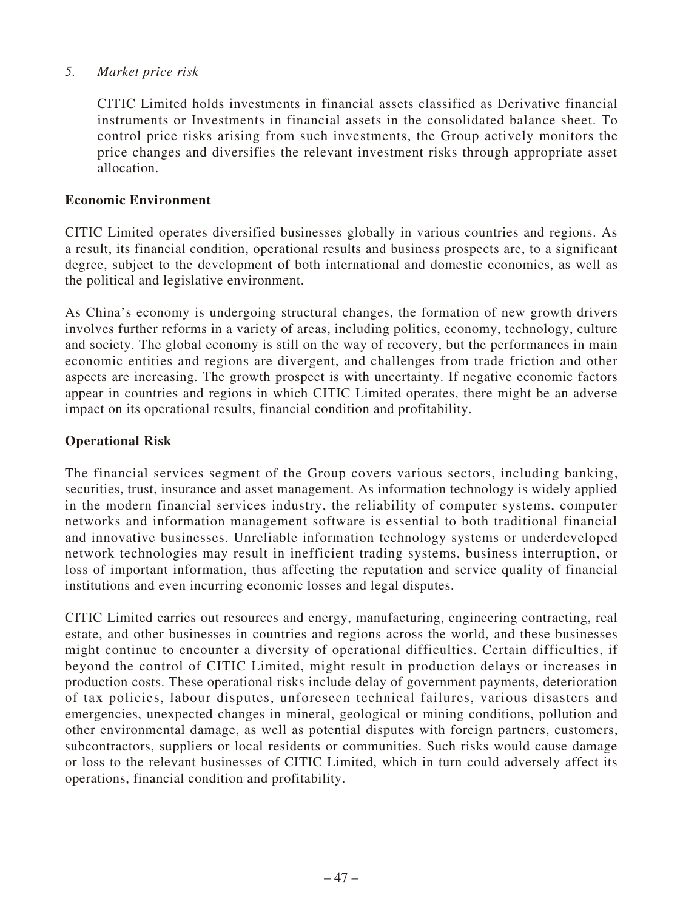*5. Market price risk*

CITIC Limited holds investments in financial assets classified as Derivative financial instruments or Investments in financial assets in the consolidated balance sheet. To control price risks arising from such investments, the Group actively monitors the price changes and diversifies the relevant investment risks through appropriate asset allocation.

**Economic Environment**

CITIC Limited operates diversified businesses globally in various countries and regions. As a result, its financial condition, operational results and business prospects are, to a significant degree, subject to the development of both international and domestic economies, as well as the political and legislative environment.

As China's economy is undergoing structural changes, the formation of new growth drivers involves further reforms in a variety of areas, including politics, economy, technology, culture and society. The global economy is still on the way of recovery, but the performances in main economic entities and regions are divergent, and challenges from trade friction and other aspects are increasing. The growth prospect is with uncertainty. If negative economic factors appear in countries and regions in which CITIC Limited operates, there might be an adverse impact on its operational results, financial condition and profitability.

**Operational Risk**

The financial services segment of the Group covers various sectors, including banking, securities, trust, insurance and asset management. As information technology is widely applied in the modern financial services industry, the reliability of computer systems, computer networks and information management software is essential to both traditional financial and innovative businesses. Unreliable information technology systems or underdeveloped network technologies may result in inefficient trading systems, business interruption, or loss of important information, thus affecting the reputation and service quality of financial institutions and even incurring economic losses and legal disputes.

CITIC Limited carries out resources and energy, manufacturing, engineering contracting, real estate, and other businesses in countries and regions across the world, and these businesses might continue to encounter a diversity of operational difficulties. Certain difficulties, if beyond the control of CITIC Limited, might result in production delays or increases in production costs. These operational risks include delay of government payments, deterioration of tax policies, labour disputes, unforeseen technical failures, various disasters and emergencies, unexpected changes in mineral, geological or mining conditions, pollution and other environmental damage, as well as potential disputes with foreign partners, customers, subcontractors, suppliers or local residents or communities. Such risks would cause damage or loss to the relevant businesses of CITIC Limited, which in turn could adversely affect its operations, financial condition and profitability.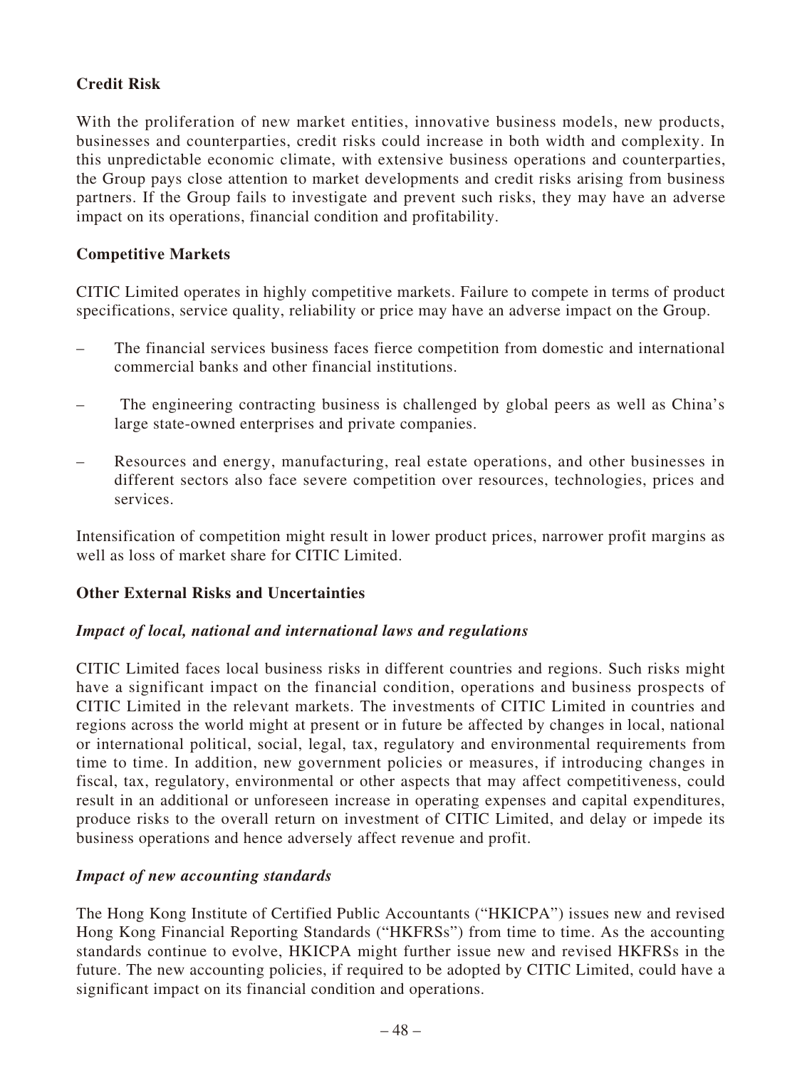**Credit Risk**

With the proliferation of new market entities, innovative business models, new products, businesses and counterparties, credit risks could increase in both width and complexity. In this unpredictable economic climate, with extensive business operations and counterparties, the Group pays close attention to market developments and credit risks arising from business partners. If the Group fails to investigate and prevent such risks, they may have an adverse impact on its operations, financial condition and profitability.

**Competitive Markets**

CITIC Limited operates in highly competitive markets. Failure to compete in terms of product specifications, service quality, reliability or price may have an adverse impact on the Group.

– The financial services business faces fierce competition from domestic and international commercial banks and other financial institutions.

– The engineering contracting business is challenged by global peers as well as China's large state-owned enterprises and private companies.

– Resources and energy, manufacturing, real estate operations, and other businesses in different sectors also face severe competition over resources, technologies, prices and services.

Intensification of competition might result in lower product prices, narrower profit margins as well as loss of market share for CITIC Limited.

**Other External Risks and Uncertainties**

***Impact of local, national and international laws and regulations***

CITIC Limited faces local business risks in different countries and regions. Such risks might have a significant impact on the financial condition, operations and business prospects of CITIC Limited in the relevant markets. The investments of CITIC Limited in countries and regions across the world might at present or in future be affected by changes in local, national or international political, social, legal, tax, regulatory and environmental requirements from time to time. In addition, new government policies or measures, if introducing changes in fiscal, tax, regulatory, environmental or other aspects that may affect competitiveness, could result in an additional or unforeseen increase in operating expenses and capital expenditures, produce risks to the overall return on investment of CITIC Limited, and delay or impede its business operations and hence adversely affect revenue and profit.

***Impact of new accounting standards***

The Hong Kong Institute of Certified Public Accountants ("HKICPA") issues new and revised Hong Kong Financial Reporting Standards ("HKFRSs") from time to time. As the accounting standards continue to evolve, HKICPA might further issue new and revised HKFRSs in the future. The new accounting policies, if required to be adopted by CITIC Limited, could have a significant impact on its financial condition and operations.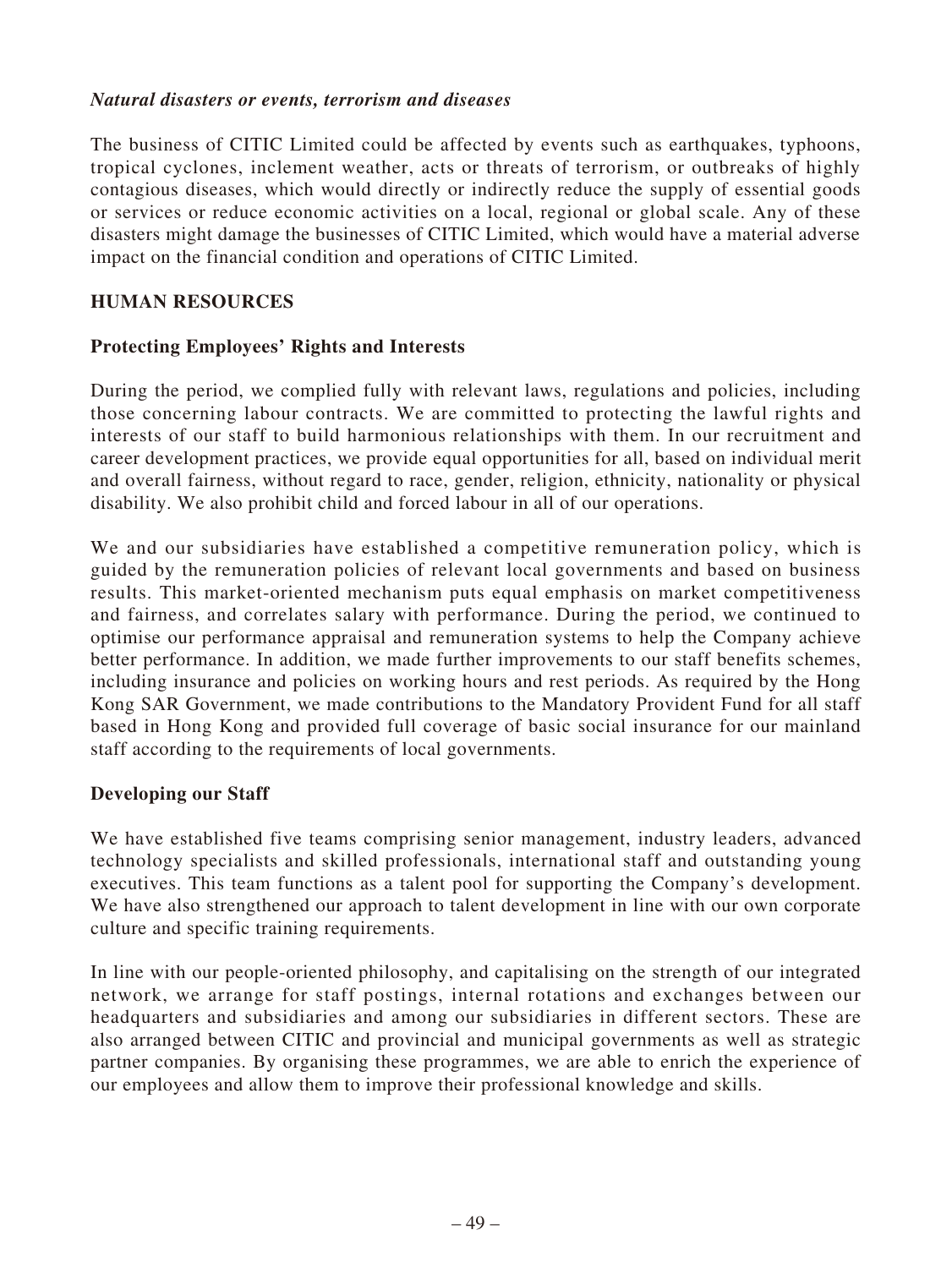***Natural disasters or events, terrorism and diseases***

The business of CITIC Limited could be affected by events such as earthquakes, typhoons, tropical cyclones, inclement weather, acts or threats of terrorism, or outbreaks of highly contagious diseases, which would directly or indirectly reduce the supply of essential goods or services or reduce economic activities on a local, regional or global scale. Any of these disasters might damage the businesses of CITIC Limited, which would have a material adverse impact on the financial condition and operations of CITIC Limited.

## HUMAN RESOURCES

### Protecting Employees' Rights and Interests

During the period, we complied fully with relevant laws, regulations and policies, including those concerning labour contracts. We are committed to protecting the lawful rights and interests of our staff to build harmonious relationships with them. In our recruitment and career development practices, we provide equal opportunities for all, based on individual merit and overall fairness, without regard to race, gender, religion, ethnicity, nationality or physical disability. We also prohibit child and forced labour in all of our operations.

We and our subsidiaries have established a competitive remuneration policy, which is guided by the remuneration policies of relevant local governments and based on business results. This market-oriented mechanism puts equal emphasis on market competitiveness and fairness, and correlates salary with performance. During the period, we continued to optimise our performance appraisal and remuneration systems to help the Company achieve better performance. In addition, we made further improvements to our staff benefits schemes, including insurance and policies on working hours and rest periods. As required by the Hong Kong SAR Government, we made contributions to the Mandatory Provident Fund for all staff based in Hong Kong and provided full coverage of basic social insurance for our mainland staff according to the requirements of local governments.

### Developing our Staff

We have established five teams comprising senior management, industry leaders, advanced technology specialists and skilled professionals, international staff and outstanding young executives. This team functions as a talent pool for supporting the Company's development. We have also strengthened our approach to talent development in line with our own corporate culture and specific training requirements.

In line with our people-oriented philosophy, and capitalising on the strength of our integrated network, we arrange for staff postings, internal rotations and exchanges between our headquarters and subsidiaries and among our subsidiaries in different sectors. These are also arranged between CITIC and provincial and municipal governments as well as strategic partner companies. By organising these programmes, we are able to enrich the experience of our employees and allow them to improve their professional knowledge and skills.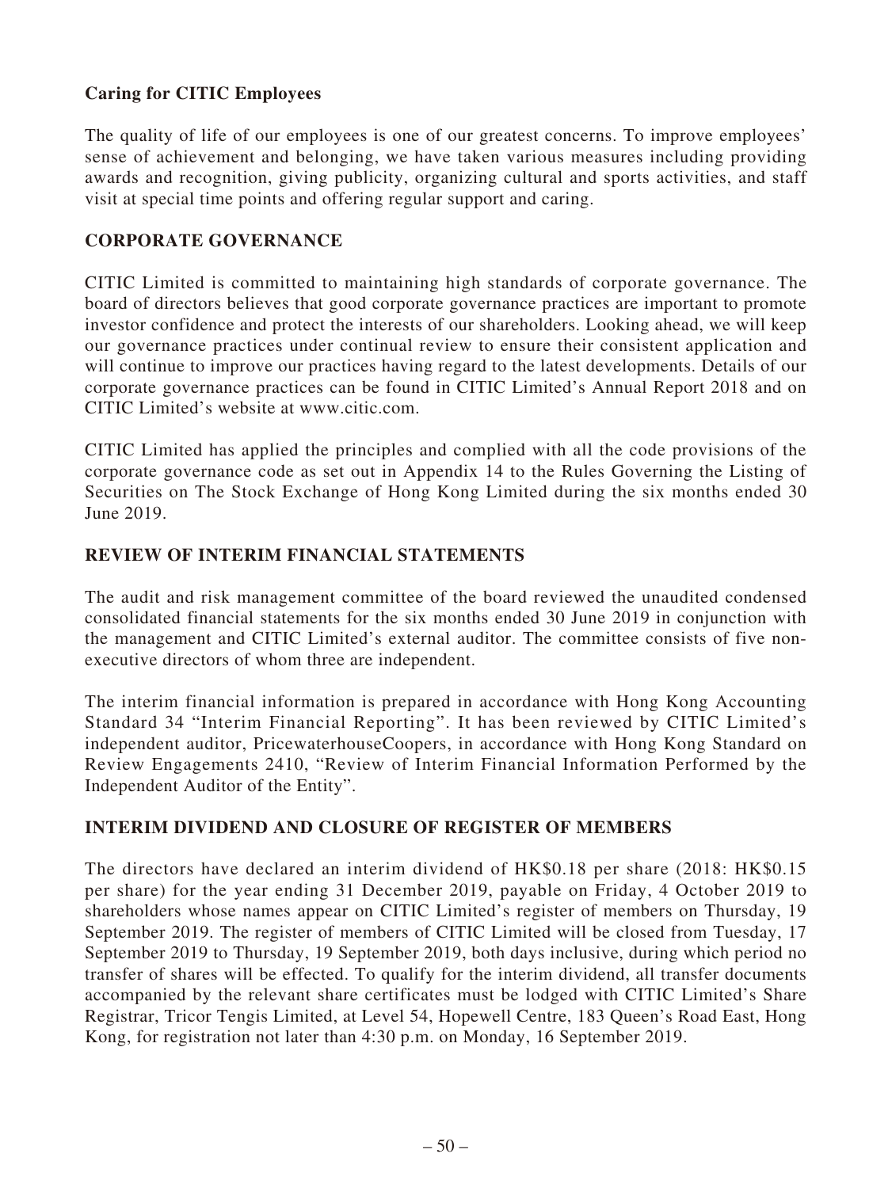### Caring for CITIC Employees

The quality of life of our employees is one of our greatest concerns. To improve employees' sense of achievement and belonging, we have taken various measures including providing awards and recognition, giving publicity, organizing cultural and sports activities, and staff visit at special time points and offering regular support and caring.

## CORPORATE GOVERNANCE

CITIC Limited is committed to maintaining high standards of corporate governance. The board of directors believes that good corporate governance practices are important to promote investor confidence and protect the interests of our shareholders. Looking ahead, we will keep our governance practices under continual review to ensure their consistent application and will continue to improve our practices having regard to the latest developments. Details of our corporate governance practices can be found in CITIC Limited's Annual Report 2018 and on CITIC Limited's website at www.citic.com.

CITIC Limited has applied the principles and complied with all the code provisions of the corporate governance code as set out in Appendix 14 to the Rules Governing the Listing of Securities on The Stock Exchange of Hong Kong Limited during the six months ended 30 June 2019.

## REVIEW OF INTERIM FINANCIAL STATEMENTS

The audit and risk management committee of the board reviewed the unaudited condensed consolidated financial statements for the six months ended 30 June 2019 in conjunction with the management and CITIC Limited's external auditor. The committee consists of five non-executive directors of whom three are independent.

The interim financial information is prepared in accordance with Hong Kong Accounting Standard 34 "Interim Financial Reporting". It has been reviewed by CITIC Limited's independent auditor, PricewaterhouseCoopers, in accordance with Hong Kong Standard on Review Engagements 2410, "Review of Interim Financial Information Performed by the Independent Auditor of the Entity".

## INTERIM DIVIDEND AND CLOSURE OF REGISTER OF MEMBERS

The directors have declared an interim dividend of HK$0.18 per share (2018: HK$0.15 per share) for the year ending 31 December 2019, payable on Friday, 4 October 2019 to shareholders whose names appear on CITIC Limited's register of members on Thursday, 19 September 2019. The register of members of CITIC Limited will be closed from Tuesday, 17 September 2019 to Thursday, 19 September 2019, both days inclusive, during which period no transfer of shares will be effected. To qualify for the interim dividend, all transfer documents accompanied by the relevant share certificates must be lodged with CITIC Limited's Share Registrar, Tricor Tengis Limited, at Level 54, Hopewell Centre, 183 Queen's Road East, Hong Kong, for registration not later than 4:30 p.m. on Monday, 16 September 2019.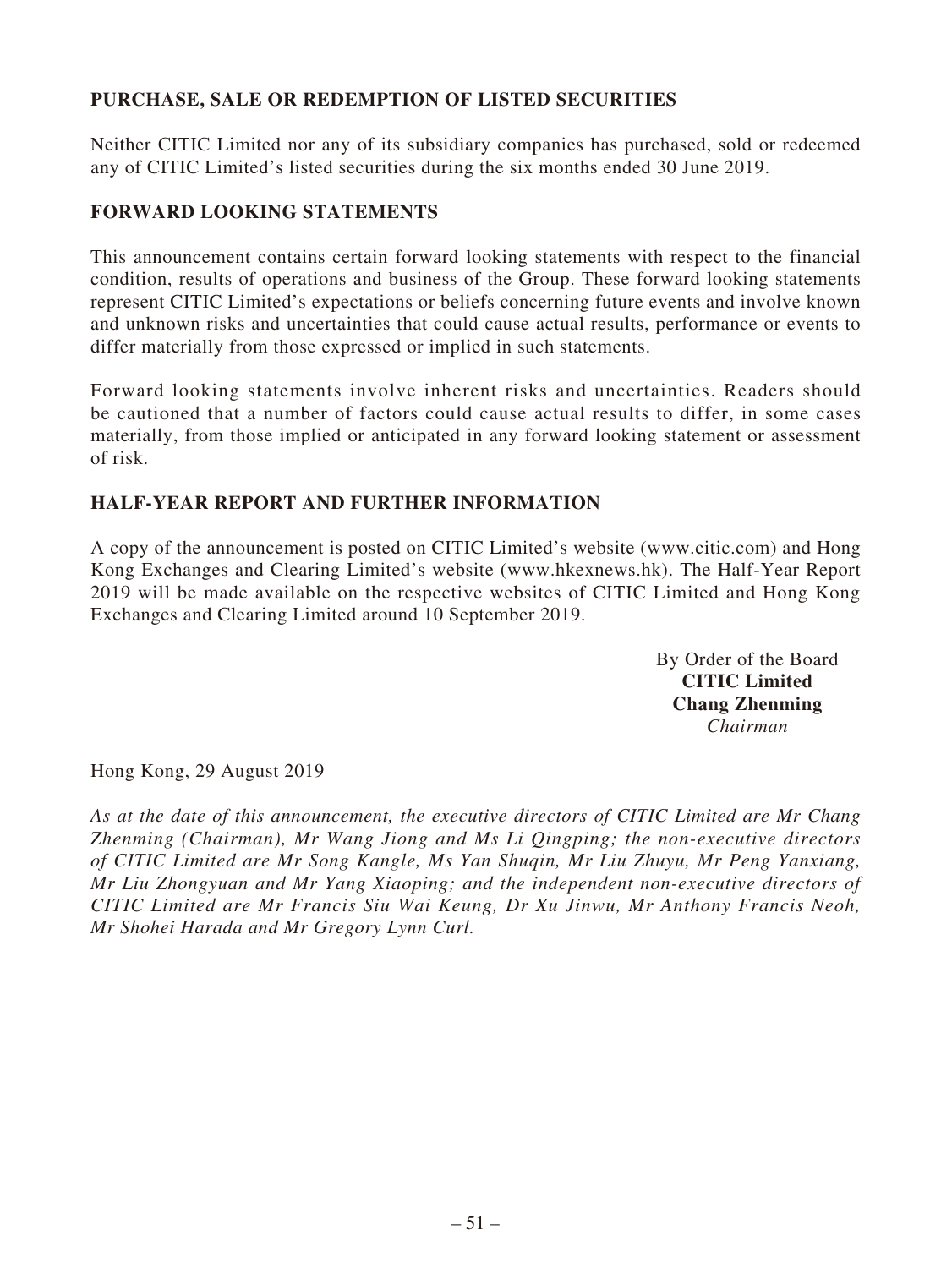## PURCHASE, SALE OR REDEMPTION OF LISTED SECURITIES

Neither CITIC Limited nor any of its subsidiary companies has purchased, sold or redeemed any of CITIC Limited's listed securities during the six months ended 30 June 2019.

## FORWARD LOOKING STATEMENTS

This announcement contains certain forward looking statements with respect to the financial condition, results of operations and business of the Group. These forward looking statements represent CITIC Limited's expectations or beliefs concerning future events and involve known and unknown risks and uncertainties that could cause actual results, performance or events to differ materially from those expressed or implied in such statements.

Forward looking statements involve inherent risks and uncertainties. Readers should be cautioned that a number of factors could cause actual results to differ, in some cases materially, from those implied or anticipated in any forward looking statement or assessment of risk.

## HALF-YEAR REPORT AND FURTHER INFORMATION

A copy of the announcement is posted on CITIC Limited's website (www.citic.com) and Hong Kong Exchanges and Clearing Limited's website (www.hkexnews.hk). The Half-Year Report 2019 will be made available on the respective websites of CITIC Limited and Hong Kong Exchanges and Clearing Limited around 10 September 2019.

By Order of the Board
**CITIC Limited**
**Chang Zhenming**
*Chairman*

Hong Kong, 29 August 2019

*As at the date of this announcement, the executive directors of CITIC Limited are Mr Chang Zhenming (Chairman), Mr Wang Jiong and Ms Li Qingping; the non-executive directors of CITIC Limited are Mr Song Kangle, Ms Yan Shuqin, Mr Liu Zhuyu, Mr Peng Yanxiang, Mr Liu Zhongyuan and Mr Yang Xiaoping; and the independent non-executive directors of CITIC Limited are Mr Francis Siu Wai Keung, Dr Xu Jinwu, Mr Anthony Francis Neoh, Mr Shohei Harada and Mr Gregory Lynn Curl.*